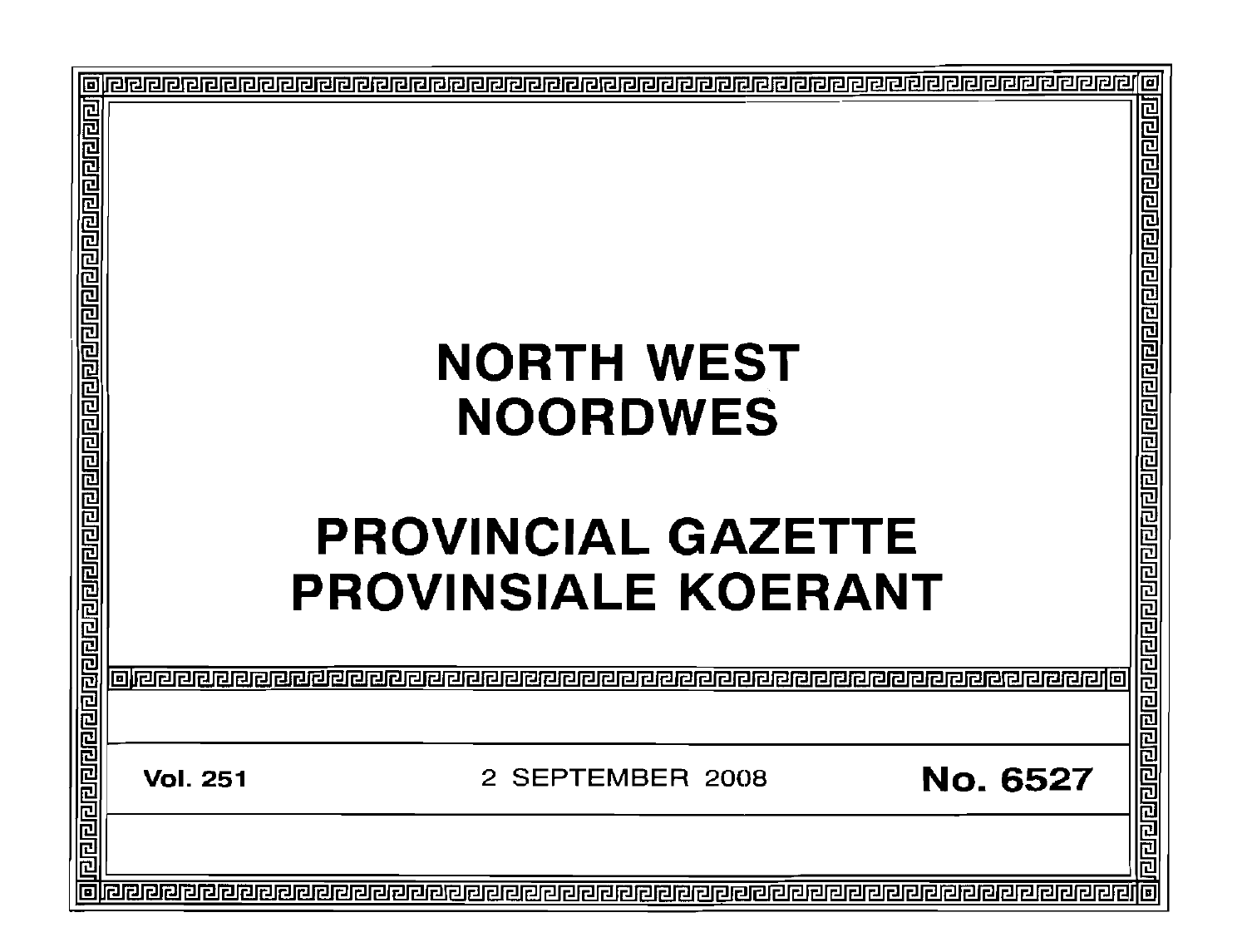# NORTH WEST
# NOORDWES

# PROVINCIAL GAZETTE
# PROVINSIALE KOERANT

**Vol. 251** 2 SEPTEMBER 2008 **No. 6527**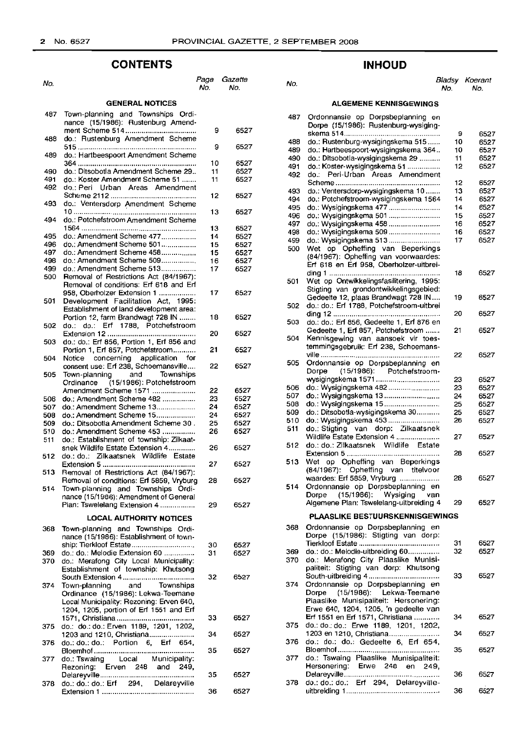## CONTENTS

| No. | | Page No. | Gazette No. |
|---|---|---|---|
| | **GENERAL NOTICES** | | |
| 487 | Town-planning and Townships Ordinance (15/1986): Rustenburg Amendment Scheme 514 | 9 | 6527 |
| 488 | do.: Rustenburg Amendment Scheme 515 | 9 | 6527 |
| 489 | do.: Hartbeespoort Amendment Scheme 364 | 10 | 6527 |
| 490 | do.: Ditsobotla Amendment Scheme 29 | 11 | 6527 |
| 491 | do.: Koster Amendment Scheme 51 | 11 | 6527 |
| 492 | do.: Peri Urban Areas Amendment Scheme 2112 | 12 | 6527 |
| 493 | do.: Ventersdorp Amendment Scheme 10 | 13 | 6527 |
| 494 | do.: Potchefstroom Amendment Scheme 1564 | 13 | 6527 |
| 495 | do.: Amendment Scheme 477 | 14 | 6527 |
| 496 | do.: Amendment Scheme 501 | 15 | 6527 |
| 497 | do.: Amendment Scheme 458 | 15 | 6527 |
| 498 | do.: Amendment Scheme 509 | 16 | 6527 |
| 499 | do.: Amendment Scheme 513 | 17 | 6527 |
| 500 | Removal of Restrictions Act (84/1967): Removal of conditions: Erf 618 and Erf 958, Oberholzer Extension 1 | 17 | 6527 |
| 501 | Development Facilitation Act, 1995: Establishment of land development area: Portion 12, farm Brandwagt 728 IN | 18 | 6527 |
| 502 | do.: do.: Erf 1788, Potchefstroom Extension 12 | 20 | 6527 |
| 503 | do.: do.: Erf 856, Portion 1, Erf 856 and Portion 1, Erf 857, Potchefstroom | 21 | 6527 |
| 504 | Notice concerning application for consent use: Erf 238, Schoemansville | 22 | 6527 |
| 505 | Town-planning and Townships Ordinance (15/1986): Potchefstroom Amendment Scheme 1571 | 22 | 6527 |
| 506 | do.: Amendment Scheme 482 | 23 | 6527 |
| 507 | do.: Amendment Scheme 13 | 24 | 6527 |
| 508 | do.: Amendment Scheme 15 | 24 | 6527 |
| 509 | do.: Ditsobotla Amendment Scheme 30 | 25 | 6527 |
| 510 | do.: Amendment Scheme 453 | 26 | 6527 |
| 511 | do.: Establishment of township: Zilkaatsnek Wildlife Estate Extension 4 | 26 | 6527 |
| 512 | do.: do.: Zilkaatsnek Wildlife Estate Extension 5 | 27 | 6527 |
| 513 | Removal of Restrictions Act (84/1967): Removal of conditions: Erf 5859, Vryburg | 28 | 6527 |
| 514 | Town-planning and Townships Ordinance (15/1986): Amendment of General Plan: Tswelelang Extension 4 | 29 | 6527 |
| | **LOCAL AUTHORITY NOTICES** | | |
| 368 | Town-planning and Townships Ordinance (15/1986): Establishment of township: Tierkloof Estate | 30 | 6527 |
| 369 | do.: do.: Melodie Extension 60 | 31 | 6527 |
| 370 | do.: Merafong City Local Municipality: Establishment of township: Khutsong South Extension 4 | 32 | 6527 |
| 374 | Town-planning and Townships Ordinance (15/1986): Lekwa-Teemane Local Municipality: Rezoning: Erven 640, 1204, 1205, portion of Erf 1551 and Erf 1571, Christiana | 33 | 6527 |
| 375 | do.: do.: do.: Erven 1189, 1201, 1202, 1203 and 1210, Christiana | 34 | 6527 |
| 376 | do.: do.: do.: Portion 6, Erf 654, Bloemhof | 35 | 6527 |
| 377 | do.: Tswaing Local Municipality: Rezoning: Erven 248 and 249, Delareyville | 35 | 6527 |
| 378 | do.: do.: do.: Erf 294, Delareyville Extension 1 | 36 | 6527 |

## INHOUD

| No. | | Bladsy No. | Koerant No. |
|---|---|---|---|
| | **ALGEMENE KENNISGEWINGS** | | |
| 487 | Ordonnansie op Dorpsbeplanning en Dorpe (15/1986): Rustenburg-wysigingskema 514 | 9 | 6527 |
| 488 | do.: Rustenburg-wysigingskema 515 | 10 | 6527 |
| 489 | do.: Hartbeespoort-wysigingskema 364 | 10 | 6527 |
| 490 | do.: Ditsobotla-wysigingskema 29 | 11 | 6527 |
| 491 | do.: Koster-wysigingskema 51 | 12 | 6527 |
| 492 | do.: Peri-Urban Areas Amendment Scheme | 12 | 6527 |
| 493 | do.: Ventersdorp-wysigingskema 10 | 13 | 6527 |
| 494 | do.: Potchefstroom-wysigingskema 1564 | 14 | 6527 |
| 495 | do.: Wysigingskema 477 | 14 | 6527 |
| 496 | do.: Wysigingskema 501 | 15 | 6527 |
| 497 | do.: Wysigingskema 458 | 16 | 6527 |
| 498 | do.: Wysigingskema 509 | 16 | 6527 |
| 499 | do.: Wysigingskema 513 | 17 | 6527 |
| 500 | Wet op Opheffing van Beperkings (84/1967): Opheffing van voorwaardes: Erf 618 en Erf 958, Oberholzer-uitbreiding 1 | 18 | 6527 |
| 501 | Wet op Ontwikkelingsfasilitering, 1995: Stigting van grondontwikkelingsgebied: Gedeelte 12, plaas Brandwagt 728 IN | 19 | 6527 |
| 502 | do.: do.: Erf 1788, Potchefstroom-uitbreiding 12 | 20 | 6527 |
| 503 | do.: do.: Erf 856, Gedeelte 1, Erf 876 en Gedeelte 1, Erf 857, Potchefstroom | 21 | 6527 |
| 504 | Kennisgewing van aansoek vir toestemmingsgebruik: Erf 238, Schoemansville | 22 | 6527 |
| 505 | Ordonnansie op Dorpsbeplanning en Dorpe (15/1986): Potchefstroom-wysigingskema 1571 | 23 | 6527 |
| 506 | do.: Wysigingskema 482 | 23 | 6527 |
| 507 | do.: Wysigingskema 13 | 24 | 6527 |
| 508 | do.: Wysigingskema 15 | 25 | 6527 |
| 509 | do.: Ditsobotla-wysigingskema 30 | 25 | 6527 |
| 510 | do.: Wysigingskema 453 | 26 | 6527 |
| 511 | do.: Stigting van dorp: Zilkaatsnek Wildlife Estate Extension 4 | 27 | 6527 |
| 512 | do.: do.: Zilkaatsnek Wildlife Estate Extension 5 | 28 | 6527 |
| 513 | Wet op Opheffing van Beperkings (84/1967): Opheffing van titelvoorwaardes: Erf 5859, Vryburg | 28 | 6527 |
| 514 | Ordonnansie op Dorpsbeplanning en Dorpe (15/1986): Wysiging van Algemene Plan: Tswelelang-uitbreiding 4 | 29 | 6527 |
| | **PLAASLIKE BESTUURSKENNISGEWINGS** | | |
| 368 | Ordonnansie op Dorpsbeplanning en Dorpe (15/1986): Stigting van dorp: Tierkloof Estate | 31 | 6527 |
| 369 | do.: do.: Melodie-uitbreiding 60 | 32 | 6527 |
| 370 | do.: Merafong City Plaaslike Munisipaliteit: Stigting van dorp: Khutsong South-uitbreiding 4 | 33 | 6527 |
| 374 | Ordonnansie op Dorpsbeplanning en Dorpe (15/1986): Lekwa-Teemane Plaaslike Munisipaliteit: Hersonering: Erwe 640, 1204, 1205, 'n gedeelte van Erf 1551 en Erf 1571, Christiana | 34 | 6527 |
| 375 | do.: do.: do.: Erwe 1189, 1201, 1202, 1203 en 1210, Christiana | 34 | 6527 |
| 376 | do.: do.: do.: Gedeelte 6, Erf 654, Bloemhof | 35 | 6527 |
| 377 | do.: Tswaing Plaaslike Munisipaliteit: Hersonering: Erwe 248 en 249, Delareyville | 36 | 6527 |
| 378 | do.: do.: do.: Erf 294, Delareyville-uitbreiding 1 | 36 | 6527 |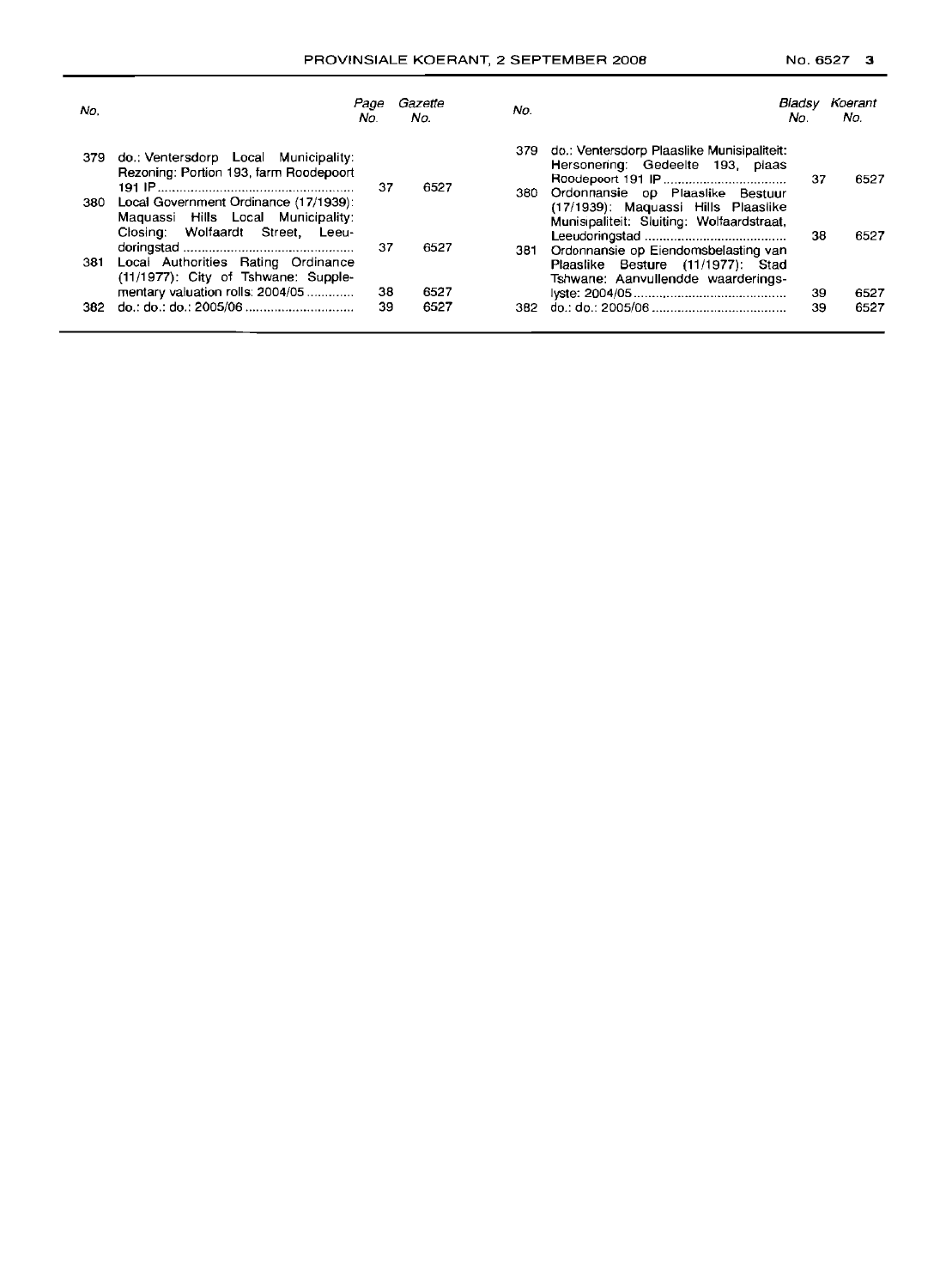| No. | | Page No. | Gazette No. |
|---|---|---|---|
| 379 | do.: Ventersdorp Local Municipality: Rezoning: Portion 193, farm Roodepoort 191 IP | 37 | 6527 |
| 380 | Local Government Ordinance (17/1939): Maquassi Hills Local Municipality: Closing: Wolfaardt Street, Leeudoringstad | 37 | 6527 |
| 381 | Local Authorities Rating Ordinance (11/1977): City of Tshwane: Supplementary valuation rolls: 2004/05 | 38 | 6527 |
| 382 | do.: do.: do.: 2005/06 | 39 | 6527 |

| No. | | Bladsy No. | Koerant No. |
|---|---|---|---|
| 379 | do.: Ventersdorp Plaaslike Munisipaliteit: Hersonering: Gedeelte 193, plaas Roodepoort 191 IP | 37 | 6527 |
| 380 | Ordonnansie op Plaaslike Bestuur (17/1939): Maquassi Hills Plaaslike Munisipaliteit: Sluiting: Wolfaardstraat, Leeudoringstad | 38 | 6527 |
| 381 | Ordonnansie op Eiendomsbelasting van Plaaslike Besture (11/1977): Stad Tshwane: Aanvullendde waarderingslyste: 2004/05 | 39 | 6527 |
| 382 | do.: do.: 2005/06 | 39 | 6527 |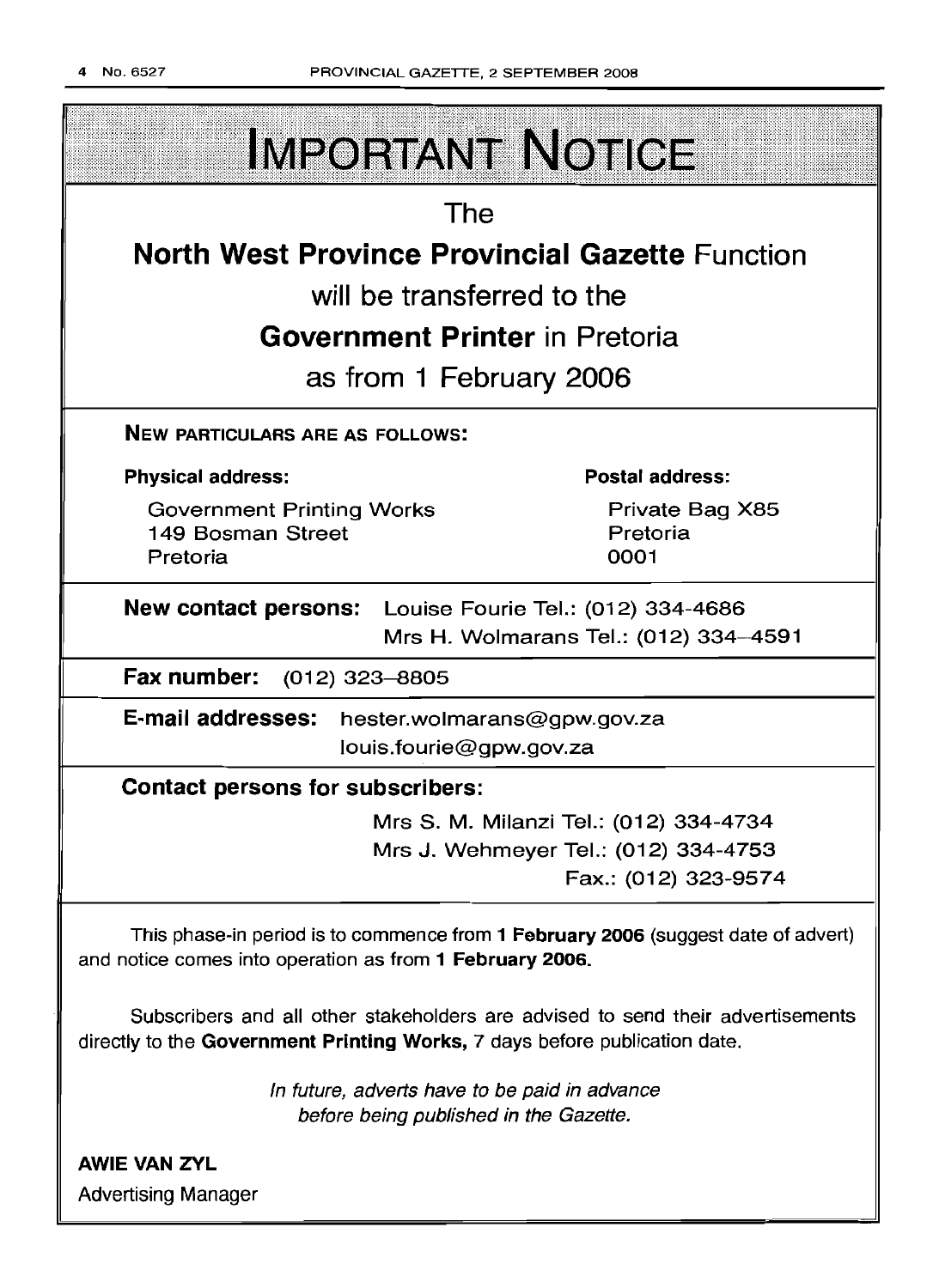# IMPORTANT NOTICE

The

**North West Province Provincial Gazette** Function

will be transferred to the

**Government Printer** in Pretoria

as from 1 February 2006

**NEW PARTICULARS ARE AS FOLLOWS:**

**Physical address:**

Government Printing Works
149 Bosman Street
Pretoria

**Postal address:**

Private Bag X85
Pretoria
0001

**New contact persons:** Louise Fourie Tel.: (012) 334-4686
Mrs H. Wolmarans Tel.: (012) 334-4591

**Fax number:** (012) 323-8805

**E-mail addresses:** hester.wolmarans@gpw.gov.za
louis.fourie@gpw.gov.za

**Contact persons for subscribers:**

Mrs S. M. Milanzi Tel.: (012) 334-4734
Mrs J. Wehmeyer Tel.: (012) 334-4753
Fax.: (012) 323-9574

This phase-in period is to commence from **1 February 2006** (suggest date of advert) and notice comes into operation as from **1 February 2006.**

Subscribers and all other stakeholders are advised to send their advertisements directly to the **Government Printing Works,** 7 days before publication date.

*In future, adverts have to be paid in advance before being published in the Gazette.*

**AWIE VAN ZYL**
Advertising Manager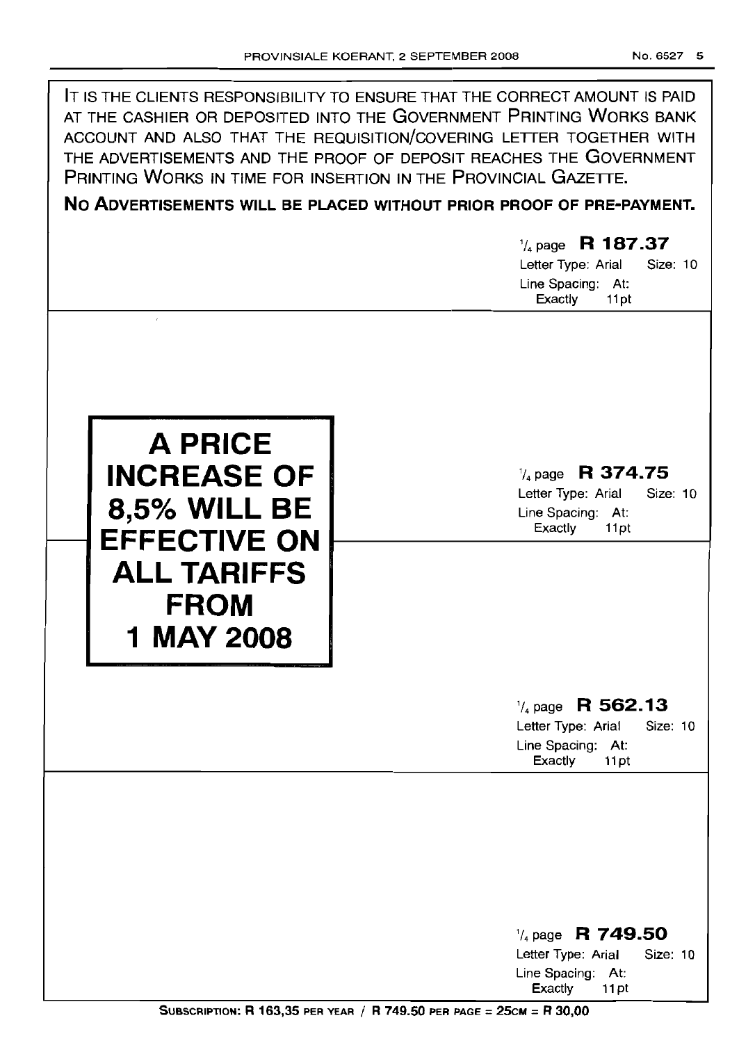IT IS THE CLIENTS RESPONSIBILITY TO ENSURE THAT THE CORRECT AMOUNT IS PAID AT THE CASHIER OR DEPOSITED INTO THE GOVERNMENT PRINTING WORKS BANK ACCOUNT AND ALSO THAT THE REQUISITION/COVERING LETTER TOGETHER WITH THE ADVERTISEMENTS AND THE PROOF OF DEPOSIT REACHES THE GOVERNMENT PRINTING WORKS IN TIME FOR INSERTION IN THE PROVINCIAL GAZETTE.

**NO ADVERTISEMENTS WILL BE PLACED WITHOUT PRIOR PROOF OF PRE-PAYMENT.**

$^1/_4$ page **R 187.37**
Letter Type: Arial Size: 10
Line Spacing: At: Exactly 11pt

**A PRICE INCREASE OF 8,5% WILL BE EFFECTIVE ON ALL TARIFFS FROM 1 MAY 2008**

$^1/_4$ page **R 374.75**
Letter Type: Arial Size: 10
Line Spacing: At: Exactly 11pt

$^1/_4$ page **R 562.13**
Letter Type: Arial Size: 10
Line Spacing: At: Exactly 11pt

$^1/_4$ page **R 749.50**
Letter Type: Arial Size: 10
Line Spacing: At: Exactly 11pt

**SUBSCRIPTION: R 163,35 PER YEAR / R 749.50 PER PAGE = 25CM = R 30,00**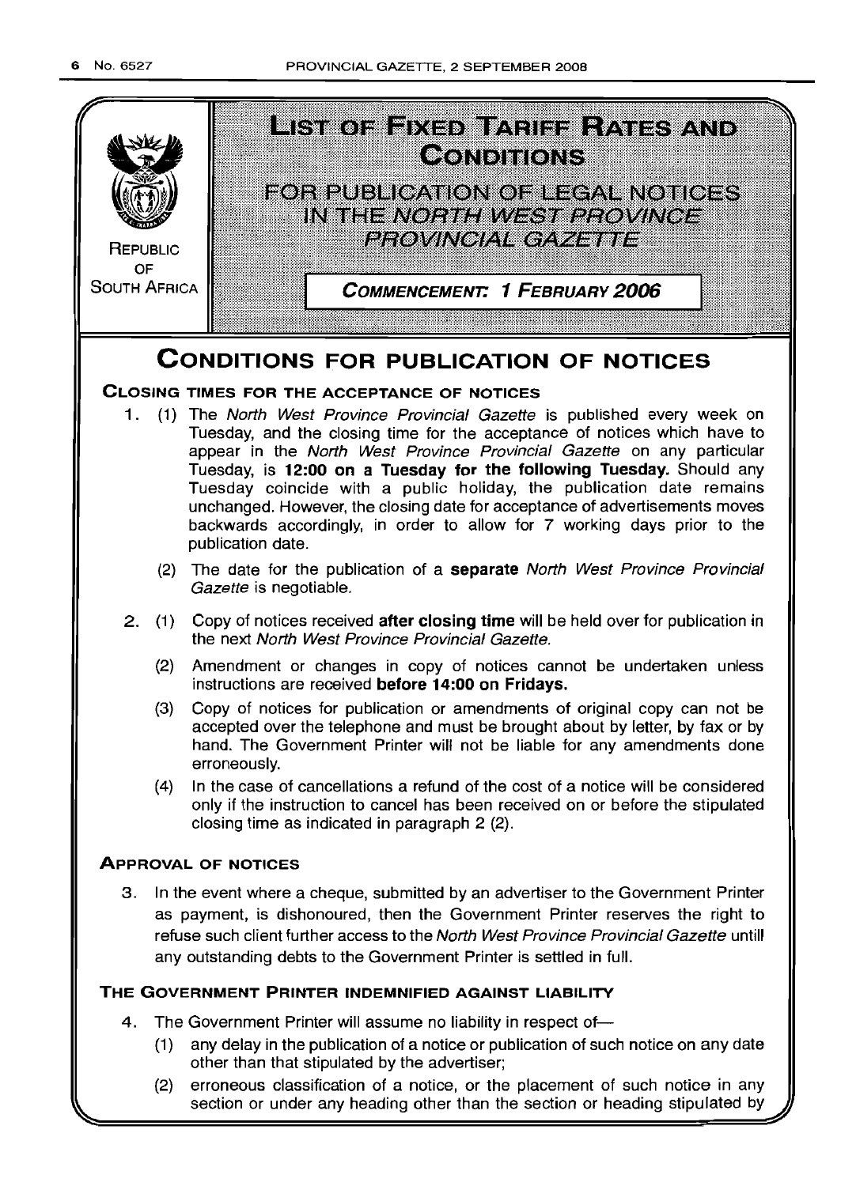REPUBLIC OF SOUTH AFRICA

# LIST OF FIXED TARIFF RATES AND CONDITIONS

## FOR PUBLICATION OF LEGAL NOTICES IN THE *NORTH WEST PROVINCE PROVINCIAL GAZETTE*

**COMMENCEMENT: 1 FEBRUARY 2006**

# CONDITIONS FOR PUBLICATION OF NOTICES

### CLOSING TIMES FOR THE ACCEPTANCE OF NOTICES

1. (1) The *North West Province Provincial Gazette* is published every week on Tuesday, and the closing time for the acceptance of notices which have to appear in the *North West Province Provincial Gazette* on any particular Tuesday, is **12:00 on a Tuesday for the following Tuesday.** Should any Tuesday coincide with a public holiday, the publication date remains unchanged. However, the closing date for acceptance of advertisements moves backwards accordingly, in order to allow for 7 working days prior to the publication date.

   (2) The date for the publication of a **separate** *North West Province Provincial Gazette* is negotiable.

2. (1) Copy of notices received **after closing time** will be held over for publication in the next *North West Province Provincial Gazette.*

   (2) Amendment or changes in copy of notices cannot be undertaken unless instructions are received **before 14:00 on Fridays.**

   (3) Copy of notices for publication or amendments of original copy can not be accepted over the telephone and must be brought about by letter, by fax or by hand. The Government Printer will not be liable for any amendments done erroneously.

   (4) In the case of cancellations a refund of the cost of a notice will be considered only if the instruction to cancel has been received on or before the stipulated closing time as indicated in paragraph 2 (2).

### APPROVAL OF NOTICES

3. In the event where a cheque, submitted by an advertiser to the Government Printer as payment, is dishonoured, then the Government Printer reserves the right to refuse such client further access to the *North West Province Provincial Gazette* untill any outstanding debts to the Government Printer is settled in full.

### THE GOVERNMENT PRINTER INDEMNIFIED AGAINST LIABILITY

4. The Government Printer will assume no liability in respect of—

   (1) any delay in the publication of a notice or publication of such notice on any date other than that stipulated by the advertiser;

   (2) erroneous classification of a notice, or the placement of such notice in any section or under any heading other than the section or heading stipulated by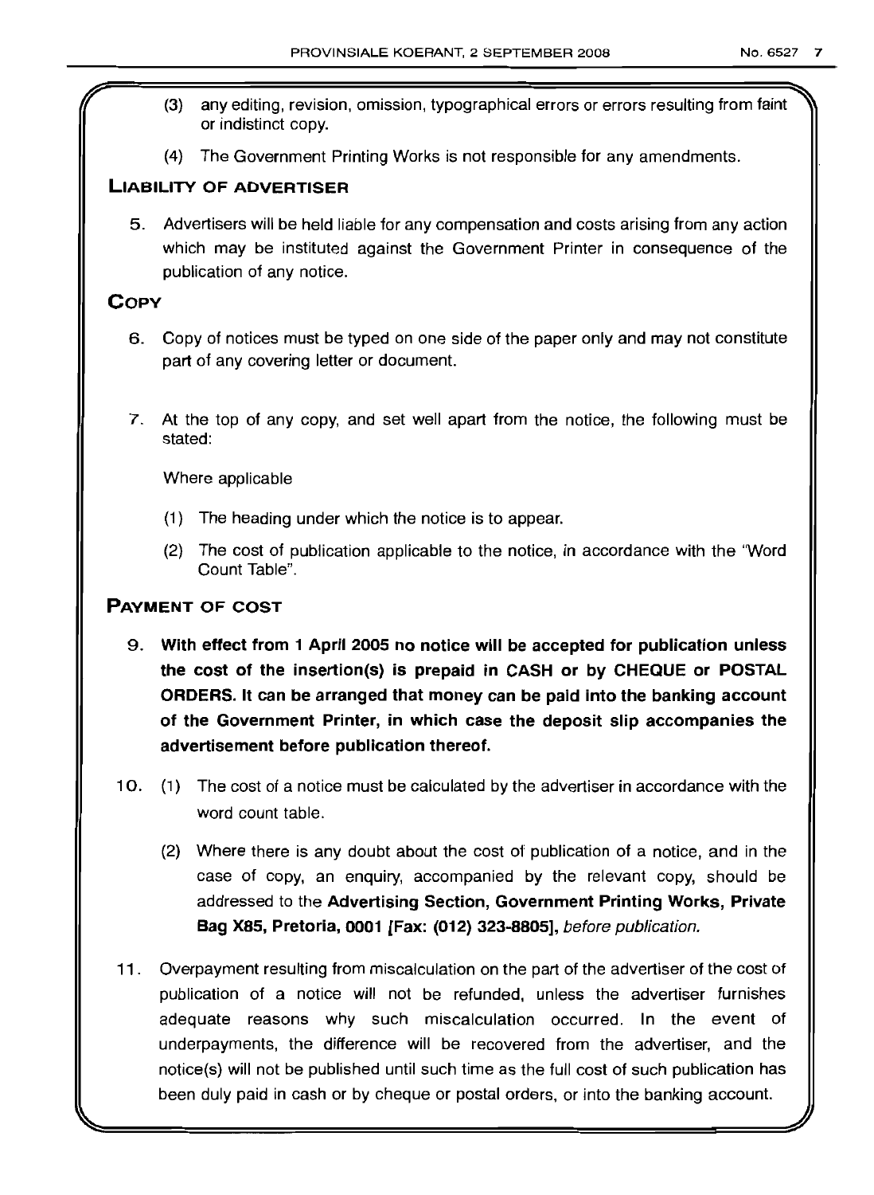(3) any editing, revision, omission, typographical errors or errors resulting from faint or indistinct copy.

(4) The Government Printing Works is not responsible for any amendments.

## LIABILITY OF ADVERTISER

5. Advertisers will be held liable for any compensation and costs arising from any action which may be instituted against the Government Printer in consequence of the publication of any notice.

## COPY

6. Copy of notices must be typed on one side of the paper only and may not constitute part of any covering letter or document.

7. At the top of any copy, and set well apart from the notice, the following must be stated:

   Where applicable

   (1) The heading under which the notice is to appear.

   (2) The cost of publication applicable to the notice, in accordance with the "Word Count Table".

## PAYMENT OF COST

9. **With effect from 1 April 2005 no notice will be accepted for publication unless the cost of the insertion(s) is prepaid in CASH or by CHEQUE or POSTAL ORDERS. It can be arranged that money can be paid into the banking account of the Government Printer, in which case the deposit slip accompanies the advertisement before publication thereof.**

10. (1) The cost of a notice must be calculated by the advertiser in accordance with the word count table.

    (2) Where there is any doubt about the cost of publication of a notice, and in the case of copy, an enquiry, accompanied by the relevant copy, should be addressed to the **Advertising Section, Government Printing Works, Private Bag X85, Pretoria, 0001 [Fax: (012) 323-8805],** *before publication.*

11. Overpayment resulting from miscalculation on the part of the advertiser of the cost of publication of a notice will not be refunded, unless the advertiser furnishes adequate reasons why such miscalculation occurred. In the event of underpayments, the difference will be recovered from the advertiser, and the notice(s) will not be published until such time as the full cost of such publication has been duly paid in cash or by cheque or postal orders, or into the banking account.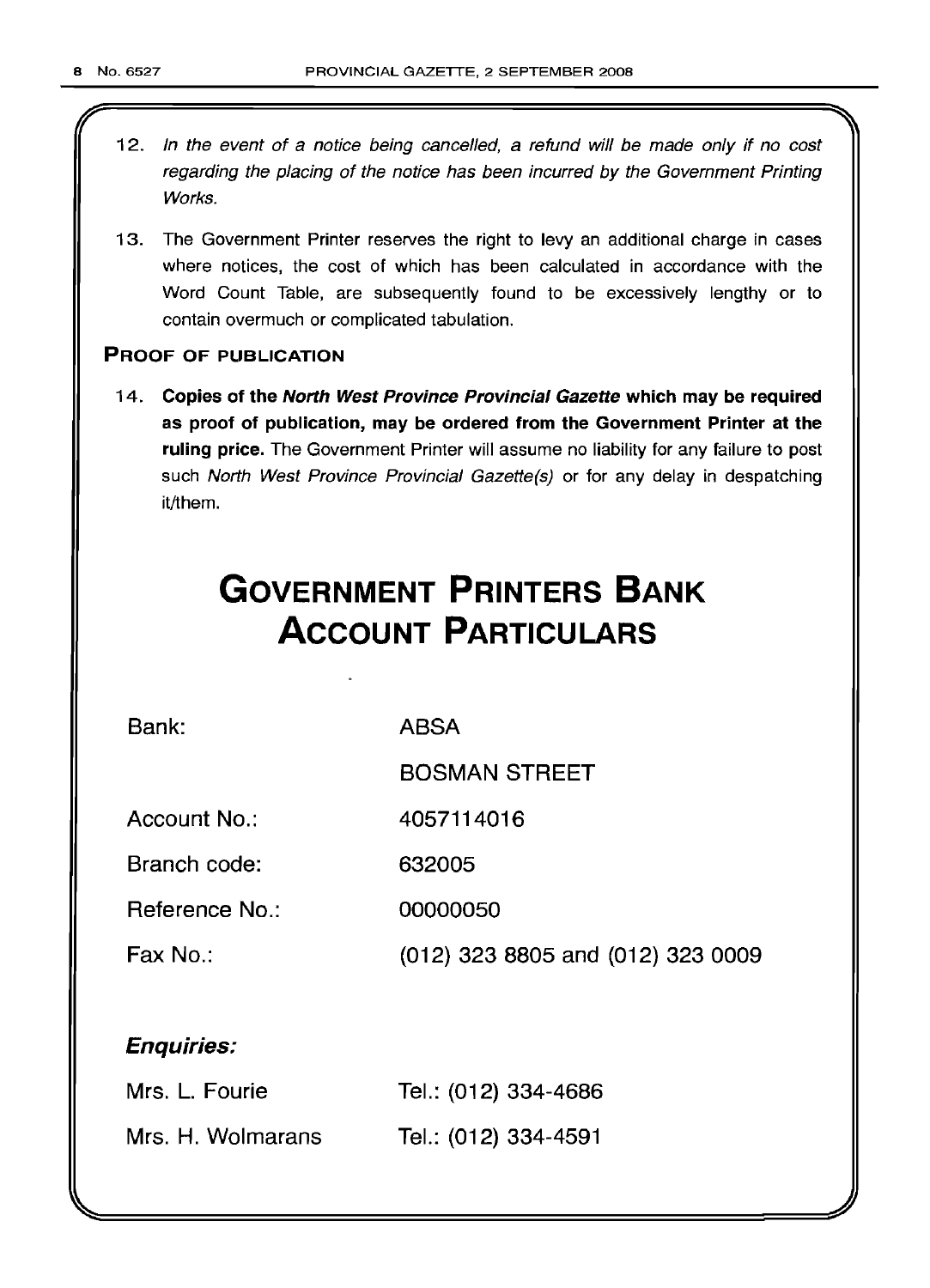12. *In the event of a notice being cancelled, a refund will be made only if no cost regarding the placing of the notice has been incurred by the Government Printing Works.*

13. The Government Printer reserves the right to levy an additional charge in cases where notices, the cost of which has been calculated in accordance with the Word Count Table, are subsequently found to be excessively lengthy or to contain overmuch or complicated tabulation.

**PROOF OF PUBLICATION**

14. **Copies of the *North West Province Provincial Gazette* which may be required as proof of publication, may be ordered from the Government Printer at the ruling price.** The Government Printer will assume no liability for any failure to post such *North West Province Provincial Gazette(s)* or for any delay in despatching it/them.

# GOVERNMENT PRINTERS BANK ACCOUNT PARTICULARS

| | |
|---|---|
| Bank: | ABSA |
| | BOSMAN STREET |
| Account No.: | 4057114016 |
| Branch code: | 632005 |
| Reference No.: | 00000050 |
| Fax No.: | (012) 323 8805 and (012) 323 0009 |

***Enquiries:***

| | |
|---|---|
| Mrs. L. Fourie | Tel.: (012) 334-4686 |
| Mrs. H. Wolmarans | Tel.: (012) 334-4591 |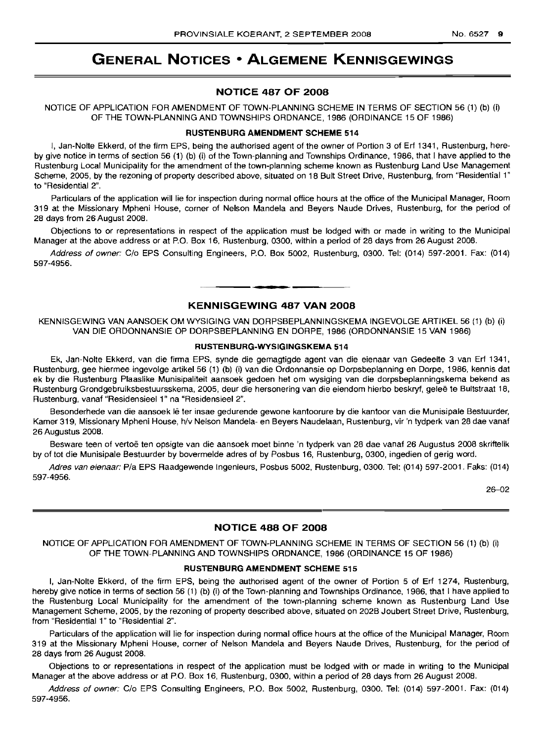# GENERAL NOTICES • ALGEMENE KENNISGEWINGS

## NOTICE 487 OF 2008

NOTICE OF APPLICATION FOR AMENDMENT OF TOWN-PLANNING SCHEME IN TERMS OF SECTION 56 (1) (b) (i) OF THE TOWN-PLANNING AND TOWNSHIPS ORDNANCE, 1986 (ORDINANCE 15 OF 1986)

### RUSTENBURG AMENDMENT SCHEME 514

I, Jan-Nolte Ekkerd, of the firm EPS, being the authorised agent of the owner of Portion 3 of Erf 1341, Rustenburg, hereby give notice in terms of section 56 (1) (b) (i) of the Town-planning and Townships Ordinance, 1986, that I have applied to the Rustenburg Local Municipality for the amendment of the town-planning scheme known as Rustenburg Land Use Management Scheme, 2005, by the rezoning of property described above, situated on 18 Bult Street Drive, Rustenburg, from "Residential 1" to "Residential 2".

Particulars of the application will lie for inspection during normal office hours at the office of the Municipal Manager, Room 319 at the Missionary Mpheni House, corner of Nelson Mandela and Beyers Naude Drives, Rustenburg, for the period of 28 days from 26 August 2008.

Objections to or representations in respect of the application must be lodged with or made in writing to the Municipal Manager at the above address or at P.O. Box 16, Rustenburg, 0300, within a period of 28 days from 26 August 2008.

*Address of owner:* C/o EPS Consulting Engineers, P.O. Box 5002, Rustenburg, 0300. Tel: (014) 597-2001. Fax: (014) 597-4956.

---

## KENNISGEWING 487 VAN 2008

KENNISGEWING VAN AANSOEK OM WYSIGING VAN DORPSBEPLANNINGSKEMA INGEVOLGE ARTIKEL 56 (1) (b) (i) VAN DIE ORDONNANSIE OP DORPSBEPLANNING EN DORPE, 1986 (ORDONNANSIE 15 VAN 1986)

### RUSTENBURG-WYSIGINGSKEMA 514

Ek, Jan-Nolte Ekkerd, van die firma EPS, synde die gemagtigde agent van die eienaar van Gedeelte 3 van Erf 1341, Rustenburg, gee hiermee ingevolge artikel 56 (1) (b) (i) van die Ordonnansie op Dorpsbeplanning en Dorpe, 1986, kennis dat ek by die Rustenburg Plaaslike Munisipaliteit aansoek gedoen het om wysiging van die dorpsbeplanningskema bekend as Rustenburg Grondgebruiksbestuursskema, 2005, deur die hersonering van die eiendom hierbo beskryf, geleë te Bultstraat 18, Rustenburg, vanaf "Residensieel 1" na "Residensieel 2".

Besonderhede van die aansoek lê ter insae gedurende gewone kantoorure by die kantoor van die Munisipale Bestuurder, Kamer 319, Missionary Mpheni House, h/v Nelson Mandela- en Beyers Naudelaan, Rustenburg, vir 'n tydperk van 28 dae vanaf 26 Augustus 2008.

Besware teen of vertoë ten opsigte van die aansoek moet binne 'n tydperk van 28 dae vanaf 26 Augustus 2008 skriftelik by of tot die Munisipale Bestuurder by bovermelde adres of by Posbus 16, Rustenburg, 0300, ingedien of gerig word.

*Adres van eienaar:* P/a EPS Raadgewende Ingenieurs, Posbus 5002, Rustenburg, 0300. Tel: (014) 597-2001. Faks: (014) 597-4956.

26–02

---

## NOTICE 488 OF 2008

NOTICE OF APPLICATION FOR AMENDMENT OF TOWN-PLANNING SCHEME IN TERMS OF SECTION 56 (1) (b) (i) OF THE TOWN-PLANNING AND TOWNSHIPS ORDNANCE, 1986 (ORDINANCE 15 OF 1986)

### RUSTENBURG AMENDMENT SCHEME 515

I, Jan-Nolte Ekkerd, of the firm EPS, being the authorised agent of the owner of Portion 5 of Erf 1274, Rustenburg, hereby give notice in terms of section 56 (1) (b) (i) of the Town-planning and Townships Ordinance, 1986, that I have applied to the Rustenburg Local Municipality for the amendment of the town-planning scheme known as Rustenburg Land Use Management Scheme, 2005, by the rezoning of property described above, situated on 202B Joubert Street Drive, Rustenburg, from "Residential 1" to "Residential 2".

Particulars of the application will lie for inspection during normal office hours at the office of the Municipal Manager, Room 319 at the Missionary Mpheni House, corner of Nelson Mandela and Beyers Naude Drives, Rustenburg, for the period of 28 days from 26 August 2008.

Objections to or representations in respect of the application must be lodged with or made in writing to the Municipal Manager at the above address or at P.O. Box 16, Rustenburg, 0300, within a period of 28 days from 26 August 2008.

*Address of owner:* C/o EPS Consulting Engineers, P.O. Box 5002, Rustenburg, 0300. Tel: (014) 597-2001. Fax: (014) 597-4956.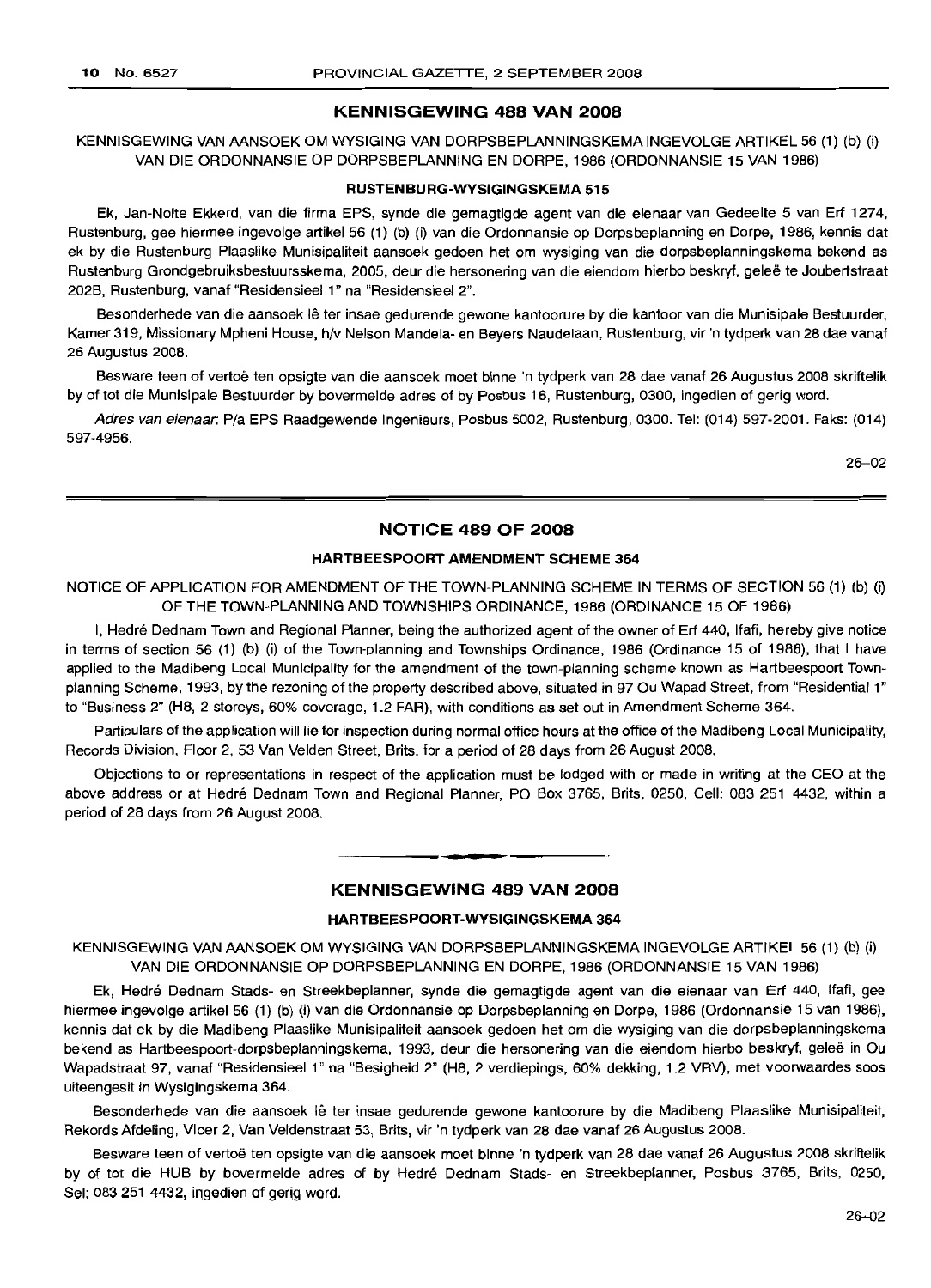## KENNISGEWING 488 VAN 2008

KENNISGEWING VAN AANSOEK OM WYSIGING VAN DORPSBEPLANNINGSKEMA INGEVOLGE ARTIKEL 56 (1) (b) (i) VAN DIE ORDONNANSIE OP DORPSBEPLANNING EN DORPE, 1986 (ORDONNANSIE 15 VAN 1986)

### RUSTENBURG-WYSIGINGSKEMA 515

Ek, Jan-Nolte Ekkerd, van die firma EPS, synde die gemagtigde agent van die eienaar van Gedeelte 5 van Erf 1274, Rustenburg, gee hiermee ingevolge artikel 56 (1) (b) (i) van die Ordonnansie op Dorpsbeplanning en Dorpe, 1986, kennis dat ek by die Rustenburg Plaaslike Munisipaliteit aansoek gedoen het om wysiging van die dorpsbeplanningskema bekend as Rustenburg Grondgebruiksbestuursskema, 2005, deur die hersonering van die eiendom hierbo beskryf, geleë te Joubertstraat 202B, Rustenburg, vanaf "Residensieel 1" na "Residensieel 2".

Besonderhede van die aansoek lê ter insae gedurende gewone kantoorure by die kantoor van die Munisipale Bestuurder, Kamer 319, Missionary Mpheni House, h/v Nelson Mandela- en Beyers Naudelaan, Rustenburg, vir 'n tydperk van 28 dae vanaf 26 Augustus 2008.

Besware teen of vertoë ten opsigte van die aansoek moet binne 'n tydperk van 28 dae vanaf 26 Augustus 2008 skriftelik by of tot die Munisipale Bestuurder by bovermelde adres of by Posbus 16, Rustenburg, 0300, ingedien of gerig word.

*Adres van eienaar:* P/a EPS Raadgewende Ingenieurs, Posbus 5002, Rustenburg, 0300. Tel: (014) 597-2001. Faks: (014) 597-4956.

26–02

## NOTICE 489 OF 2008

### HARTBEESPOORT AMENDMENT SCHEME 364

NOTICE OF APPLICATION FOR AMENDMENT OF THE TOWN-PLANNING SCHEME IN TERMS OF SECTION 56 (1) (b) (i) OF THE TOWN-PLANNING AND TOWNSHIPS ORDINANCE, 1986 (ORDINANCE 15 OF 1986)

I, Hedré Dednam Town and Regional Planner, being the authorized agent of the owner of Erf 440, Ifafi, hereby give notice in terms of section 56 (1) (b) (i) of the Town-planning and Townships Ordinance, 1986 (Ordinance 15 of 1986), that I have applied to the Madibeng Local Municipality for the amendment of the town-planning scheme known as Hartbeespoort Town-planning Scheme, 1993, by the rezoning of the property described above, situated in 97 Ou Wapad Street, from "Residential 1" to "Business 2" (H8, 2 storeys, 60% coverage, 1.2 FAR), with conditions as set out in Amendment Scheme 364.

Particulars of the application will lie for inspection during normal office hours at the office of the Madibeng Local Municipality, Records Division, Floor 2, 53 Van Velden Street, Brits, for a period of 28 days from 26 August 2008.

Objections to or representations in respect of the application must be lodged with or made in writing at the CEO at the above address or at Hedré Dednam Town and Regional Planner, PO Box 3765, Brits, 0250, Cell: 083 251 4432, within a period of 28 days from 26 August 2008.

## KENNISGEWING 489 VAN 2008

### HARTBEESPOORT-WYSIGINGSKEMA 364

KENNISGEWING VAN AANSOEK OM WYSIGING VAN DORPSBEPLANNINGSKEMA INGEVOLGE ARTIKEL 56 (1) (b) (i) VAN DIE ORDONNANSIE OP DORPSBEPLANNING EN DORPE, 1986 (ORDONNANSIE 15 VAN 1986)

Ek, Hedré Dednam Stads- en Streekbeplanner, synde die gemagtigde agent van die eienaar van Erf 440, Ifafi, gee hiermee ingevolge artikel 56 (1) (b) (i) van die Ordonnansie op Dorpsbeplanning en Dorpe, 1986 (Ordonnansie 15 van 1986), kennis dat ek by die Madibeng Plaaslike Munisipaliteit aansoek gedoen het om die wysiging van die dorpsbeplanningskema bekend as Hartbeespoort-dorpsbeplanningskema, 1993, deur die hersonering van die eiendom hierbo beskryf, geleë in Ou Wapadstraat 97, vanaf "Residensieel 1" na "Besigheid 2" (H8, 2 verdiepings, 60% dekking, 1.2 VRV), met voorwaardes soos uiteengesit in Wysigingskema 364.

Besonderhede van die aansoek lê ter insae gedurende gewone kantoorure by die Madibeng Plaaslike Munisipaliteit, Rekords Afdeling, Vloer 2, Van Veldenstraat 53, Brits, vir 'n tydperk van 28 dae vanaf 26 Augustus 2008.

Besware teen of vertoë ten opsigte van die aansoek moet binne 'n tydperk van 28 dae vanaf 26 Augustus 2008 skriftelik by of tot die HUB by bovermelde adres of by Hedré Dednam Stads- en Streekbeplanner, Posbus 3765, Brits, 0250, Sel: 083 251 4432, ingedien of gerig word.

26–02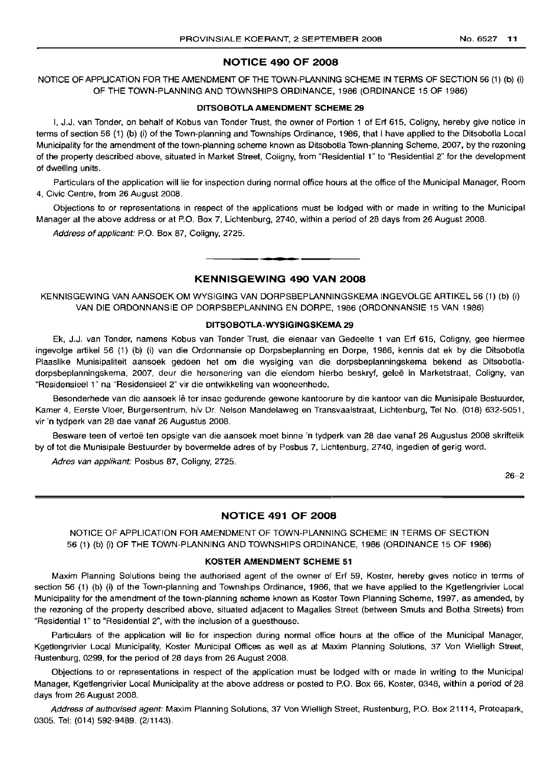## NOTICE 490 OF 2008

NOTICE OF APPLICATION FOR THE AMENDMENT OF THE TOWN-PLANNING SCHEME IN TERMS OF SECTION 56 (1) (b) (i) OF THE TOWN-PLANNING AND TOWNSHIPS ORDINANCE, 1986 (ORDINANCE 15 OF 1986)

### DITSOBOTLA AMENDMENT SCHEME 29

I, J.J. van Tonder, on behalf of Kobus van Tonder Trust, the owner of Portion 1 of Erf 615, Coligny, hereby give notice in terms of section 56 (1) (b) (i) of the Town-planning and Townships Ordinance, 1986, that I have applied to the Ditsobotla Local Municipality for the amendment of the town-planning scheme known as Ditsobotla Town-planning Scheme, 2007, by the rezoning of the property described above, situated in Market Street, Coligny, from "Residential 1" to "Residential 2" for the development of dwelling units.

Particulars of the application will lie for inspection during normal office hours at the office of the Municipal Manager, Room 4, Civic Centre, from 26 August 2008.

Objections to or representations in respect of the applications must be lodged with or made in writing to the Municipal Manager at the above address or at P.O. Box 7, Lichtenburg, 2740, within a period of 28 days from 26 August 2008.

*Address of applicant:* P.O. Box 87, Coligny, 2725.

---

## KENNISGEWING 490 VAN 2008

KENNISGEWING VAN AANSOEK OM WYSIGING VAN DORPSBEPLANNINGSKEMA INGEVOLGE ARTIKEL 56 (1) (b) (i) VAN DIE ORDONNANSIE OP DORPSBEPLANNING EN DORPE, 1986 (ORDONNANSIE 15 VAN 1986)

### DITSOBOTLA-WYSIGINGSKEMA 29

Ek, J.J. van Tonder, namens Kobus van Tonder Trust, die eienaar van Gedeelte 1 van Erf 615, Coligny, gee hiermee ingevolge artikel 56 (1) (b) (i) van die Ordonnansie op Dorpsbeplanning en Dorpe, 1986, kennis dat ek by die Ditsobotla Plaaslike Munisipaliteit aansoek gedoen het om die wysiging van die dorpsbeplanningskema bekend as Ditsobotla-dorpsbeplanningskema, 2007, deur die hersonering van die eiendom hierbo beskryf, geleë in Marketstraat, Coligny, van "Residensieel 1" na "Residensieel 2" vir die ontwikkeling van wooneenhede.

Besonderhede van die aansoek lê ter insae gedurende gewone kantoorure by die kantoor van die Munisipale Bestuurder, Kamer 4, Eerste Vloer, Burgersentrum, h/v Dr. Nelson Mandelaweg en Transvaalstraat, Lichtenburg, Tel No. (018) 632-5051, vir 'n tydperk van 28 dae vanaf 26 Augustus 2008.

Besware teen of vertoë ten opsigte van die aansoek moet binne 'n tydperk van 28 dae vanaf 26 Augustus 2008 skriftelik by of tot die Munisipale Bestuurder by bovermelde adres of by Posbus 7, Lichtenburg, 2740, ingedien of gerig word.

*Adres van applikant:* Posbus 87, Coligny, 2725.

26–2

---

## NOTICE 491 OF 2008

NOTICE OF APPLICATION FOR AMENDMENT OF TOWN-PLANNING SCHEME IN TERMS OF SECTION 56 (1) (b) (i) OF THE TOWN-PLANNING AND TOWNSHIPS ORDINANCE, 1986 (ORDINANCE 15 OF 1986)

### KOSTER AMENDMENT SCHEME 51

Maxim Planning Solutions being the authorised agent of the owner of Erf 59, Koster, hereby gives notice in terms of section 56 (1) (b) (i) of the Town-planning and Townships Ordinance, 1986, that we have applied to the Kgetlengrivier Local Municipality for the amendment of the town-planning scheme known as Koster Town Planning Scheme, 1997, as amended, by the rezoning of the property described above, situated adjacent to Magalies Street (between Smuts and Botha Streets) from "Residential 1" to "Residential 2", with the inclusion of a guesthouse.

Particulars of the application will lie for inspection during normal office hours at the office of the Municipal Manager, Kgetlengrivier Local Municipality, Koster Municipal Offices as well as at Maxim Planning Solutions, 37 Von Wielligh Street, Rustenburg, 0299, for the period of 28 days from 26 August 2008.

Objections to or representations in respect of the application must be lodged with or made in writing to the Municipal Manager, Kgetlengrivier Local Municipality at the above address or posted to P.O. Box 66, Koster, 0348, within a period of 28 days from 26 August 2008.

*Address of authorised agent:* Maxim Planning Solutions, 37 Von Wielligh Street, Rustenburg, P.O. Box 21114, Proteapark, 0305. Tel: (014) 592-9489. (2/1143).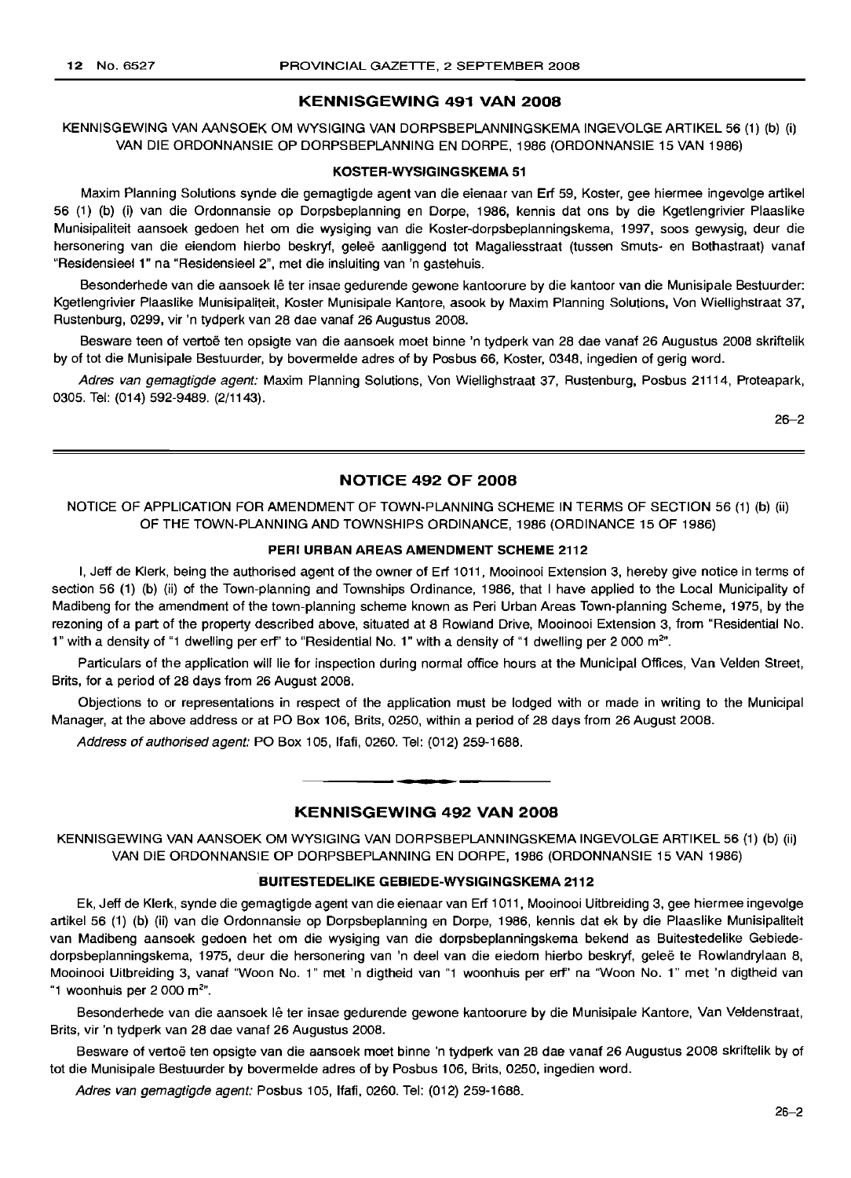## KENNISGEWING 491 VAN 2008

KENNISGEWING VAN AANSOEK OM WYSIGING VAN DORPSBEPLANNINGSKEMA INGEVOLGE ARTIKEL 56 (1) (b) (i) VAN DIE ORDONNANSIE OP DORPSBEPLANNING EN DORPE, 1986 (ORDONNANSIE 15 VAN 1986)

### KOSTER-WYSIGINGSKEMA 51

Maxim Planning Solutions synde die gemagtigde agent van die eienaar van Erf 59, Koster, gee hiermee ingevolge artikel 56 (1) (b) (i) van die Ordonnansie op Dorpsbeplanning en Dorpe, 1986, kennis dat ons by die Kgetlengrivier Plaaslike Munisipaliteit aansoek gedoen het om die wysiging van die Koster-dorpsbeplanningskema, 1997, soos gewysig, deur die hersonering van die eiendom hierbo beskryf, geleë aanliggend tot Magaliesstraat (tussen Smuts- en Bothastraat) vanaf "Residensieel 1" na "Residensieel 2", met die insluiting van 'n gastehuis.

Besonderhede van die aansoek lê ter insae gedurende gewone kantoorure by die kantoor van die Munisipale Bestuurder: Kgetlengrivier Plaaslike Munisipaliteit, Koster Munisipale Kantore, asook by Maxim Planning Solutions, Von Wiellighstraat 37, Rustenburg, 0299, vir 'n tydperk van 28 dae vanaf 26 Augustus 2008.

Besware teen of vertoë ten opsigte van die aansoek moet binne 'n tydperk van 28 dae vanaf 26 Augustus 2008 skriftelik by of tot die Munisipale Bestuurder, by bovermelde adres of by Posbus 66, Koster, 0348, ingedien of gerig word.

*Adres van gemagtigde agent:* Maxim Planning Solutions, Von Wiellighstraat 37, Rustenburg, Posbus 21114, Proteapark, 0305. Tel: (014) 592-9489. (2/1143).

26–2

## NOTICE 492 OF 2008

NOTICE OF APPLICATION FOR AMENDMENT OF TOWN-PLANNING SCHEME IN TERMS OF SECTION 56 (1) (b) (ii) OF THE TOWN-PLANNING AND TOWNSHIPS ORDINANCE, 1986 (ORDINANCE 15 OF 1986)

### PERI URBAN AREAS AMENDMENT SCHEME 2112

I, Jeff de Klerk, being the authorised agent of the owner of Erf 1011, Mooinooi Extension 3, hereby give notice in terms of section 56 (1) (b) (ii) of the Town-planning and Townships Ordinance, 1986, that I have applied to the Local Municipality of Madibeng for the amendment of the town-planning scheme known as Peri Urban Areas Town-planning Scheme, 1975, by the rezoning of a part of the property described above, situated at 8 Rowland Drive, Mooinooi Extension 3, from "Residential No. 1" with a density of "1 dwelling per erf" to "Residential No. 1" with a density of "1 dwelling per 2 000 m$^2$".

Particulars of the application will lie for inspection during normal office hours at the Municipal Offices, Van Velden Street, Brits, for a period of 28 days from 26 August 2008.

Objections to or representations in respect of the application must be lodged with or made in writing to the Municipal Manager, at the above address or at PO Box 106, Brits, 0250, within a period of 28 days from 26 August 2008.

*Address of authorised agent:* PO Box 105, Ifafi, 0260. Tel: (012) 259-1688.

## KENNISGEWING 492 VAN 2008

KENNISGEWING VAN AANSOEK OM WYSIGING VAN DORPSBEPLANNINGSKEMA INGEVOLGE ARTIKEL 56 (1) (b) (ii) VAN DIE ORDONNANSIE OP DORPSBEPLANNING EN DORPE, 1986 (ORDONNANSIE 15 VAN 1986)

### BUITESTEDELIKE GEBIEDE-WYSIGINGSKEMA 2112

Ek, Jeff de Klerk, synde die gemagtigde agent van die eienaar van Erf 1011, Mooinooi Uitbreiding 3, gee hiermee ingevolge artikel 56 (1) (b) (ii) van die Ordonnansie op Dorpsbeplanning en Dorpe, 1986, kennis dat ek by die Plaaslike Munisipaliteit van Madibeng aansoek gedoen het om die wysiging van die dorpsbeplanningskema bekend as Buitestedelike Gebiededorpsbeplanningskema, 1975, deur die hersonering van 'n deel van die eiedom hierbo beskryf, geleë te Rowlandrylaan 8, Mooinooi Uitbreiding 3, vanaf "Woon No. 1" met 'n digtheid van "1 woonhuis per erf" na "Woon No. 1" met 'n digtheid van "1 woonhuis per 2 000 m$^2$".

Besonderhede van die aansoek lê ter insae gedurende gewone kantoorure by die Munisipale Kantore, Van Veldenstraat, Brits, vir 'n tydperk van 28 dae vanaf 26 Augustus 2008.

Besware of vertoë ten opsigte van die aansoek moet binne 'n tydperk van 28 dae vanaf 26 Augustus 2008 skriftelik by of tot die Munisipale Bestuurder by bovermelde adres of by Posbus 106, Brits, 0250, ingedien word.

*Adres van gemagtigde agent:* Posbus 105, Ifafi, 0260. Tel: (012) 259-1688.

26–2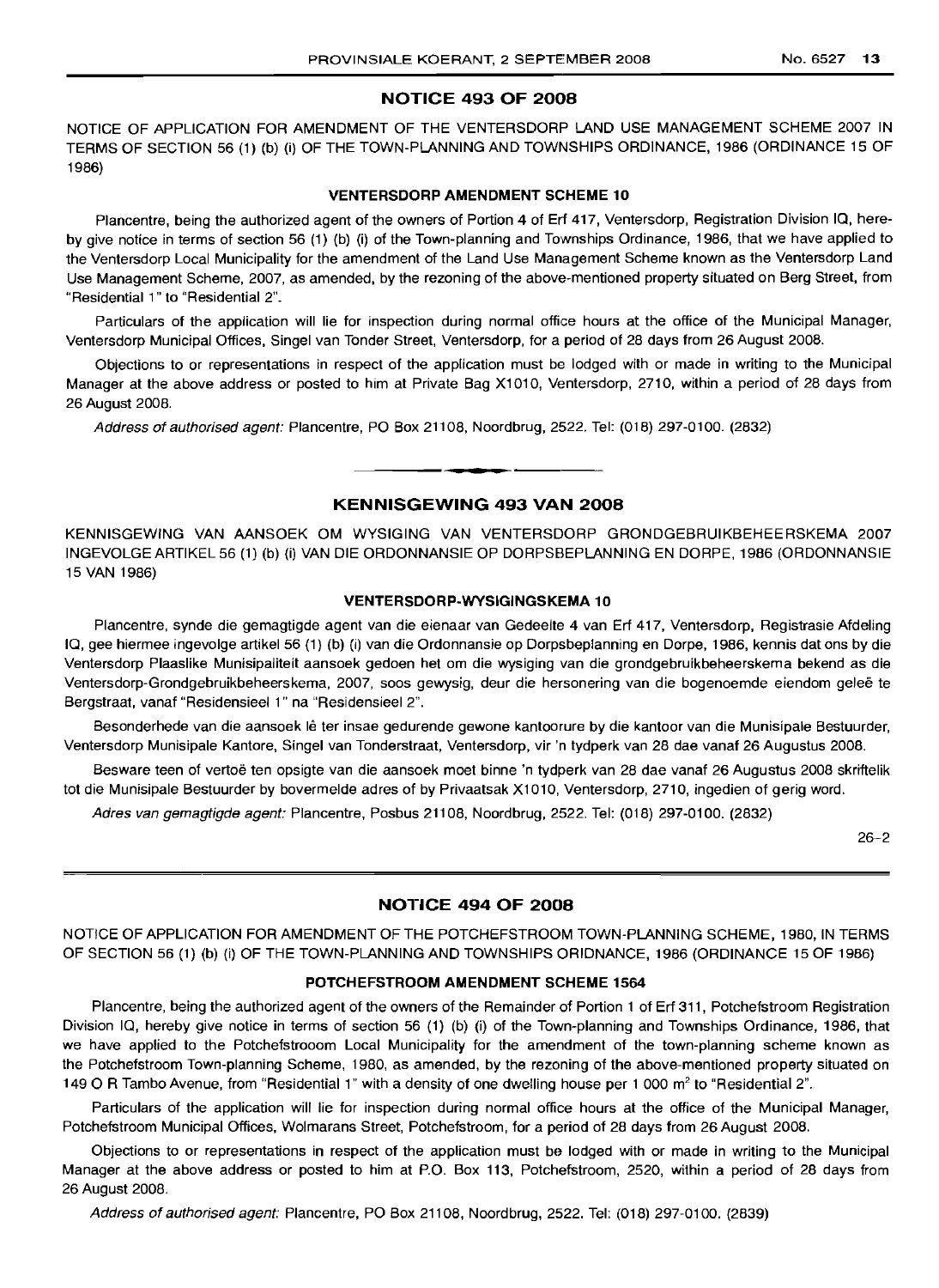## NOTICE 493 OF 2008

NOTICE OF APPLICATION FOR AMENDMENT OF THE VENTERSDORP LAND USE MANAGEMENT SCHEME 2007 IN TERMS OF SECTION 56 (1) (b) (i) OF THE TOWN-PLANNING AND TOWNSHIPS ORDINANCE, 1986 (ORDINANCE 15 OF 1986)

### VENTERSDORP AMENDMENT SCHEME 10

Plancentre, being the authorized agent of the owners of Portion 4 of Erf 417, Ventersdorp, Registration Division IQ, hereby give notice in terms of section 56 (1) (b) (i) of the Town-planning and Townships Ordinance, 1986, that we have applied to the Ventersdorp Local Municipality for the amendment of the Land Use Management Scheme known as the Ventersdorp Land Use Management Scheme, 2007, as amended, by the rezoning of the above-mentioned property situated on Berg Street, from "Residential 1" to "Residential 2".

Particulars of the application will lie for inspection during normal office hours at the office of the Municipal Manager, Ventersdorp Municipal Offices, Singel van Tonder Street, Ventersdorp, for a period of 28 days from 26 August 2008.

Objections to or representations in respect of the application must be lodged with or made in writing to the Municipal Manager at the above address or posted to him at Private Bag X1010, Ventersdorp, 2710, within a period of 28 days from 26 August 2008.

*Address of authorised agent:* Plancentre, PO Box 21108, Noordbrug, 2522. Tel: (018) 297-0100. (2832)

---

## KENNISGEWING 493 VAN 2008

KENNISGEWING VAN AANSOEK OM WYSIGING VAN VENTERSDORP GRONDGEBRUIKBEHEERSKEMA 2007 INGEVOLGE ARTIKEL 56 (1) (b) (i) VAN DIE ORDONNANSIE OP DORPSBEPLANNING EN DORPE, 1986 (ORDONNANSIE 15 VAN 1986)

### VENTERSDORP-WYSIGINGSKEMA 10

Plancentre, synde die gemagtigde agent van die eienaar van Gedeelte 4 van Erf 417, Ventersdorp, Registrasie Afdeling IQ, gee hiermee ingevolge artikel 56 (1) (b) (i) van die Ordonnansie op Dorpsbeplanning en Dorpe, 1986, kennis dat ons by die Ventersdorp Plaaslike Munisipaliteit aansoek gedoen het om die wysiging van die grondgebruikbeheerskema bekend as die Ventersdorp-Grondgebruikbeheerskema, 2007, soos gewysig, deur die hersonering van die bogenoemde eiendom geleë te Bergstraat, vanaf "Residensieel 1" na "Residensieel 2".

Besonderhede van die aansoek lê ter insae gedurende gewone kantoorure by die kantoor van die Munisipale Bestuurder, Ventersdorp Munisipale Kantore, Singel van Tonderstraat, Ventersdorp, vir 'n tydperk van 28 dae vanaf 26 Augustus 2008.

Besware teen of vertoë ten opsigte van die aansoek moet binne 'n tydperk van 28 dae vanaf 26 Augustus 2008 skriftelik tot die Munisipale Bestuurder by bovermelde adres of by Privaatsak X1010, Ventersdorp, 2710, ingedien of gerig word.

*Adres van gemagtigde agent:* Plancentre, Posbus 21108, Noordbrug, 2522. Tel: (018) 297-0100. (2832)

26–2

---

## NOTICE 494 OF 2008

NOTICE OF APPLICATION FOR AMENDMENT OF THE POTCHEFSTROOM TOWN-PLANNING SCHEME, 1980, IN TERMS OF SECTION 56 (1) (b) (i) OF THE TOWN-PLANNING AND TOWNSHIPS ORIDNANCE, 1986 (ORDINANCE 15 OF 1986)

### POTCHEFSTROOM AMENDMENT SCHEME 1564

Plancentre, being the authorized agent of the owners of the Remainder of Portion 1 of Erf 311, Potchefstroom Registration Division IQ, hereby give notice in terms of section 56 (1) (b) (i) of the Town-planning and Townships Ordinance, 1986, that we have applied to the Potchefstrooom Local Municipality for the amendment of the town-planning scheme known as the Potchefstroom Town-planning Scheme, 1980, as amended, by the rezoning of the above-mentioned property situated on 149 O R Tambo Avenue, from "Residential 1" with a density of one dwelling house per 1 000 $m^2$ to "Residential 2".

Particulars of the application will lie for inspection during normal office hours at the office of the Municipal Manager, Potchefstroom Municipal Offices, Wolmarans Street, Potchefstroom, for a period of 28 days from 26 August 2008.

Objections to or representations in respect of the application must be lodged with or made in writing to the Municipal Manager at the above address or posted to him at P.O. Box 113, Potchefstroom, 2520, within a period of 28 days from 26 August 2008.

*Address of authorised agent:* Plancentre, PO Box 21108, Noordbrug, 2522. Tel: (018) 297-0100. (2839)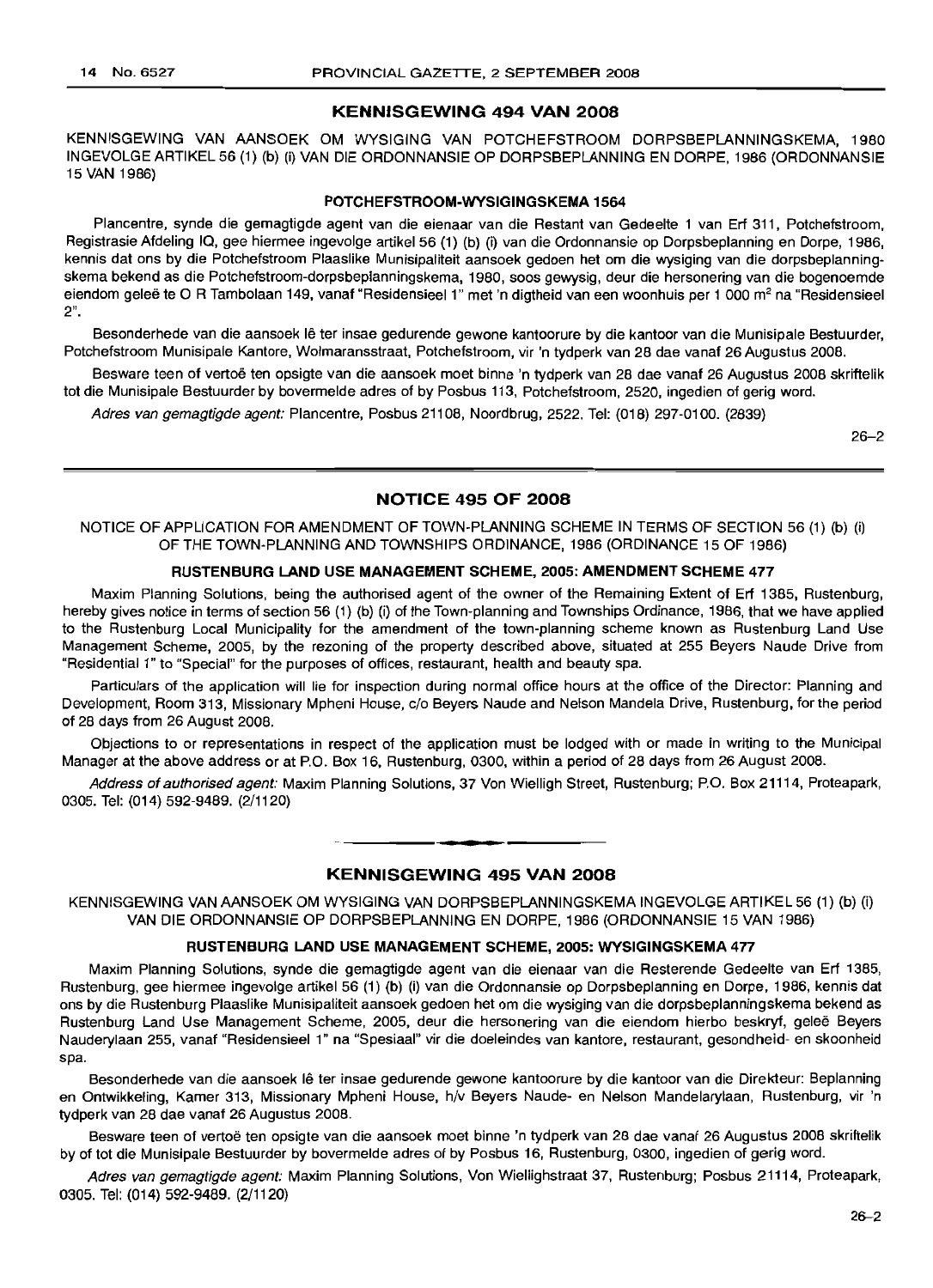## KENNISGEWING 494 VAN 2008

KENNISGEWING VAN AANSOEK OM WYSIGING VAN POTCHEFSTROOM DORPSBEPLANNINGSKEMA, 1980 INGEVOLGE ARTIKEL 56 (1) (b) (i) VAN DIE ORDONNANSIE OP DORPSBEPLANNING EN DORPE, 1986 (ORDONNANSIE 15 VAN 1986)

### POTCHEFSTROOM-WYSIGINGSKEMA 1564

Plancentre, synde die gemagtigde agent van die eienaar van die Restant van Gedeelte 1 van Erf 311, Potchefstroom, Registrasie Afdeling IQ, gee hiermee ingevolge artikel 56 (1) (b) (i) van die Ordonnansie op Dorpsbeplanning en Dorpe, 1986, kennis dat ons by die Potchefstroom Plaaslike Munisipaliteit aansoek gedoen het om die wysiging van die dorpsbeplanningskema bekend as die Potchefstroom-dorpsbeplanningskema, 1980, soos gewysig, deur die hersonering van die bogenoemde eiendom geleë te O R Tambolaan 149, vanaf "Residensieel 1" met 'n digtheid van een woonhuis per 1 000 m$^2$ na "Residensieel 2".

Besonderhede van die aansoek lê ter insae gedurende gewone kantoorure by die kantoor van die Munisipale Bestuurder, Potchefstroom Munisipale Kantore, Wolmaransstraat, Potchefstroom, vir 'n tydperk van 28 dae vanaf 26 Augustus 2008.

Besware teen of vertoë ten opsigte van die aansoek moet binne 'n tydperk van 28 dae vanaf 26 Augustus 2008 skriftelik tot die Munisipale Bestuurder by bovermelde adres of by Posbus 113, Potchefstroom, 2520, ingedien of gerig word.

*Adres van gemagtigde agent:* Plancentre, Posbus 21108, Noordbrug, 2522. Tel: (018) 297-0100. (2839)

26–2

## NOTICE 495 OF 2008

NOTICE OF APPLICATION FOR AMENDMENT OF TOWN-PLANNING SCHEME IN TERMS OF SECTION 56 (1) (b) (i) OF THE TOWN-PLANNING AND TOWNSHIPS ORDINANCE, 1986 (ORDINANCE 15 OF 1986)

### RUSTENBURG LAND USE MANAGEMENT SCHEME, 2005: AMENDMENT SCHEME 477

Maxim Planning Solutions, being the authorised agent of the owner of the Remaining Extent of Erf 1385, Rustenburg, hereby gives notice in terms of section 56 (1) (b) (i) of the Town-planning and Townships Ordinance, 1986, that we have applied to the Rustenburg Local Municipality for the amendment of the town-planning scheme known as Rustenburg Land Use Management Scheme, 2005, by the rezoning of the property described above, situated at 255 Beyers Naude Drive from "Residential 1" to "Special" for the purposes of offices, restaurant, health and beauty spa.

Particulars of the application will lie for inspection during normal office hours at the office of the Director: Planning and Development, Room 313, Missionary Mpheni House, c/o Beyers Naude and Nelson Mandela Drive, Rustenburg, for the period of 28 days from 26 August 2008.

Objections to or representations in respect of the application must be lodged with or made in writing to the Municipal Manager at the above address or at P.O. Box 16, Rustenburg, 0300, within a period of 28 days from 26 August 2008.

*Address of authorised agent:* Maxim Planning Solutions, 37 Von Wielligh Street, Rustenburg; P.O. Box 21114, Proteapark, 0305. Tel: (014) 592-9489. (2/1120)

## KENNISGEWING 495 VAN 2008

KENNISGEWING VAN AANSOEK OM WYSIGING VAN DORPSBEPLANNINGSKEMA INGEVOLGE ARTIKEL 56 (1) (b) (i) VAN DIE ORDONNANSIE OP DORPSBEPLANNING EN DORPE, 1986 (ORDONNANSIE 15 VAN 1986)

### RUSTENBURG LAND USE MANAGEMENT SCHEME, 2005: WYSIGINGSKEMA 477

Maxim Planning Solutions, synde die gemagtigde agent van die eienaar van die Resterende Gedeelte van Erf 1385, Rustenburg, gee hiermee ingevolge artikel 56 (1) (b) (i) van die Ordonnansie op Dorpsbeplanning en Dorpe, 1986, kennis dat ons by die Rustenburg Plaaslike Munisipaliteit aansoek gedoen het om die wysiging van die dorpsbeplanningskema bekend as Rustenburg Land Use Management Scheme, 2005, deur die hersonering van die eiendom hierbo beskryf, geleë Beyers Nauderylaan 255, vanaf "Residensieel 1" na "Spesiaal" vir die doeleindes van kantore, restaurant, gesondheid- en skoonheid spa.

Besonderhede van die aansoek lê ter insae gedurende gewone kantoorure by die kantoor van die Direkteur: Beplanning en Ontwikkeling, Kamer 313, Missionary Mpheni House, h/v Beyers Naude- en Nelson Mandelarylaan, Rustenburg, vir 'n tydperk van 28 dae vanaf 26 Augustus 2008.

Besware teen of vertoë ten opsigte van die aansoek moet binne 'n tydperk van 28 dae vanaf 26 Augustus 2008 skriftelik by of tot die Munisipale Bestuurder by bovermelde adres of by Posbus 16, Rustenburg, 0300, ingedien of gerig word.

*Adres van gemagtigde agent:* Maxim Planning Solutions, Von Wiellighstraat 37, Rustenburg; Posbus 21114, Proteapark, 0305. Tel: (014) 592-9489. (2/1120)

26–2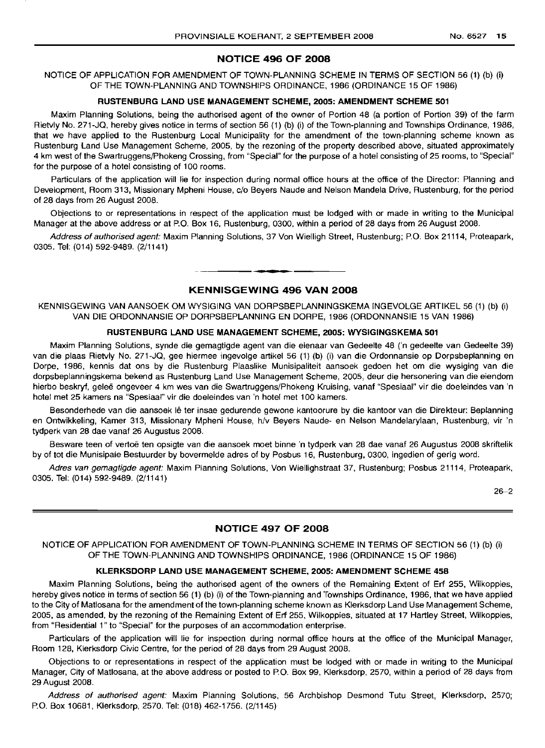## NOTICE 496 OF 2008

NOTICE OF APPLICATION FOR AMENDMENT OF TOWN-PLANNING SCHEME IN TERMS OF SECTION 56 (1) (b) (i) OF THE TOWN-PLANNING AND TOWNSHIPS ORDINANCE, 1986 (ORDINANCE 15 OF 1986)

**RUSTENBURG LAND USE MANAGEMENT SCHEME, 2005: AMENDMENT SCHEME 501**

Maxim Planning Solutions, being the authorised agent of the owner of Portion 48 (a portion of Portion 39) of the farm Rietvly No. 271-JQ, hereby gives notice in terms of section 56 (1) (b) (i) of the Town-planning and Townships Ordinance, 1986, that we have applied to the Rustenburg Local Municipality for the amendment of the town-planning scheme known as Rustenburg Land Use Management Scheme, 2005, by the rezoning of the property described above, situated approximately 4 km west of the Swartruggens/Phokeng Crossing, from "Special" for the purpose of a hotel consisting of 25 rooms, to "Special" for the purpose of a hotel consisting of 100 rooms.

Particulars of the application will lie for inspection during normal office hours at the office of the Director: Planning and Development, Room 313, Missionary Mpheni House, c/o Beyers Naude and Nelson Mandela Drive, Rustenburg, for the period of 28 days from 26 August 2008.

Objections to or representations in respect of the application must be lodged with or made in writing to the Municipal Manager at the above address or at P.O. Box 16, Rustenburg, 0300, within a period of 28 days from 26 August 2008.

*Address of authorised agent:* Maxim Planning Solutions, 37 Von Wielligh Street, Rustenburg; P.O. Box 21114, Proteapark, 0305. Tel: (014) 592-9489. (2/1141)

---

## KENNISGEWING 496 VAN 2008

KENNISGEWING VAN AANSOEK OM WYSIGING VAN DORPSBEPLANNINGSKEMA INGEVOLGE ARTIKEL 56 (1) (b) (i) VAN DIE ORDONNANSIE OP DORPSBEPLANNING EN DORPE, 1986 (ORDONNANSIE 15 VAN 1986)

**RUSTENBURG LAND USE MANAGEMENT SCHEME, 2005: WYSIGINGSKEMA 501**

Maxim Planning Solutions, synde die gemagtigde agent van die eienaar van Gedeelte 48 ('n gedeelte van Gedeelte 39) van die plaas Rietvly No. 271-JQ, gee hiermee ingevolge artikel 56 (1) (b) (i) van die Ordonnansie op Dorpsbeplanning en Dorpe, 1986, kennis dat ons by die Rustenburg Plaaslike Munisipaliteit aansoek gedoen het om die wysiging van die dorpsbeplanningskema bekend as Rustenburg Land Use Management Scheme, 2005, deur die hersonering van die eiendom hierbo beskryf, geleë ongeveer 4 km wes van die Swartruggens/Phokeng Kruising, vanaf "Spesiaal" vir die doeleindes van 'n hotel met 25 kamers na "Spesiaal" vir die doeleindes van 'n hotel met 100 kamers.

Besonderhede van die aansoek lê ter insae gedurende gewone kantoorure by die kantoor van die Direkteur: Beplanning en Ontwikkeling, Kamer 313, Missionary Mpheni House, h/v Beyers Naude- en Nelson Mandelarylaan, Rustenburg, vir 'n tydperk van 28 dae vanaf 26 Augustus 2008.

Besware teen of vertoë ten opsigte van die aansoek moet binne 'n tydperk van 28 dae vanaf 26 Augustus 2008 skriftelik by of tot die Munisipale Bestuurder by bovermelde adres of by Posbus 16, Rustenburg, 0300, ingedien of gerig word.

*Adres van gemagtigde agent:* Maxim Planning Solutions, Von Wiellighstraat 37, Rustenburg; Posbus 21114, Proteapark, 0305. Tel: (014) 592-9489. (2/1141)

26–2

---

## NOTICE 497 OF 2008

NOTICE OF APPLICATION FOR AMENDMENT OF TOWN-PLANNING SCHEME IN TERMS OF SECTION 56 (1) (b) (i) OF THE TOWN-PLANNING AND TOWNSHIPS ORDINANCE, 1986 (ORDINANCE 15 OF 1986)

**KLERKSDORP LAND USE MANAGEMENT SCHEME, 2005: AMENDMENT SCHEME 458**

Maxim Planning Solutions, being the authorised agent of the owners of the Remaining Extent of Erf 255, Wilkoppies, hereby gives notice in terms of section 56 (1) (b) (i) of the Town-planning and Townships Ordinance, 1986, that we have applied to the City of Matlosana for the amendment of the town-planning scheme known as Klerksdorp Land Use Management Scheme, 2005, as amended, by the rezoning of the Remaining Extent of Erf 255, Wilkoppies, situated at 17 Hartley Street, Wilkoppies, from "Residential 1" to "Special" for the purposes of an accommodation enterprise.

Particulars of the application will lie for inspection during normal office hours at the office of the Municipal Manager, Room 128, Klerksdorp Civic Centre, for the period of 28 days from 29 August 2008.

Objections to or representations in respect of the application must be lodged with or made in writing to the Municipal Manager, City of Matlosana, at the above address or posted to P.O. Box 99, Klerksdorp, 2570, within a period of 28 days from 29 August 2008.

*Address of authorised agent:* Maxim Planning Solutions, 56 Archbishop Desmond Tutu Street, Klerksdorp, 2570; P.O. Box 10681, Klerksdorp, 2570. Tel: (018) 462-1756. (2/1145)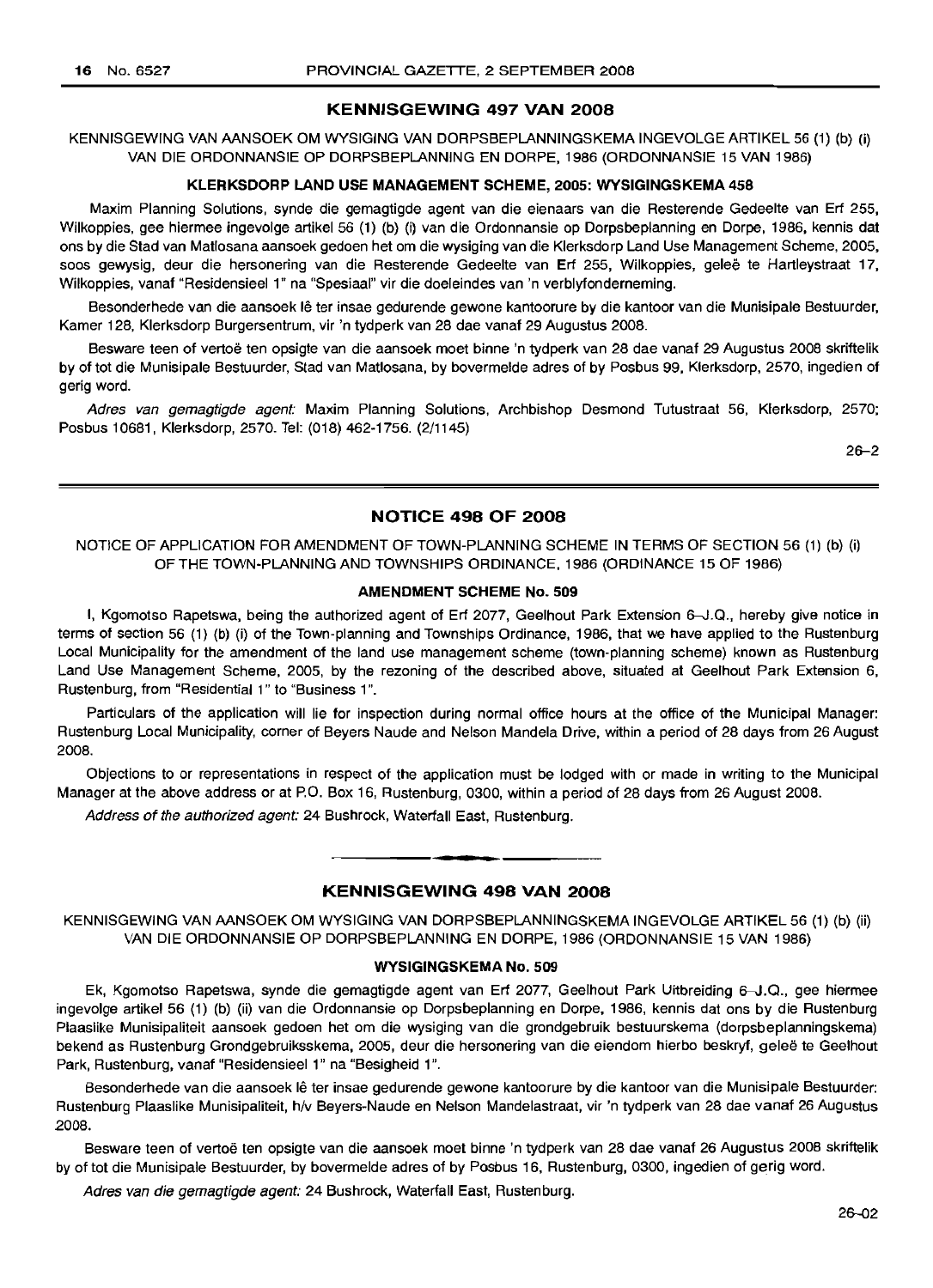## KENNISGEWING 497 VAN 2008

KENNISGEWING VAN AANSOEK OM WYSIGING VAN DORPSBEPLANNINGSKEMA INGEVOLGE ARTIKEL 56 (1) (b) (i) VAN DIE ORDONNANSIE OP DORPSBEPLANNING EN DORPE, 1986 (ORDONNANSIE 15 VAN 1986)

### KLERKSDORP LAND USE MANAGEMENT SCHEME, 2005: WYSIGINGSKEMA 458

Maxim Planning Solutions, synde die gemagtigde agent van die eienaars van die Resterende Gedeelte van Erf 255, Wilkoppies, gee hiermee ingevolge artikel 56 (1) (b) (i) van die Ordonnansie op Dorpsbeplanning en Dorpe, 1986, kennis dat ons by die Stad van Matlosana aansoek gedoen het om die wysiging van die Klerksdorp Land Use Management Scheme, 2005, soos gewysig, deur die hersonering van die Resterende Gedeelte van Erf 255, Wilkoppies, geleë te Hartleystraat 17, Wilkoppies, vanaf "Residensieel 1" na "Spesiaal" vir die doeleindes van 'n verblyfonderneming.

Besonderhede van die aansoek lê ter insae gedurende gewone kantoorure by die kantoor van die Munisipale Bestuurder, Kamer 128, Klerksdorp Burgersentrum, vir 'n tydperk van 28 dae vanaf 29 Augustus 2008.

Besware teen of vertoë ten opsigte van die aansoek moet binne 'n tydperk van 28 dae vanaf 29 Augustus 2008 skriftelik by of tot die Munisipale Bestuurder, Stad van Matlosana, by bovermelde adres of by Posbus 99, Klerksdorp, 2570, ingedien of gerig word.

*Adres van gemagtigde agent:* Maxim Planning Solutions, Archbishop Desmond Tutustraat 56, Klerksdorp, 2570; Posbus 10681, Klerksdorp, 2570. Tel: (018) 462-1756. (2/1145)

26–2

---

## NOTICE 498 OF 2008

NOTICE OF APPLICATION FOR AMENDMENT OF TOWN-PLANNING SCHEME IN TERMS OF SECTION 56 (1) (b) (i) OF THE TOWN-PLANNING AND TOWNSHIPS ORDINANCE, 1986 (ORDINANCE 15 OF 1986)

### AMENDMENT SCHEME No. 509

I, Kgomotso Rapetswa, being the authorized agent of Erf 2077, Geelhout Park Extension 6–J.Q., hereby give notice in terms of section 56 (1) (b) (i) of the Town-planning and Townships Ordinance, 1986, that we have applied to the Rustenburg Local Municipality for the amendment of the land use management scheme (town-planning scheme) known as Rustenburg Land Use Management Scheme, 2005, by the rezoning of the described above, situated at Geelhout Park Extension 6, Rustenburg, from "Residential 1" to "Business 1".

Particulars of the application will lie for inspection during normal office hours at the office of the Municipal Manager: Rustenburg Local Municipality, corner of Beyers Naude and Nelson Mandela Drive, within a period of 28 days from 26 August 2008.

Objections to or representations in respect of the application must be lodged with or made in writing to the Municipal Manager at the above address or at P.O. Box 16, Rustenburg, 0300, within a period of 28 days from 26 August 2008.

*Address of the authorized agent:* 24 Bushrock, Waterfall East, Rustenburg.

---

## KENNISGEWING 498 VAN 2008

KENNISGEWING VAN AANSOEK OM WYSIGING VAN DORPSBEPLANNINGSKEMA INGEVOLGE ARTIKEL 56 (1) (b) (ii) VAN DIE ORDONNANSIE OP DORPSBEPLANNING EN DORPE, 1986 (ORDONNANSIE 15 VAN 1986)

### WYSIGINGSKEMA No. 509

Ek, Kgomotso Rapetswa, synde die gemagtigde agent van Erf 2077, Geelhout Park Uitbreiding 6–J.Q., gee hiermee ingevolge artikel 56 (1) (b) (ii) van die Ordonnansie op Dorpsbeplanning en Dorpe, 1986, kennis dat ons by die Rustenburg Plaaslike Munisipaliteit aansoek gedoen het om die wysiging van die grondgebruik bestuurskema (dorpsbeplanningskema) bekend as Rustenburg Grondgebruiksskema, 2005, deur die hersonering van die eiendom hierbo beskryf, geleë te Geelhout Park, Rustenburg, vanaf "Residensieel 1" na "Besigheid 1".

Besonderhede van die aansoek lê ter insae gedurende gewone kantoorure by die kantoor van die Munisipale Bestuurder: Rustenburg Plaaslike Munisipaliteit, h/v Beyers-Naude en Nelson Mandelastraat, vir 'n tydperk van 28 dae vanaf 26 Augustus 2008.

Besware teen of vertoë ten opsigte van die aansoek moet binne 'n tydperk van 28 dae vanaf 26 Augustus 2008 skriftelik by of tot die Munisipale Bestuurder, by bovermelde adres of by Posbus 16, Rustenburg, 0300, ingedien of gerig word.

*Adres van die gemagtigde agent:* 24 Bushrock, Waterfall East, Rustenburg.

26–02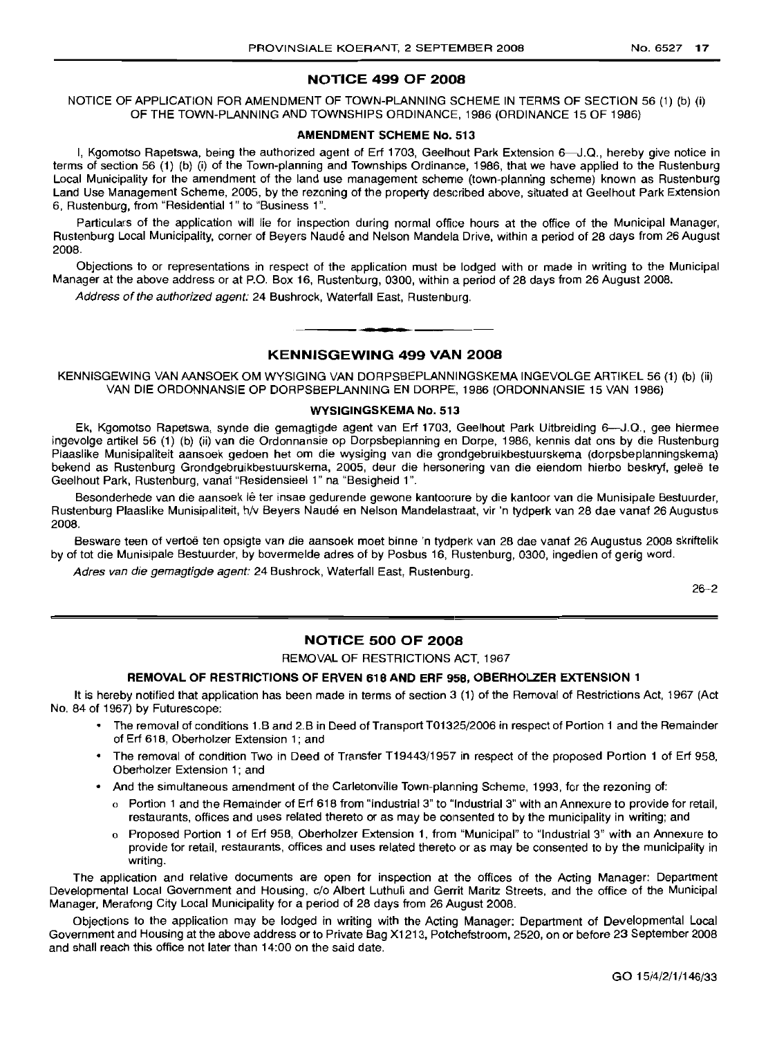## NOTICE 499 OF 2008

NOTICE OF APPLICATION FOR AMENDMENT OF TOWN-PLANNING SCHEME IN TERMS OF SECTION 56 (1) (b) (i) OF THE TOWN-PLANNING AND TOWNSHIPS ORDINANCE, 1986 (ORDINANCE 15 OF 1986)

### AMENDMENT SCHEME No. 513

I, Kgomotso Rapetswa, being the authorized agent of Erf 1703, Geelhout Park Extension 6—J.Q., hereby give notice in terms of section 56 (1) (b) (i) of the Town-planning and Townships Ordinance, 1986, that we have applied to the Rustenburg Local Municipality for the amendment of the land use management scheme (town-planning scheme) known as Rustenburg Land Use Management Scheme, 2005, by the rezoning of the property described above, situated at Geelhout Park Extension 6, Rustenburg, from "Residential 1" to "Business 1".

Particulars of the application will lie for inspection during normal office hours at the office of the Municipal Manager, Rustenburg Local Municipality, corner of Beyers Naudé and Nelson Mandela Drive, within a period of 28 days from 26 August 2008.

Objections to or representations in respect of the application must be lodged with or made in writing to the Municipal Manager at the above address or at P.O. Box 16, Rustenburg, 0300, within a period of 28 days from 26 August 2008.

*Address of the authorized agent:* 24 Bushrock, Waterfall East, Rustenburg.

## KENNISGEWING 499 VAN 2008

KENNISGEWING VAN AANSOEK OM WYSIGING VAN DORPSBEPLANNINGSKEMA INGEVOLGE ARTIKEL 56 (1) (b) (ii) VAN DIE ORDONNANSIE OP DORPSBEPLANNING EN DORPE, 1986 (ORDONNANSIE 15 VAN 1986)

### WYSIGINGSKEMA No. 513

Ek, Kgomotso Rapetswa, synde die gemagtigde agent van Erf 1703, Geelhout Park Uitbreiding 6—J.Q., gee hiermee ingevolge artikel 56 (1) (b) (ii) van die Ordonnansie op Dorpsbeplanning en Dorpe, 1986, kennis dat ons by die Rustenburg Plaaslike Munisipaliteit aansoek gedoen het om die wysiging van die grondgebruikbestuurskema (dorpsbeplanningskema) bekend as Rustenburg Grondgebruikbestuurskema, 2005, deur die hersonering van die eiendom hierbo beskryf, geleë te Geelhout Park, Rustenburg, vanaf "Residensieel 1" na "Besigheid 1".

Besonderhede van die aansoek lê ter insae gedurende gewone kantoorure by die kantoor van die Munisipale Bestuurder, Rustenburg Plaaslike Munisipaliteit, h/v Beyers Naudé en Nelson Mandelastraat, vir 'n tydperk van 28 dae vanaf 26 Augustus 2008.

Besware teen of vertoë ten opsigte van die aansoek moet binne 'n tydperk van 28 dae vanaf 26 Augustus 2008 skriftelik by of tot die Munisipale Bestuurder, by bovermelde adres of by Posbus 16, Rustenburg, 0300, ingedien of gerig word.

*Adres van die gemagtigde agent:* 24 Bushrock, Waterfall East, Rustenburg.

26–2

## NOTICE 500 OF 2008

REMOVAL OF RESTRICTIONS ACT, 1967

### REMOVAL OF RESTRICTIONS OF ERVEN 618 AND ERF 958, OBERHOLZER EXTENSION 1

It is hereby notified that application has been made in terms of section 3 (1) of the Removal of Restrictions Act, 1967 (Act No. 84 of 1967) by Futurescope:

- The removal of conditions 1.B and 2.B in Deed of Transport T01325/2006 in respect of Portion 1 and the Remainder of Erf 618, Oberholzer Extension 1; and
- The removal of condition Two in Deed of Transfer T19443/1957 in respect of the proposed Portion 1 of Erf 958, Oberholzer Extension 1; and
- And the simultaneous amendment of the Carletonville Town-planning Scheme, 1993, for the rezoning of:
  - Portion 1 and the Remainder of Erf 618 from "Industrial 3" to "Industrial 3" with an Annexure to provide for retail, restaurants, offices and uses related thereto or as may be consented to by the municipality in writing; and
  - Proposed Portion 1 of Erf 958, Oberholzer Extension 1, from "Municipal" to "Industrial 3" with an Annexure to provide for retail, restaurants, offices and uses related thereto or as may be consented to by the municipality in writing.

The application and relative documents are open for inspection at the offices of the Acting Manager: Department Developmental Local Government and Housing, c/o Albert Luthuli and Gerrit Maritz Streets, and the office of the Municipal Manager, Merafong City Local Municipality for a period of 28 days from 26 August 2008.

Objections to the application may be lodged in writing with the Acting Manager: Department of Developmental Local Government and Housing at the above address or to Private Bag X1213, Potchefstroom, 2520, on or before 23 September 2008 and shall reach this office not later than 14:00 on the said date.

GO 15/4/2/1/146/33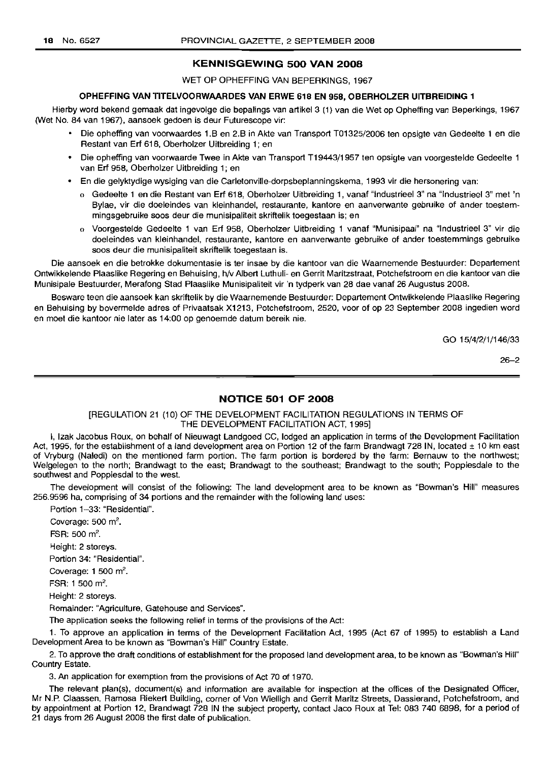## KENNISGEWING 500 VAN 2008

WET OP OPHEFFING VAN BEPERKINGS, 1967

### OPHEFFING VAN TITELVOORWAARDES VAN ERWE 618 EN 958, OBERHOLZER UITBREIDING 1

Hierby word bekend gemaak dat ingevolge die bepalings van artikel 3 (1) van die Wet op Opheffing van Beperkings, 1967 (Wet No. 84 van 1967), aansoek gedoen is deur Futurescope vir:

- Die opheffing van voorwaardes 1.B en 2.B in Akte van Transport T01325/2006 ten opsigte van Gedeelte 1 en die Restant van Erf 618, Oberholzer Uitbreiding 1; en
- Die opheffing van voorwaarde Twee in Akte van Transport T19443/1957 ten opsigte van voorgestelde Gedeelte 1 van Erf 958, Oberholzer Uitbreiding 1; en
- En die gelyktydige wysiging van die Carletonville-dorpsbeplanningskema, 1993 vir die hersonering van:
  - Gedeelte 1 en die Restant van Erf 618, Oberholzer Uitbreiding 1, vanaf "Industrieel 3" na "Industrieel 3" met 'n Bylae, vir die doeleindes van kleinhandel, restaurante, kantore en aanverwante gebruike of ander toestemmingsgebruike soos deur die munisipaliteit skriftelik toegestaan is; en
  - Voorgestelde Gedeelte 1 van Erf 958, Oberholzer Uitbreiding 1 vanaf "Munisipaal" na "Industrieel 3" vir die doeleindes van kleinhandel, restaurante, kantore en aanverwante gebruike of ander toestemmings gebruike soos deur die munisipaliteit skriftelik toegestaan is.

Die aansoek en die betrokke dokumentasie is ter insae by die kantoor van die Waarnemende Bestuurder: Departement Ontwikkelende Plaaslike Regering en Behuising, h/v Albert Luthuli- en Gerrit Maritzstraat, Potchefstroom en die kantoor van die Munisipale Bestuurder, Merafong Stad Plaaslike Munisipaliteit vir 'n tydperk van 28 dae vanaf 26 Augustus 2008.

Besware teen die aansoek kan skriftelik by die Waarnemende Bestuurder: Departement Ontwikkelende Plaaslike Regering en Behuising by bovermelde adres of Privaatsak X1213, Potchefstroom, 2520, voor of op 23 September 2008 ingedien word en moet die kantoor nie later as 14:00 op genoemde datum bereik nie.

GO 15/4/2/1/146/33

26–2

---

## NOTICE 501 OF 2008

[REGULATION 21 (10) OF THE DEVELOPMENT FACILITATION REGULATIONS IN TERMS OF THE DEVELOPMENT FACILITATION ACT, 1995]

I, Izak Jacobus Roux, on behalf of Nieuwagt Landgoed CC, lodged an application in terms of the Development Facilitation Act, 1995, for the establishment of a land development area on Portion 12 of the farm Brandwagt 728 IN, located ± 10 km east of Vryburg (Naledi) on the mentioned farm portion. The farm portion is bordered by the farm: Bernauw to the northwest; Welgelegen to the north; Brandwagt to the east; Brandwagt to the southeast; Brandwagt to the south; Poppiesdale to the southwest and Poppiesdal to the west.

The development will consist of the following: The land development area to be known as "Bowman's Hill" measures 256.9596 ha, comprising of 34 portions and the remainder with the following land uses:

Portion 1–33: "Residential".

Coverage: 500 m².

FSR: 500 m².

Height: 2 storeys.

Portion 34: "Residential".

Coverage: 1 500 m².

FSR: 1 500 m².

Height: 2 storeys.

Remainder: "Agriculture, Gatehouse and Services".

The application seeks the following relief in terms of the provisions of the Act:

1. To approve an application in terms of the Development Facilitation Act, 1995 (Act 67 of 1995) to establish a Land Development Area to be known as "Bowman's Hill" Country Estate.

2. To approve the draft conditions of establishment for the proposed land development area, to be known as "Bowman's Hill" Country Estate.

3. An application for exemption from the provisions of Act 70 of 1970.

The relevant plan(s), document(s) and information are available for inspection at the offices of the Designated Officer, Mr N.P. Claassen, Ramosa Riekert Building, corner of Von Wielligh and Gerrit Maritz Streets, Dassierand, Potchefstroom, and by appointment at Portion 12, Brandwagt 728 IN the subject property, contact Jaco Roux at Tel: 083 740 6898, for a period of 21 days from 26 August 2008 the first date of publication.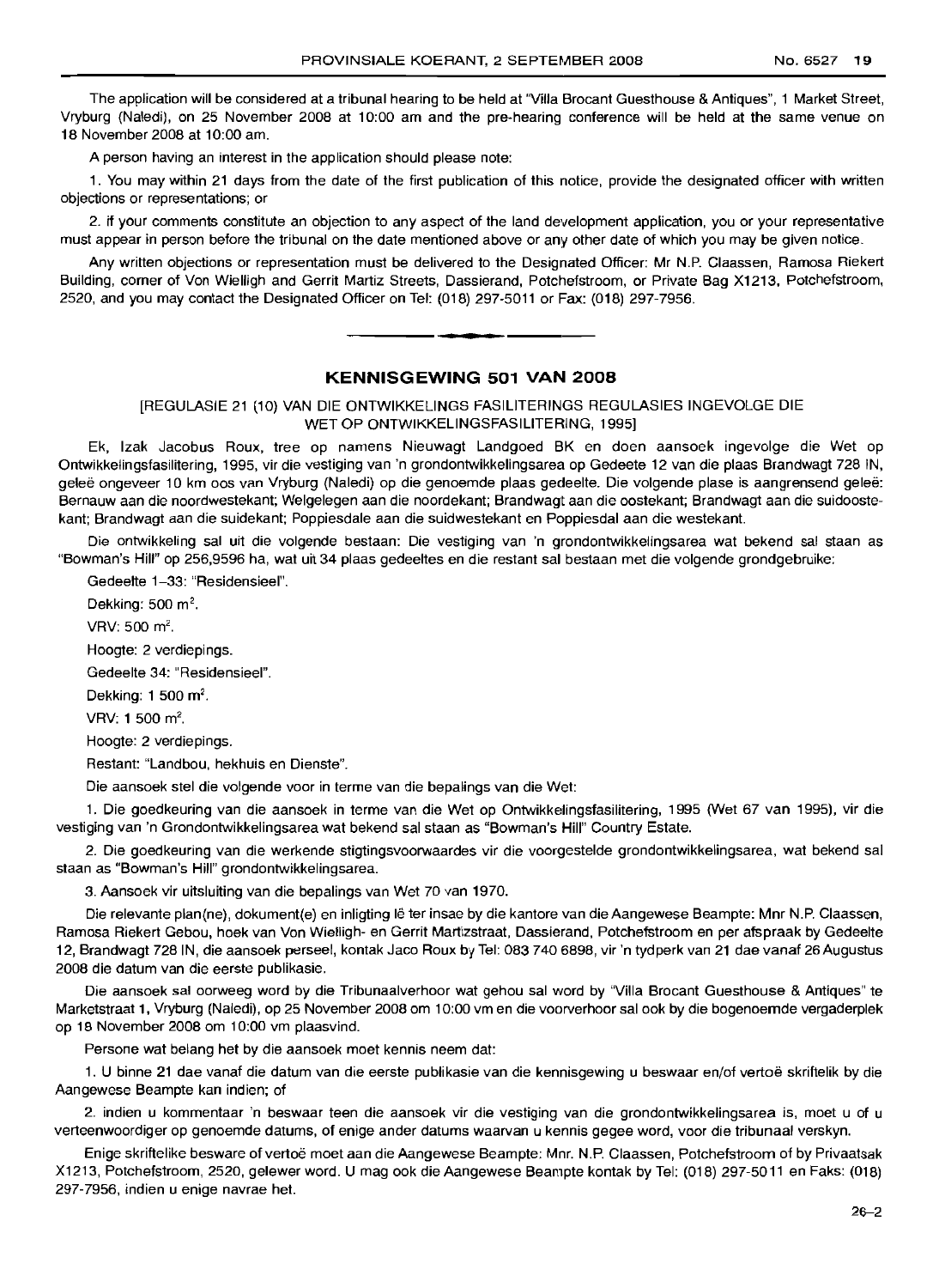The application will be considered at a tribunal hearing to be held at "Villa Brocant Guesthouse & Antiques", 1 Market Street, Vryburg (Naledi), on 25 November 2008 at 10:00 am and the pre-hearing conference will be held at the same venue on 18 November 2008 at 10:00 am.

A person having an interest in the application should please note:

1. You may within 21 days from the date of the first publication of this notice, provide the designated officer with written objections or representations; or

2. if your comments constitute an objection to any aspect of the land development application, you or your representative must appear in person before the tribunal on the date mentioned above or any other date of which you may be given notice.

Any written objections or representation must be delivered to the Designated Officer: Mr N.P. Claassen, Ramosa Riekert Building, corner of Von Wielligh and Gerrit Martiz Streets, Dassierand, Potchefstroom, or Private Bag X1213, Potchefstroom, 2520, and you may contact the Designated Officer on Tel: (018) 297-5011 or Fax: (018) 297-7956.

---

## KENNISGEWING 501 VAN 2008

[REGULASIE 21 (10) VAN DIE ONTWIKKELINGS FASILITERINGS REGULASIES INGEVOLGE DIE WET OP ONTWIKKELINGSFASILITERING, 1995]

Ek, Izak Jacobus Roux, tree op namens Nieuwagt Landgoed BK en doen aansoek ingevolge die Wet op Ontwikkelingsfasilitering, 1995, vir die vestiging van 'n grondontwikkelingsarea op Gedeete 12 van die plaas Brandwagt 728 IN, geleë ongeveer 10 km oos van Vryburg (Naledi) op die genoemde plaas gedeelte. Die volgende plase is aangrensend geleë: Bernauw aan die noordwestekant; Welgelegen aan die noordekant; Brandwagt aan die oostekant; Brandwagt aan die suidoostekant; Brandwagt aan die suidekant; Poppiesdale aan die suidwestekant en Poppiesdal aan die westekant.

Die ontwikkeling sal uit die volgende bestaan: Die vestiging van 'n grondontwikkelingsarea wat bekend sal staan as "Bowman's Hill" op 256,9596 ha, wat uit 34 plaas gedeeltes en die restant sal bestaan met die volgende grondgebruike:

Gedeeltes 1–33: "Residensieel".

Dekking: 500 m$^2$.

VRV: 500 m$^2$.

Hoogte: 2 verdiepings.

Gedeelte 34: "Residensieel".

Dekking: 1 500 m$^2$.

VRV: 1 500 m$^2$.

Hoogte: 2 verdiepings.

Restant: "Landbou, hekhuis en Dienste".

Die aansoek stel die volgende voor in terme van die bepalings van die Wet:

1. Die goedkeuring van die aansoek in terme van die Wet op Ontwikkelingsfasilitering, 1995 (Wet 67 van 1995), vir die vestiging van 'n Grondontwikkelingsarea wat bekend sal staan as "Bowman's Hill" Country Estate.

2. Die goedkeuring van die werkende stigtingsvoorwaardes vir die voorgestelde grondontwikkelingsarea, wat bekend sal staan as "Bowman's Hill" grondontwikkelingsarea.

3. Aansoek vir uitsluiting van die bepalings van Wet 70 van 1970.

Die relevante plan(ne), dokument(e) en inligting lê ter insae by die kantore van die Aangewese Beampte: Mnr N.P. Claassen, Ramosa Riekert Gebou, hoek van Von Wielligh- en Gerrit Martizstraat, Dassierand, Potchefstroom en per afspraak by Gedeelte 12, Brandwagt 728 IN, die aansoek perseel, kontak Jaco Roux by Tel: 083 740 6898, vir 'n tydperk van 21 dae vanaf 26 Augustus 2008 die datum van die eerste publikasie.

Die aansoek sal oorweeg word by die Tribunaalverhoor wat gehou sal word by "Villa Brocant Guesthouse & Antiques" te Marketstraat 1, Vryburg (Naledi), op 25 November 2008 om 10:00 vm en die voorverhoor sal ook by die bogenoemde vergaderplek op 18 November 2008 om 10:00 vm plaasvind.

Persone wat belang het by die aansoek moet kennis neem dat:

1. U binne 21 dae vanaf die datum van die eerste publikasie van die kennisgewing u beswaar en/of vertoë skriftelik by die Aangewese Beampte kan indien; of

2. indien u kommentaar 'n beswaar teen die aansoek vir die vestiging van die grondontwikkelingsarea is, moet u of u verteenwoordiger op genoemde datums, of enige ander datums waarvan u kennis gegee word, voor die tribunaal verskyn.

Enige skriftelike besware of vertoë moet aan die Aangewese Beampte: Mnr. N.P. Claassen, Potchefstroom of by Privaatsak X1213, Potchefstroom, 2520, gelewer word. U mag ook die Aangewese Beampte kontak by Tel: (018) 297-5011 en Faks: (018) 297-7956, indien u enige navrae het.

26–2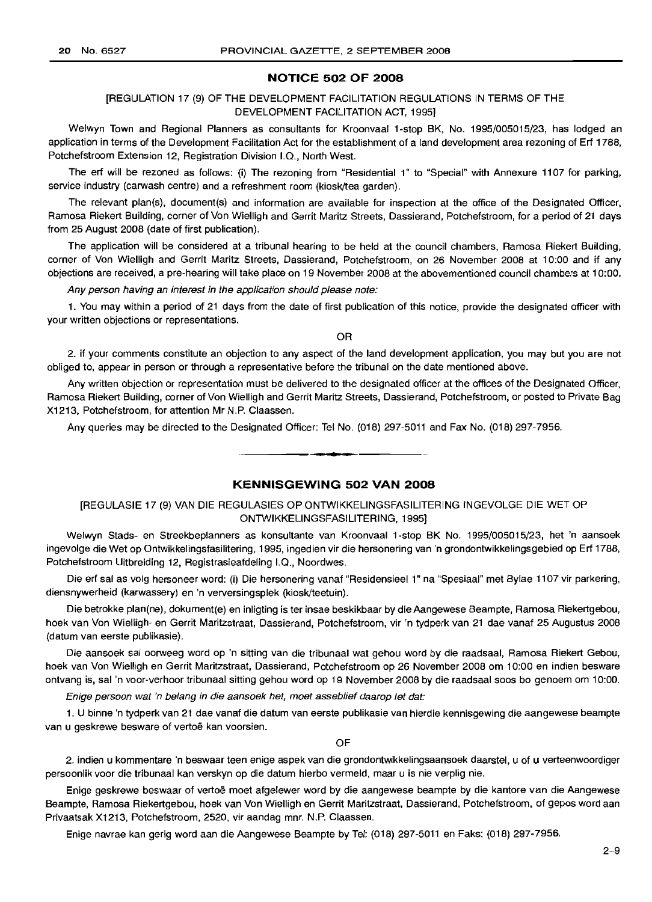## NOTICE 502 OF 2008

[REGULATION 17 (9) OF THE DEVELOPMENT FACILITATION REGULATIONS IN TERMS OF THE DEVELOPMENT FACILITATION ACT, 1995]

Welwyn Town and Regional Planners as consultants for Kroonvaal 1-stop BK, No. 1995/005015/23, has lodged an application in terms of the Development Facilitation Act for the establishment of a land development area rezoning of Erf 1788, Potchefstroom Extension 12, Registration Division I.Q., North West.

The erf will be rezoned as follows: (i) The rezoning from "Residential 1" to "Special" with Annexure 1107 for parking, service industry (carwash centre) and a refreshment room (kiosk/tea garden).

The relevant plan(s), document(s) and information are available for inspection at the office of the Designated Officer, Ramosa Riekert Building, corner of Von Wielligh and Gerrit Maritz Streets, Dassierand, Potchefstroom, for a period of 21 days from 25 August 2008 (date of first publication).

The application will be considered at a tribunal hearing to be held at the council chambers, Ramosa Riekert Building, corner of Von Wielligh and Gerrit Maritz Streets, Dassierand, Potchefstroom, on 26 November 2008 at 10:00 and if any objections are received, a pre-hearing will take place on 19 November 2008 at the abovementioned council chambers at 10:00.

*Any person having an interest in the application should please note:*

1. You may within a period of 21 days from the date of first publication of this notice, provide the designated officer with your written objections or representations.

OR

2. If your comments constitute an objection to any aspect of the land development application, you may but you are not obliged to, appear in person or through a representative before the tribunal on the date mentioned above.

Any written objection or representation must be delivered to the designated officer at the offices of the Designated Officer, Ramosa Riekert Building, corner of Von Wielligh and Gerrit Maritz Streets, Dassierand, Potchefstroom, or posted to Private Bag X1213, Potchefstroom, for attention Mr N.P. Claassen.

Any queries may be directed to the Designated Officer: Tel No. (018) 297-5011 and Fax No. (018) 297-7956.

---

## KENNISGEWING 502 VAN 2008

[REGULASIE 17 (9) VAN DIE REGULASIES OP ONTWIKKELINGSFASILITERING INGEVOLGE DIE WET OP ONTWIKKELINGSFASILITERING, 1995]

Welwyn Stads- en Streekbeplanners as konsultante van Kroonvaal 1-stop BK No. 1995/005015/23, het 'n aansoek ingevolge die Wet op Ontwikkelingsfasilitering, 1995, ingedien vir die hersonering van 'n grondontwikkelingsgebied op Erf 1788, Potchefstroom Uitbreiding 12, Registrasieafdeling I.Q., Noordwes.

Die erf sal as volg hersoneer word: (i) Die hersonering vanaf "Residensieel 1" na "Spesiaal" met Bylae 1107 vir parkering, diensnywerheid (karwassery) en 'n verversingsplek (kiosk/teetuin).

Die betrokke plan(ne), dokument(e) en inligting is ter insae beskikbaar by die Aangewese Beampte, Ramosa Riekertgebou, hoek van Von Wielligh- en Gerrit Maritzstraat, Dassierand, Potchefstroom, vir 'n tydperk van 21 dae vanaf 25 Augustus 2008 (datum van eerste publikasie).

Die aansoek sal oorweeg word op 'n sitting van die tribunaal wat gehou word by die raadsaal, Ramosa Riekert Gebou, hoek van Von Wielligh en Gerrit Maritzstraat, Dassierand, Potchefstroom op 26 November 2008 om 10:00 en indien besware ontvang is, sal 'n voor-verhoor tribunaal sitting gehou word op 19 November 2008 by die raadsaal soos bo genoem om 10:00.

*Enige persoon wat 'n belang in die aansoek het, moet asseblief daarop let dat:*

1. U binne 'n tydperk van 21 dae vanaf die datum van eerste publikasie van hierdie kennisgewing die aangewese beampte van u geskrewe besware of vertoë kan voorsien.

OF

2. indien u kommentare 'n beswaar teen enige aspek van die grondontwikkelingsaansoek daarstel, u of u verteenwoordiger persoonlik voor die tribunaal kan verskyn op die datum hierbo vermeld, maar u is nie verplig nie.

Enige geskrewe beswaar of vertoë moet afgelewer word by die aangewese beampte by die kantore van die Aangewese Beampte, Ramosa Riekertgebou, hoek van Von Wielligh en Gerrit Maritzstraat, Dassierand, Potchefstroom, of gepos word aan Privaatsak X1213, Potchefstroom, 2520, vir aandag mnr. N.P. Claassen.

Enige navrae kan gerig word aan die Aangewese Beampte by Tel: (018) 297-5011 en Faks: (018) 297-7956.

2–9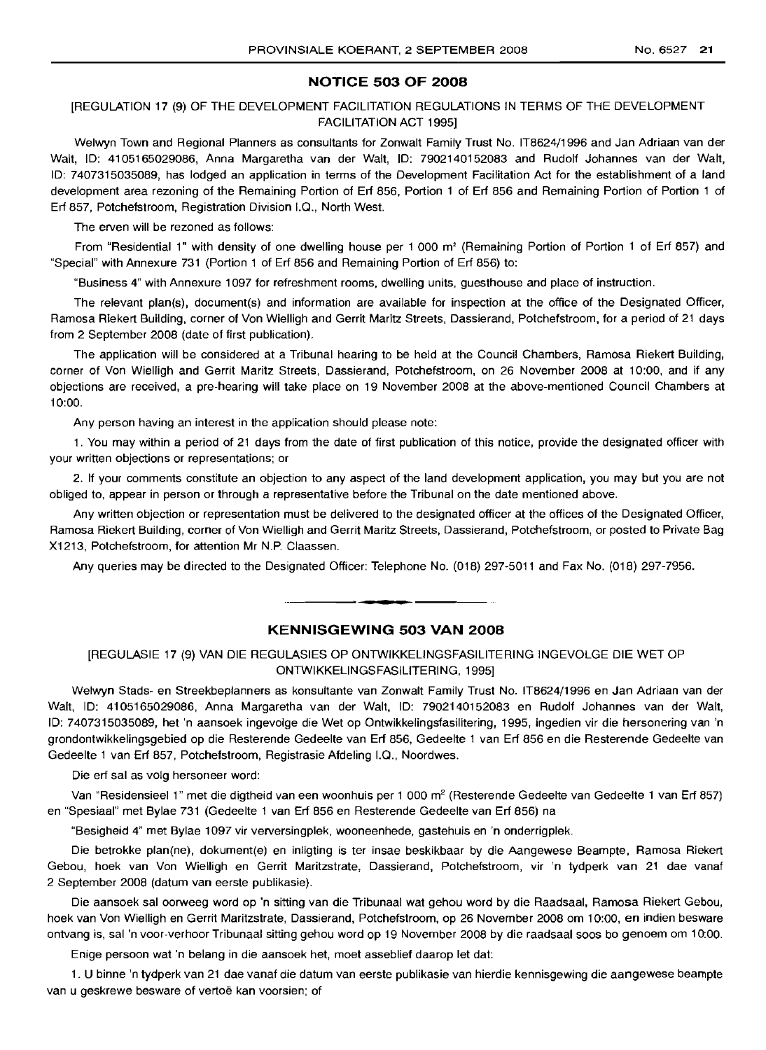## NOTICE 503 OF 2008

[REGULATION 17 (9) OF THE DEVELOPMENT FACILITATION REGULATIONS IN TERMS OF THE DEVELOPMENT FACILITATION ACT 1995]

Welwyn Town and Regional Planners as consultants for Zonwalt Family Trust No. IT8624/1996 and Jan Adriaan van der Walt, ID: 4105165029086, Anna Margaretha van der Walt, ID: 7902140152083 and Rudolf Johannes van der Walt, ID: 7407315035089, has lodged an application in terms of the Development Facilitation Act for the establishment of a land development area rezoning of the Remaining Portion of Erf 856, Portion 1 of Erf 856 and Remaining Portion of Portion 1 of Erf 857, Potchefstroom, Registration Division I.Q., North West.

The erven will be rezoned as follows:

From "Residential 1" with density of one dwelling house per 1 000 m² (Remaining Portion of Portion 1 of Erf 857) and "Special" with Annexure 731 (Portion 1 of Erf 856 and Remaining Portion of Erf 856) to:

"Business 4" with Annexure 1097 for refreshment rooms, dwelling units, guesthouse and place of instruction.

The relevant plan(s), document(s) and information are available for inspection at the office of the Designated Officer, Ramosa Riekert Building, corner of Von Wielligh and Gerrit Maritz Streets, Dassierand, Potchefstroom, for a period of 21 days from 2 September 2008 (date of first publication).

The application will be considered at a Tribunal hearing to be held at the Council Chambers, Ramosa Riekert Building, corner of Von Wielligh and Gerrit Maritz Streets, Dassierand, Potchefstroom, on 26 November 2008 at 10:00, and if any objections are received, a pre-hearing will take place on 19 November 2008 at the above-mentioned Council Chambers at 10:00.

Any person having an interest in the application should please note:

1. You may within a period of 21 days from the date of first publication of this notice, provide the designated officer with your written objections or representations; or

2. If your comments constitute an objection to any aspect of the land development application, you may but you are not obliged to, appear in person or through a representative before the Tribunal on the date mentioned above.

Any written objection or representation must be delivered to the designated officer at the offices of the Designated Officer, Ramosa Riekert Building, corner of Von Wielligh and Gerrit Maritz Streets, Dassierand, Potchefstroom, or posted to Private Bag X1213, Potchefstroom, for attention Mr N.P. Claassen.

Any queries may be directed to the Designated Officer: Telephone No. (018) 297-5011 and Fax No. (018) 297-7956.

---

## KENNISGEWING 503 VAN 2008

[REGULASIE 17 (9) VAN DIE REGULASIES OP ONTWIKKELINGSFASILITERING INGEVOLGE DIE WET OP ONTWIKKELINGSFASILITERING, 1995]

Welwyn Stads- en Streekbeplanners as konsultante van Zonwalt Family Trust No. IT8624/1996 en Jan Adriaan van der Walt, ID: 4105165029086, Anna Margaretha van der Walt, ID: 7902140152083 en Rudolf Johannes van der Walt, ID: 7407315035089, het 'n aansoek ingevolge die Wet op Ontwikkelingsfasilitering, 1995, ingedien vir die hersonering van 'n grondontwikkelingsgebied op die Resterende Gedeelte van Erf 856, Gedeelte 1 van Erf 856 en die Resterende Gedeelte van Gedeelte 1 van Erf 857, Potchefstroom, Registrasie Afdeling I.Q., Noordwes.

Die erf sal as volg hersoneer word:

Van "Residensieel 1" met die digtheid van een woonhuis per 1 000 m² (Resterende Gedeelte van Gedeelte 1 van Erf 857) en "Spesiaal" met Bylae 731 (Gedeelte 1 van Erf 856 en Resterende Gedeelte van Erf 856) na

"Besigheid 4" met Bylae 1097 vir verversingplek, wooneenhede, gastehuis en 'n onderrigplek.

Die betrokke plan(ne), dokument(e) en inligting is ter insae beskikbaar by die Aangewese Beampte, Ramosa Riekert Gebou, hoek van Von Wielligh en Gerrit Maritzstrate, Dassierand, Potchefstroom, vir 'n tydperk van 21 dae vanaf 2 September 2008 (datum van eerste publikasie).

Die aansoek sal oorweeg word op 'n sitting van die Tribunaal wat gehou word by die Raadsaal, Ramosa Riekert Gebou, hoek van Von Wielligh en Gerrit Maritzstrate, Dassierand, Potchefstroom, op 26 November 2008 om 10:00, en indien besware ontvang is, sal 'n voor-verhoor Tribunaal sitting gehou word op 19 November 2008 by die raadsaal soos bo genoem om 10:00.

Enige persoon wat 'n belang in die aansoek het, moet asseblief daarop let dat:

1. U binne 'n tydperk van 21 dae vanaf die datum van eerste publikasie van hierdie kennisgewing die aangewese beampte van u geskrewe besware of vertoë kan voorsien; of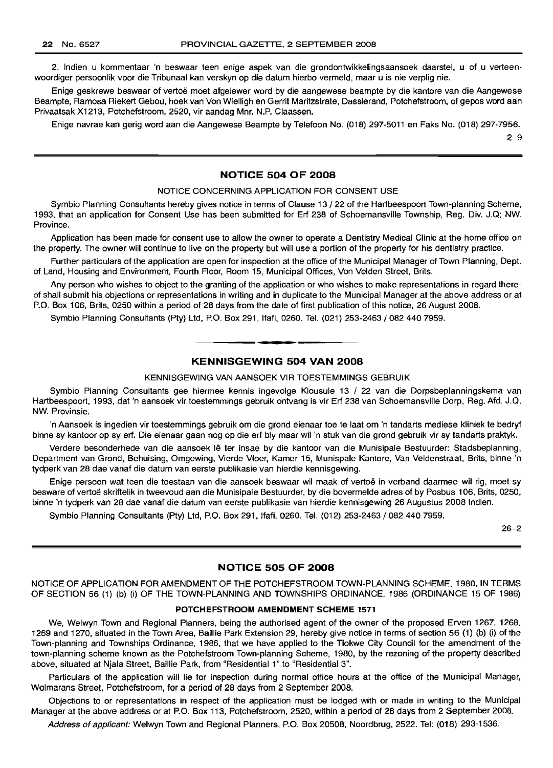2. Indien u kommentaar 'n beswaar teen enige aspek van die grondontwikkelingsaansoek daarstel, u of u verteenwoordiger persoonlik voor die Tribunaal kan verskyn op die datum hierbo vermeld, maar u is nie verplig nie.

Enige geskrewe beswaar of vertoë moet afgelewer word by die aangewese beampte by die kantore van die Aangewese Beampte, Ramosa Riekert Gebou, hoek van Von Wielligh en Gerrit Maritzstrate, Dassierand, Potchefstroom, of gepos word aan Privaatsak X1213, Potchefstroom, 2520, vir aandag Mnr. N.P. Claassen.

Enige navrae kan gerig word aan die Aangewese Beampte by Telefoon No. (018) 297-5011 en Faks No. (018) 297-7956.

2–9

## NOTICE 504 OF 2008

NOTICE CONCERNING APPLICATION FOR CONSENT USE

Symbio Planning Consultants hereby gives notice in terms of Clause 13 / 22 of the Hartbeespoort Town-planning Scheme, 1993, that an application for Consent Use has been submitted for Erf 238 of Schoemansville Township, Reg. Div. J.Q; NW. Province.

Application has been made for consent use to allow the owner to operate a Dentistry Medical Clinic at the home office on the property. The owner will continue to live on the property but will use a portion of the property for his dentistry practice.

Further particulars of the application are open for inspection at the office of the Municipal Manager of Town Planning, Dept. of Land, Housing and Environment, Fourth Floor, Room 15, Municipal Offices, Von Velden Street, Brits.

Any person who wishes to object to the granting of the application or who wishes to make representations in regard thereof shall submit his objections or representations in writing and in duplicate to the Municipal Manager at the above address or at P.O. Box 106, Brits, 0250 within a period of 28 days from the date of first publication of this notice, 26 August 2008.

Symbio Planning Consultants (Pty) Ltd, P.O. Box 291, Ifafi, 0260. Tel. (021) 253-2463 / 082 440 7959.

## KENNISGEWING 504 VAN 2008

KENNISGEWING VAN AANSOEK VIR TOESTEMMINGS GEBRUIK

Symbio Planning Consultants gee hiermee kennis ingevolge Klousule 13 / 22 van die Dorpsbeplanningskema van Hartbeespoort, 1993, dat 'n aansoek vir toestemmings gebruik ontvang is vir Erf 238 van Schoemansville Dorp, Reg. Afd. J.Q. NW. Provinsie.

'n Aansoek is ingedien vir toestemmings gebruik om die grond eienaar toe te laat om 'n tandarts mediese kliniek te bedryf binne sy kantoor op sy erf. Die eienaar gaan nog op die erf bly maar wil 'n stuk van die grond gebruik vir sy tandarts praktyk.

Verdere besonderhede van die aansoek lê ter insae by die kantoor van die Munisipale Bestuurder: Stadsbeplanning, Department van Grond, Behuising, Omgewing, Vierde Vloer, Kamer 15, Munispale Kantore, Van Veldenstraat, Brits, binne 'n tydperk van 28 dae vanaf die datum van eerste publikasie van hierdie kennisgewing.

Enige persoon wat teen die toestaan van die aansoek beswaar wil maak of vertoë in verband daarmee wil rig, moet sy besware of vertoë skriftelik in tweevoud aan die Munisipale Bestuurder, by die bovermelde adres of by Posbus 106, Brits, 0250, binne 'n tydperk van 28 dae vanaf die datum van eerste publikasie van hierdie kennisgewing 26 Augustus 2008 indien.

Symbio Planning Consultants (Pty) Ltd, P.O. Box 291, Ifafi, 0260. Tel. (012) 253-2463 / 082 440 7959.

26–2

## NOTICE 505 OF 2008

NOTICE OF APPLICATION FOR AMENDMENT OF THE POTCHEFSTROOM TOWN-PLANNING SCHEME, 1980, IN TERMS OF SECTION 56 (1) (b) (i) OF THE TOWN-PLANNING AND TOWNSHIPS ORDINANCE, 1986 (ORDINANCE 15 OF 1986)

**POTCHEFSTROOM AMENDMENT SCHEME 1571**

We, Welwyn Town and Regional Planners, being the authorised agent of the owner of the proposed Erven 1267, 1268, 1269 and 1270, situated in the Town Area, Baillie Park Extension 29, hereby give notice in terms of section 56 (1) (b) (i) of the Town-planning and Townships Ordinance, 1986, that we have applied to the Tlokwe City Council for the amendment of the town-planning scheme known as the Potchefstroom Town-planning Scheme, 1980, by the rezoning of the property described above, situated at Njala Street, Baillie Park, from "Residential 1" to "Residential 3".

Particulars of the application will lie for inspection during normal office hours at the office of the Municipal Manager, Wolmarans Street, Potchefstroom, for a period of 28 days from 2 September 2008.

Objections to or representations in respect of the application must be lodged with or made in writing to the Municipal Manager at the above address or at P.O. Box 113, Potchefstroom, 2520, within a period of 28 days from 2 September 2008.

*Address of applicant:* Welwyn Town and Regional Planners, P.O. Box 20508, Noordbrug, 2522. Tel: (018) 293-1536.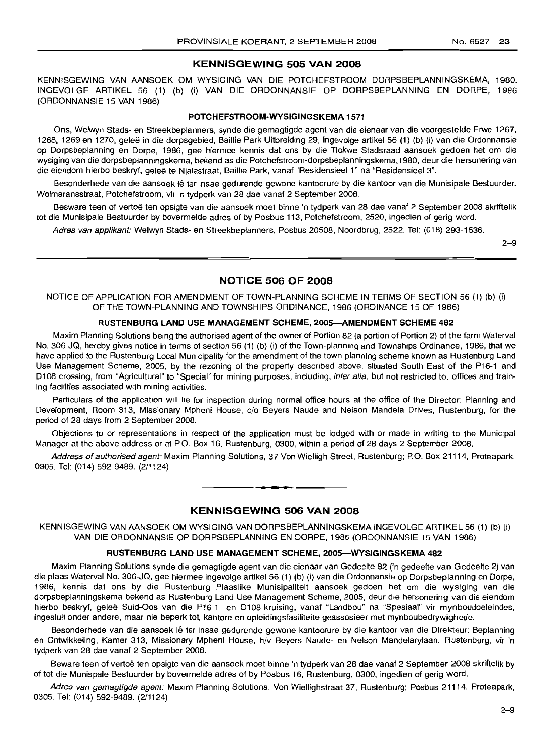## KENNISGEWING 505 VAN 2008

KENNISGEWING VAN AANSOEK OM WYSIGING VAN DIE POTCHEFSTROOM DORPSBEPLANNINGSKEMA, 1980, INGEVOLGE ARTIKEL 56 (1) (b) (i) VAN DIE ORDONNANSIE OP DORPSBEPLANNING EN DORPE, 1986 (ORDONNANSIE 15 VAN 1986)

### POTCHEFSTROOM-WYSIGINGSKEMA 1571

Ons, Welwyn Stads- en Streekbeplanners, synde die gemagtigde agent van die eienaar van die voorgestelde Erwe 1267, 1268, 1269 en 1270, geleë in die dorpsgebied, Baillie Park Uitbreiding 29, ingevolge artikel 56 (1) (b) (i) van die Ordonnansie op Dorpsbeplanning en Dorpe, 1986, gee hiermee kennis dat ons by die Tlokwe Stadsraad aansoek gedoen het om die wysiging van die dorpsbeplanningskema, bekend as die Potchefstroom-dorpsbeplanningskema,1980, deur die hersonering van die eiendom hierbo beskryf, geleë te Njalastraat, Baillie Park, vanaf "Residensieel 1" na "Residensieel 3".

Besonderhede van die aansoek lê ter insae gedurende gewone kantoorure by die kantoor van die Munisipale Bestuurder, Wolmaransstraat, Potchefstroom, vir 'n tydperk van 28 dae vanaf 2 September 2008.

Besware teen of vertoë ten opsigte van die aansoek moet binne 'n tydperk van 28 dae vanaf 2 September 2008 skriftelik tot die Munisipale Bestuurder by bovermelde adres of by Posbus 113, Potchefstroom, 2520, ingedien of gerig word.

*Adres van applikant:* Welwyn Stads- en Streekbeplanners, Posbus 20508, Noordbrug, 2522. Tel: (018) 293-1536.

2–9

## NOTICE 506 OF 2008

NOTICE OF APPLICATION FOR AMENDMENT OF TOWN-PLANNING SCHEME IN TERMS OF SECTION 56 (1) (b) (i) OF THE TOWN-PLANNING AND TOWNSHIPS ORDINANCE, 1986 (ORDINANCE 15 OF 1986)

### RUSTENBURG LAND USE MANAGEMENT SCHEME, 2005—AMENDMENT SCHEME 482

Maxim Planning Solutions being the authorised agent of the owner of Portion 82 (a portion of Portion 2) of the farm Waterval No. 306-JQ, hereby gives notice in terms of section 56 (1) (b) (i) of the Town-planning and Townships Ordinance, 1986, that we have applied to the Rustenburg Local Municipality for the amendment of the town-planning scheme known as Rustenburg Land Use Management Scheme, 2005, by the rezoning of the property described above, situated South East of the P16-1 and D108 crossing, from "Agricultural" to "Special" for mining purposes, including, *inter alia,* but not restricted to, offices and training facilities associated with mining activities.

Particulars of the application will lie for inspection during normal office hours at the office of the Director: Planning and Development, Room 313, Missionary Mpheni House, c/o Beyers Naude and Nelson Mandela Drives, Rustenburg, for the period of 28 days from 2 September 2008.

Objections to or representations in respect of the application must be lodged with or made in writing to the Municipal Manager at the above address or at P.O. Box 16, Rustenburg, 0300, within a period of 28 days 2 September 2008.

*Address of authorised agent:* Maxim Planning Solutions, 37 Von Wielligh Street, Rustenburg; P.O. Box 21114, Proteapark, 0305. Tel: (014) 592-9489. (2/1124)

## KENNISGEWING 506 VAN 2008

KENNISGEWING VAN AANSOEK OM WYSIGING VAN DORPSBEPLANNINGSKEMA INGEVOLGE ARTIKEL 56 (1) (b) (i) VAN DIE ORDONNANSIE OP DORPSBEPLANNING EN DORPE, 1986 (ORDONNANSIE 15 VAN 1986)

### RUSTENBURG LAND USE MANAGEMENT SCHEME, 2005—WYSIGINGSKEMA 482

Maxim Planning Solutions synde die gemagtigde agent van die eienaar van Gedeelte 82 ('n gedeelte van Gedeelte 2) van die plaas Waterval No. 306-JQ, gee hiermee ingevolge artikel 56 (1) (b) (i) van die Ordonnansie op Dorpsbeplanning en Dorpe, 1986, kennis dat ons by die Rustenburg Plaaslike Munisipaliteit aansoek gedoen het om die wysiging van die dorpsbeplanningskema bekend as Rustenburg Land Use Management Scheme, 2005, deur die hersonering van die eiendom hierbo beskryf, geleë Suid-Oos van die P16-1- en D108-kruising, vanaf "Landbou" na "Spesiaal" vir mynboudoeleindes, ingesluit onder andere, maar nie beperk tot, kantore en opleidingsfasiliteite geassosieer met mynboubedrywighede.

Besonderhede van die aansoek lê ter insae gedurende gewone kantoorure by die kantoor van die Direkteur: Beplanning en Ontwikkeling, Kamer 313, Missionary Mpheni House, h/v Beyers Naude- en Nelson Mandelarylaan, Rustenburg, vir 'n tydperk van 28 dae vanaf 2 September 2008.

Beware teen of vertoë ten opsigte van die aansoek moet binne 'n tydperk van 28 dae vanaf 2 September 2008 skriftelik by of tot die Munispale Bestuurder by bovermelde adres of by Posbus 16, Rustenburg, 0300, ingedien of gerig word.

*Adres van gemagtigde agent:* Maxim Planning Solutions, Von Wiellighstraat 37, Rustenburg; Posbus 21114, Proteapark, 0305. Tel: (014) 592-9489. (2/1124)

2–9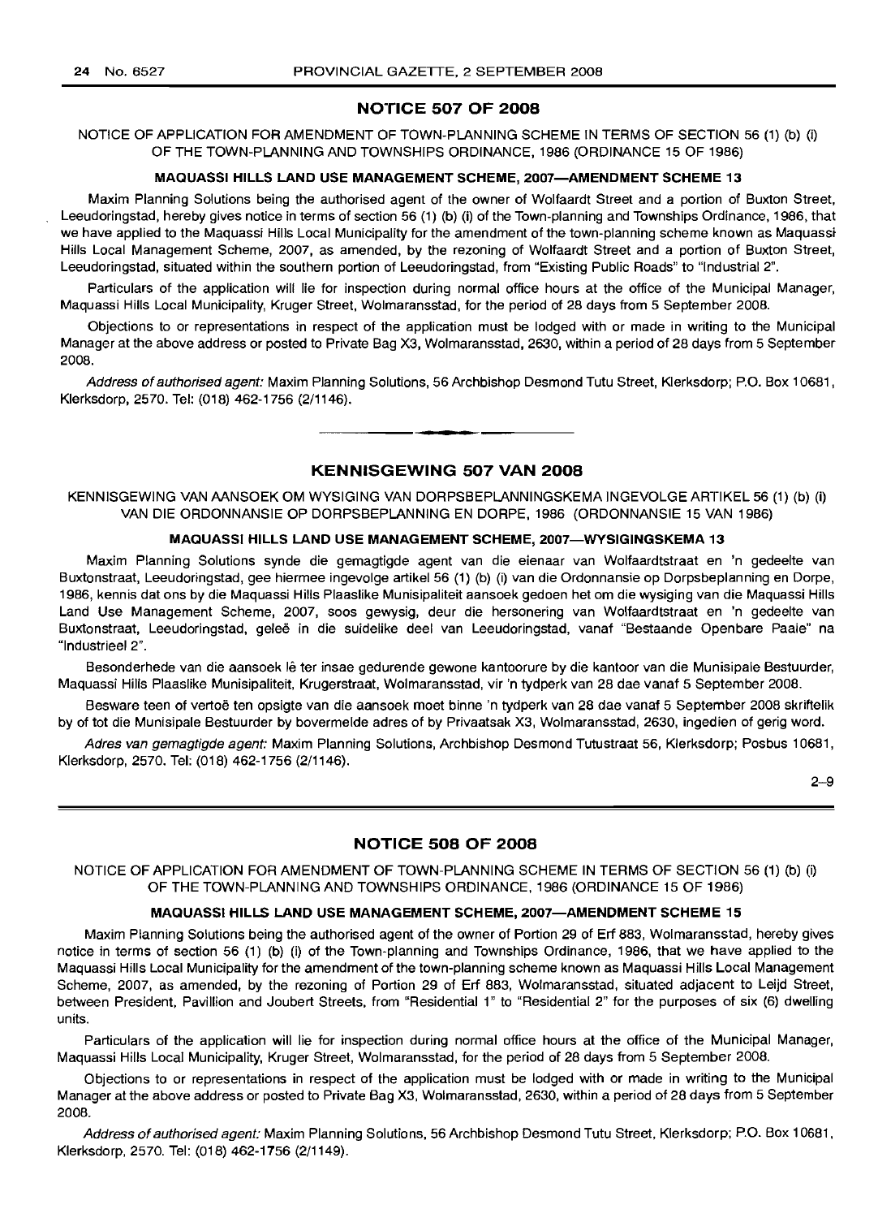## NOTICE 507 OF 2008

NOTICE OF APPLICATION FOR AMENDMENT OF TOWN-PLANNING SCHEME IN TERMS OF SECTION 56 (1) (b) (i) OF THE TOWN-PLANNING AND TOWNSHIPS ORDINANCE, 1986 (ORDINANCE 15 OF 1986)

### MAQUASSI HILLS LAND USE MANAGEMENT SCHEME, 2007—AMENDMENT SCHEME 13

Maxim Planning Solutions being the authorised agent of the owner of Wolfaardt Street and a portion of Buxton Street, Leeudoringstad, hereby gives notice in terms of section 56 (1) (b) (i) of the Town-planning and Townships Ordinance, 1986, that we have applied to the Maquassi Hills Local Municipality for the amendment of the town-planning scheme known as Maquassi Hills Local Management Scheme, 2007, as amended, by the rezoning of Wolfaardt Street and a portion of Buxton Street, Leeudoringstad, situated within the southern portion of Leeudoringstad, from "Existing Public Roads" to "Industrial 2".

Particulars of the application will lie for inspection during normal office hours at the office of the Municipal Manager, Maquassi Hills Local Municipality, Kruger Street, Wolmaransstad, for the period of 28 days from 5 September 2008.

Objections to or representations in respect of the application must be lodged with or made in writing to the Municipal Manager at the above address or posted to Private Bag X3, Wolmaransstad, 2630, within a period of 28 days from 5 September 2008.

*Address of authorised agent:* Maxim Planning Solutions, 56 Archbishop Desmond Tutu Street, Klerksdorp; P.O. Box 10681, Klerksdorp, 2570. Tel: (018) 462-1756 (2/1146).

## KENNISGEWING 507 VAN 2008

KENNISGEWING VAN AANSOEK OM WYSIGING VAN DORPSBEPLANNINGSKEMA INGEVOLGE ARTIKEL 56 (1) (b) (i) VAN DIE ORDONNANSIE OP DORPSBEPLANNING EN DORPE, 1986 (ORDONNANSIE 15 VAN 1986)

### MAQUASSI HILLS LAND USE MANAGEMENT SCHEME, 2007—WYSIGINGSKEMA 13

Maxim Planning Solutions synde die gemagtigde agent van die eienaar van Wolfaardtstraat en 'n gedeelte van Buxtonstraat, Leeudoringstad, gee hiermee ingevolge artikel 56 (1) (b) (i) van die Ordonnansie op Dorpsbeplanning en Dorpe, 1986, kennis dat ons by die Maquassi Hills Plaaslike Munisipaliteit aansoek gedoen het om die wysiging van die Maquassi Hills Land Use Management Scheme, 2007, soos gewysig, deur die hersonering van Wolfaardtstraat en 'n gedeelte van Buxtonstraat, Leeudoringstad, geleë in die suidelike deel van Leeudoringstad, vanaf "Bestaande Openbare Paaie" na "Industrieel 2".

Besonderhede van die aansoek lê ter insae gedurende gewone kantoorure by die kantoor van die Munisipale Bestuurder, Maquassi Hills Plaaslike Munisipaliteit, Krugerstraat, Wolmaransstad, vir 'n tydperk van 28 dae vanaf 5 September 2008.

Besware teen of vertoë ten opsigte van die aansoek moet binne 'n tydperk van 28 dae vanaf 5 September 2008 skriftelik by of tot die Munisipale Bestuurder by bovermelde adres of by Privaatsak X3, Wolmaransstad, 2630, ingedien of gerig word.

*Adres van gemagtigde agent:* Maxim Planning Solutions, Archbishop Desmond Tutustraat 56, Klerksdorp; Posbus 10681, Klerksdorp, 2570. Tel: (018) 462-1756 (2/1146).

2–9

## NOTICE 508 OF 2008

NOTICE OF APPLICATION FOR AMENDMENT OF TOWN-PLANNING SCHEME IN TERMS OF SECTION 56 (1) (b) (i) OF THE TOWN-PLANNING AND TOWNSHIPS ORDINANCE, 1986 (ORDINANCE 15 OF 1986)

### MAQUASSI HILLS LAND USE MANAGEMENT SCHEME, 2007—AMENDMENT SCHEME 15

Maxim Planning Solutions being the authorised agent of the owner of Portion 29 of Erf 883, Wolmaransstad, hereby gives notice in terms of section 56 (1) (b) (i) of the Town-planning and Townships Ordinance, 1986, that we have applied to the Maquassi Hills Local Municipality for the amendment of the town-planning scheme known as Maquassi Hills Local Management Scheme, 2007, as amended, by the rezoning of Portion 29 of Erf 883, Wolmaransstad, situated adjacent to Leijd Street, between President, Pavillion and Joubert Streets, from "Residential 1" to "Residential 2" for the purposes of six (6) dwelling units.

Particulars of the application will lie for inspection during normal office hours at the office of the Municipal Manager, Maquassi Hills Local Municipality, Kruger Street, Wolmaransstad, for the period of 28 days from 5 September 2008.

Objections to or representations in respect of the application must be lodged with or made in writing to the Municipal Manager at the above address or posted to Private Bag X3, Wolmaransstad, 2630, within a period of 28 days from 5 September 2008.

*Address of authorised agent:* Maxim Planning Solutions, 56 Archbishop Desmond Tutu Street, Klerksdorp; P.O. Box 10681, Klerksdorp, 2570. Tel: (018) 462-1756 (2/1149).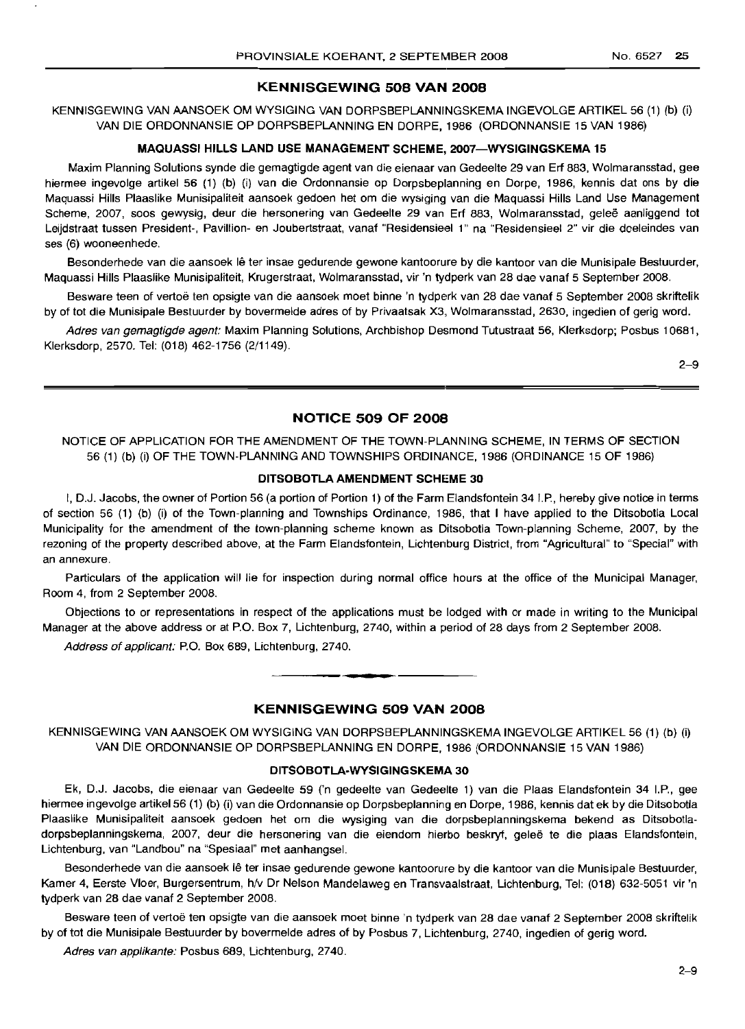## KENNISGEWING 508 VAN 2008

KENNISGEWING VAN AANSOEK OM WYSIGING VAN DORPSBEPLANNINGSKEMA INGEVOLGE ARTIKEL 56 (1) (b) (i) VAN DIE ORDONNANSIE OP DORPSBEPLANNING EN DORPE, 1986 (ORDONNANSIE 15 VAN 1986)

### MAQUASSI HILLS LAND USE MANAGEMENT SCHEME, 2007—WYSIGINGSKEMA 15

Maxim Planning Solutions synde die gemagtigde agent van die eienaar van Gedeelte 29 van Erf 883, Wolmaransstad, gee hiermee ingevolge artikel 56 (1) (b) (i) van die Ordonnansie op Dorpsbeplanning en Dorpe, 1986, kennis dat ons by die Maquassi Hills Plaaslike Munisipaliteit aansoek gedoen het om die wysiging van die Maquassi Hills Land Use Management Scheme, 2007, soos gewysig, deur die hersonering van Gedeelte 29 van Erf 883, Wolmaransstad, geleë aanliggend tot Leijdstraat tussen President-, Pavillion- en Joubertstraat, vanaf "Residensieel 1" na "Residensieel 2" vir die doeleindes van ses (6) wooneenhede.

Besonderhede van die aansoek lê ter insae gedurende gewone kantoorure by die kantoor van die Munisipale Bestuurder, Maquassi Hills Plaaslike Munisipaliteit, Krugerstraat, Wolmaransstad, vir 'n tydperk van 28 dae vanaf 5 September 2008.

Besware teen of vertoë ten opsigte van die aansoek moet binne 'n tydperk van 28 dae vanaf 5 September 2008 skriftelik by of tot die Munisipale Bestuurder by bovermelde adres of by Privaatsak X3, Wolmaransstad, 2630, ingedien of gerig word.

*Adres van gemagtigde agent:* Maxim Planning Solutions, Archbishop Desmond Tutustraat 56, Klerksdorp; Posbus 10681, Klerksdorp, 2570. Tel: (018) 462-1756 (2/1149).

2–9

## NOTICE 509 OF 2008

NOTICE OF APPLICATION FOR THE AMENDMENT OF THE TOWN-PLANNING SCHEME, IN TERMS OF SECTION 56 (1) (b) (i) OF THE TOWN-PLANNING AND TOWNSHIPS ORDINANCE, 1986 (ORDINANCE 15 OF 1986)

### DITSOBOTLA AMENDMENT SCHEME 30

I, D.J. Jacobs, the owner of Portion 56 (a portion of Portion 1) of the Farm Elandsfontein 34 I.P., hereby give notice in terms of section 56 (1) (b) (i) of the Town-planning and Townships Ordinance, 1986, that I have applied to the Ditsobotla Local Municipality for the amendment of the town-planning scheme known as Ditsobotla Town-planning Scheme, 2007, by the rezoning of the property described above, at the Farm Elandsfontein, Lichtenburg District, from "Agricultural" to "Special" with an annexure.

Particulars of the application will lie for inspection during normal office hours at the office of the Municipal Manager, Room 4, from 2 September 2008.

Objections to or representations in respect of the applications must be lodged with or made in writing to the Municipal Manager at the above address or at P.O. Box 7, Lichtenburg, 2740, within a period of 28 days from 2 September 2008.

*Address of applicant:* P.O. Box 689, Lichtenburg, 2740.

## KENNISGEWING 509 VAN 2008

KENNISGEWING VAN AANSOEK OM WYSIGING VAN DORPSBEPLANNINGSKEMA INGEVOLGE ARTIKEL 56 (1) (b) (i) VAN DIE ORDONNANSIE OP DORPSBEPLANNING EN DORPE, 1986 (ORDONNANSIE 15 VAN 1986)

### DITSOBOTLA-WYSIGINGSKEMA 30

Ek, D.J. Jacobs, die eienaar van Gedeelte 59 ('n gedeelte van Gedeelte 1) van die Plaas Elandsfontein 34 I.P., gee hiermee ingevolge artikel 56 (1) (b) (i) van die Ordonnansie op Dorpsbeplanning en Dorpe, 1986, kennis dat ek by die Ditsobotla Plaaslike Munisipaliteit aansoek gedoen het om die wysiging van die dorpsbeplanningskema bekend as Ditsobotla-dorpsbeplanningskema, 2007, deur die hersonering van die eiendom hierbo beskryf, geleë te die plaas Elandsfontein, Lichtenburg, van "Landbou" na "Spesiaal" met aanhangsel.

Besonderhede van die aansoek lê ter insae gedurende gewone kantoorure by die kantoor van die Munisipale Bestuurder, Kamer 4, Eerste Vloer, Burgersentrum, h/v Dr Nelson Mandelaweg en Transvaalstraat, Lichtenburg, Tel: (018) 632-5051 vir 'n tydperk van 28 dae vanaf 2 September 2008.

Besware teen of vertoë ten opsigte van die aansoek moet binne 'n tydperk van 28 dae vanaf 2 September 2008 skriftelik by of tot die Munisipale Bestuurder by bovermelde adres of by Posbus 7, Lichtenburg, 2740, ingedien of gerig word.

*Adres van applikante:* Posbus 689, Lichtenburg, 2740.

2–9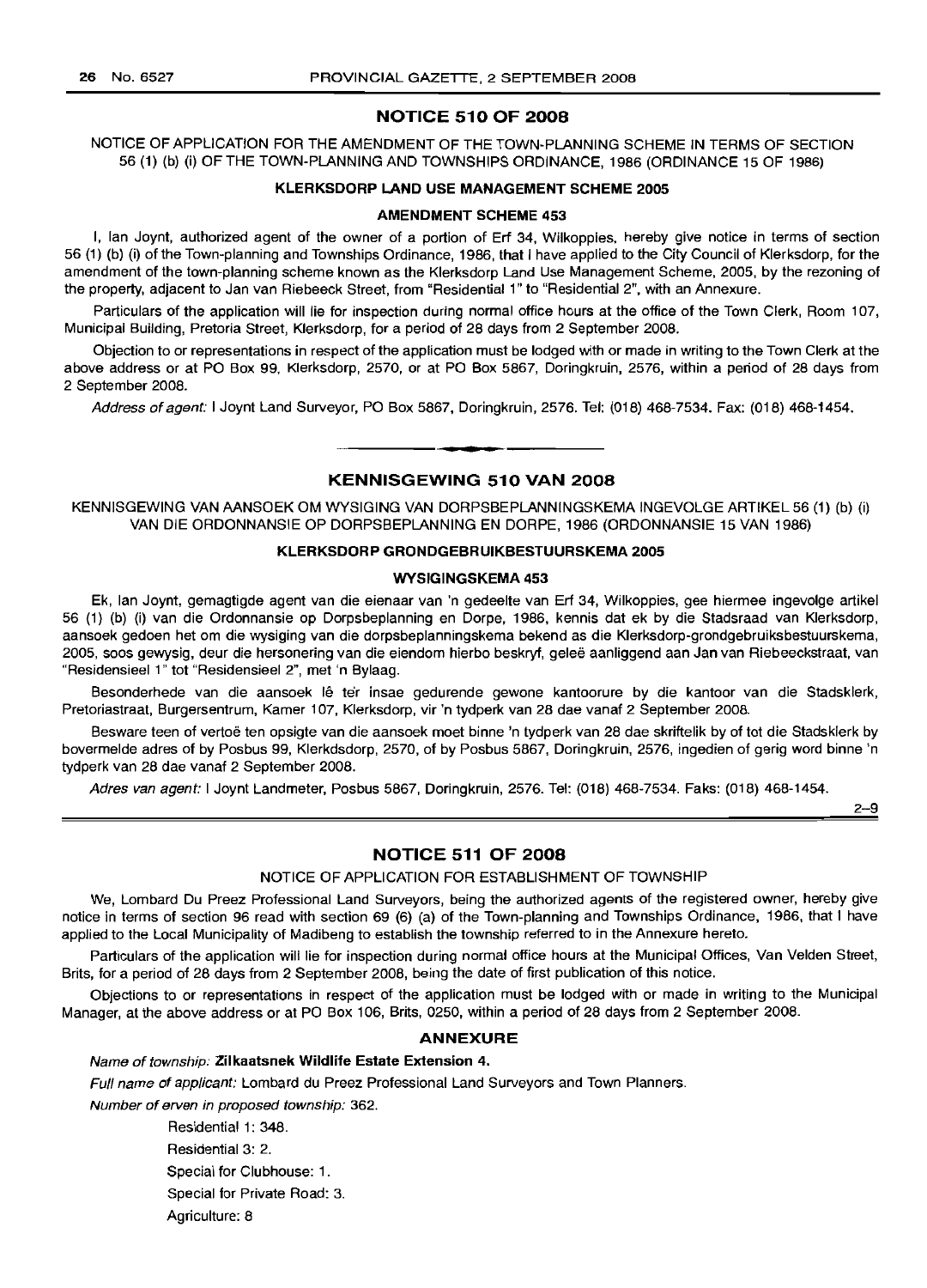## NOTICE 510 OF 2008

NOTICE OF APPLICATION FOR THE AMENDMENT OF THE TOWN-PLANNING SCHEME IN TERMS OF SECTION 56 (1) (b) (i) OF THE TOWN-PLANNING AND TOWNSHIPS ORDINANCE, 1986 (ORDINANCE 15 OF 1986)

**KLERKSDORP LAND USE MANAGEMENT SCHEME 2005**

**AMENDMENT SCHEME 453**

I, Ian Joynt, authorized agent of the owner of a portion of Erf 34, Wilkoppies, hereby give notice in terms of section 56 (1) (b) (i) of the Town-planning and Townships Ordinance, 1986, that I have applied to the City Council of Klerksdorp, for the amendment of the town-planning scheme known as the Klerksdorp Land Use Management Scheme, 2005, by the rezoning of the property, adjacent to Jan van Riebeeck Street, from "Residential 1" to "Residential 2", with an Annexure.

Particulars of the application will lie for inspection during normal office hours at the office of the Town Clerk, Room 107, Municipal Building, Pretoria Street, Klerksdorp, for a period of 28 days from 2 September 2008.

Objection to or representations in respect of the application must be lodged with or made in writing to the Town Clerk at the above address or at PO Box 99, Klerksdorp, 2570, or at PO Box 5867, Doringkruin, 2576, within a period of 28 days from 2 September 2008.

*Address of agent:* I Joynt Land Surveyor, PO Box 5867, Doringkruin, 2576. Tel: (018) 468-7534. Fax: (018) 468-1454.

---

## KENNISGEWING 510 VAN 2008

KENNISGEWING VAN AANSOEK OM WYSIGING VAN DORPSBEPLANNINGSKEMA INGEVOLGE ARTIKEL 56 (1) (b) (i) VAN DIE ORDONNANSIE OP DORPSBEPLANNING EN DORPE, 1986 (ORDONNANSIE 15 VAN 1986)

**KLERKSDORP GRONDGEBRUIKBESTUURSKEMA 2005**

**WYSIGINGSKEMA 453**

Ek, Ian Joynt, gemagtigde agent van die eienaar van 'n gedeelte van Erf 34, Wilkoppies, gee hiermee ingevolge artikel 56 (1) (b) (i) van die Ordonnansie op Dorpsbeplanning en Dorpe, 1986, kennis dat ek by die Stadsraad van Klerksdorp, aansoek gedoen het om die wysiging van die dorpsbeplanningskema bekend as die Klerksdorp-grondgebruiksbestuurskema, 2005, soos gewysig, deur die hersonering van die eiendom hierbo beskryf, geleë aanliggend aan Jan van Riebeeckstraat, van "Residensieel 1" tot "Residensieel 2", met 'n Bylaag.

Besonderhede van die aansoek lê ter insae gedurende gewone kantoorure by die kantoor van die Stadsklerk, Pretoriastraat, Burgersentrum, Kamer 107, Klerksdorp, vir 'n tydperk van 28 dae vanaf 2 September 2008.

Besware teen of vertoë ten opsigte van die aansoek moet binne 'n tydperk van 28 dae skriftelik by of tot die Stadsklerk by bovermelde adres of by Posbus 99, Klerkdsdorp, 2570, of by Posbus 5867, Doringkruin, 2576, ingedien of gerig word binne 'n tydperk van 28 dae vanaf 2 September 2008.

*Adres van agent:* I Joynt Landmeter, Posbus 5867, Doringkruin, 2576. Tel: (018) 468-7534. Faks: (018) 468-1454.

2–9

---

## NOTICE 511 OF 2008

NOTICE OF APPLICATION FOR ESTABLISHMENT OF TOWNSHIP

We, Lombard Du Preez Professional Land Surveyors, being the authorized agents of the registered owner, hereby give notice in terms of section 96 read with section 69 (6) (a) of the Town-planning and Townships Ordinance, 1986, that I have applied to the Local Municipality of Madibeng to establish the township referred to in the Annexure hereto.

Particulars of the application will lie for inspection during normal office hours at the Municipal Offices, Van Velden Street, Brits, for a period of 28 days from 2 September 2008, being the date of first publication of this notice.

Objections to or representations in respect of the application must be lodged with or made in writing to the Municipal Manager, at the above address or at PO Box 106, Brits, 0250, within a period of 28 days from 2 September 2008.

### ANNEXURE

*Name of township:* **Zilkaatsnek Wildlife Estate Extension 4.**

*Full name of applicant:* Lombard du Preez Professional Land Surveyors and Town Planners.

*Number of erven in proposed township:* 362.

Residential 1: 348.

Residential 3: 2.

Special for Clubhouse: 1.

Special for Private Road: 3.

Agriculture: 8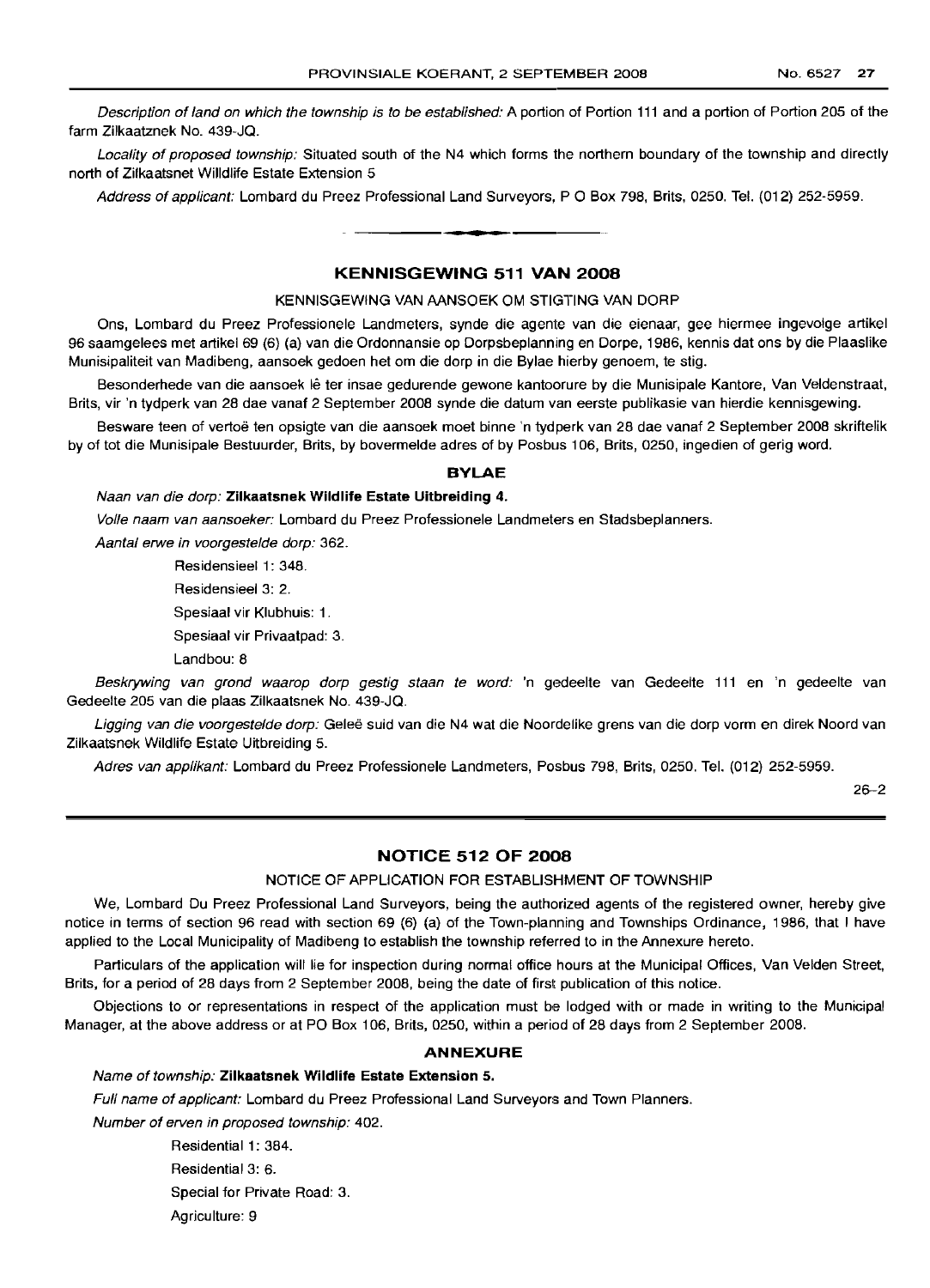*Description of land on which the township is to be established:* A portion of Portion 111 and a portion of Portion 205 of the farm Zilkaatznek No. 439-JQ.

*Locality of proposed township:* Situated south of the N4 which forms the northern boundary of the township and directly north of Zilkaatsnet Willdlife Estate Extension 5

*Address of applicant:* Lombard du Preez Professional Land Surveyors, P O Box 798, Brits, 0250. Tel. (012) 252-5959.

---

## KENNISGEWING 511 VAN 2008

### KENNISGEWING VAN AANSOEK OM STIGTING VAN DORP

Ons, Lombard du Preez Professionele Landmeters, synde die agente van die eienaar, gee hiermee ingevolge artikel 96 saamgelees met artikel 69 (6) (a) van die Ordonnansie op Dorpsbeplanning en Dorpe, 1986, kennis dat ons by die Plaaslike Munisipaliteit van Madibeng, aansoek gedoen het om die dorp in die Bylae hierby genoem, te stig.

Besonderhede van die aansoek lê ter insae gedurende gewone kantoorure by die Munisipale Kantore, Van Veldenstraat, Brits, vir 'n tydperk van 28 dae vanaf 2 September 2008 synde die datum van eerste publikasie van hierdie kennisgewing.

Besware teen of vertoë ten opsigte van die aansoek moet binne 'n tydperk van 28 dae vanaf 2 September 2008 skriftelik by of tot die Munisipale Bestuurder, Brits, by bovermelde adres of by Posbus 106, Brits, 0250, ingedien of gerig word.

### BYLAE

*Naan van die dorp:* **Zilkaatsnek Wildlife Estate Uitbreiding 4.**

*Volle naam van aansoeker:* Lombard du Preez Professionele Landmeters en Stadsbeplanners.

*Aantal erwe in voorgestelde dorp:* 362.

Residensieel 1: 348.

Residensieel 3: 2.

Spesiaal vir Klubhuis: 1.

Spesiaal vir Privaatpad: 3.

Landbou: 8

*Beskrywing van grond waarop dorp gestig staan te word:* 'n gedeelte van Gedeelte 111 en 'n gedeelte van Gedeelte 205 van die plaas Zilkaatsnek No. 439-JQ.

*Ligging van die voorgestelde dorp:* Geleë suid van die N4 wat die Noordelike grens van die dorp vorm en direk Noord van Zilkaatsnek Wildlife Estate Uitbreiding 5.

*Adres van applikant:* Lombard du Preez Professionele Landmeters, Posbus 798, Brits, 0250. Tel. (012) 252-5959.

26–2

---

## NOTICE 512 OF 2008

### NOTICE OF APPLICATION FOR ESTABLISHMENT OF TOWNSHIP

We, Lombard Du Preez Professional Land Surveyors, being the authorized agents of the registered owner, hereby give notice in terms of section 96 read with section 69 (6) (a) of the Town-planning and Townships Ordinance, 1986, that I have applied to the Local Municipality of Madibeng to establish the township referred to in the Annexure hereto.

Particulars of the application will lie for inspection during normal office hours at the Municipal Offices, Van Velden Street, Brits, for a period of 28 days from 2 September 2008, being the date of first publication of this notice.

Objections to or representations in respect of the application must be lodged with or made in writing to the Municipal Manager, at the above address or at PO Box 106, Brits, 0250, within a period of 28 days from 2 September 2008.

### ANNEXURE

*Name of township:* **Zilkaatsnek Wildlife Estate Extension 5.**

*Full name of applicant:* Lombard du Preez Professional Land Surveyors and Town Planners.

*Number of erven in proposed township:* 402.

Residential 1: 384.

Residential 3: 6.

Special for Private Road: 3.

Agriculture: 9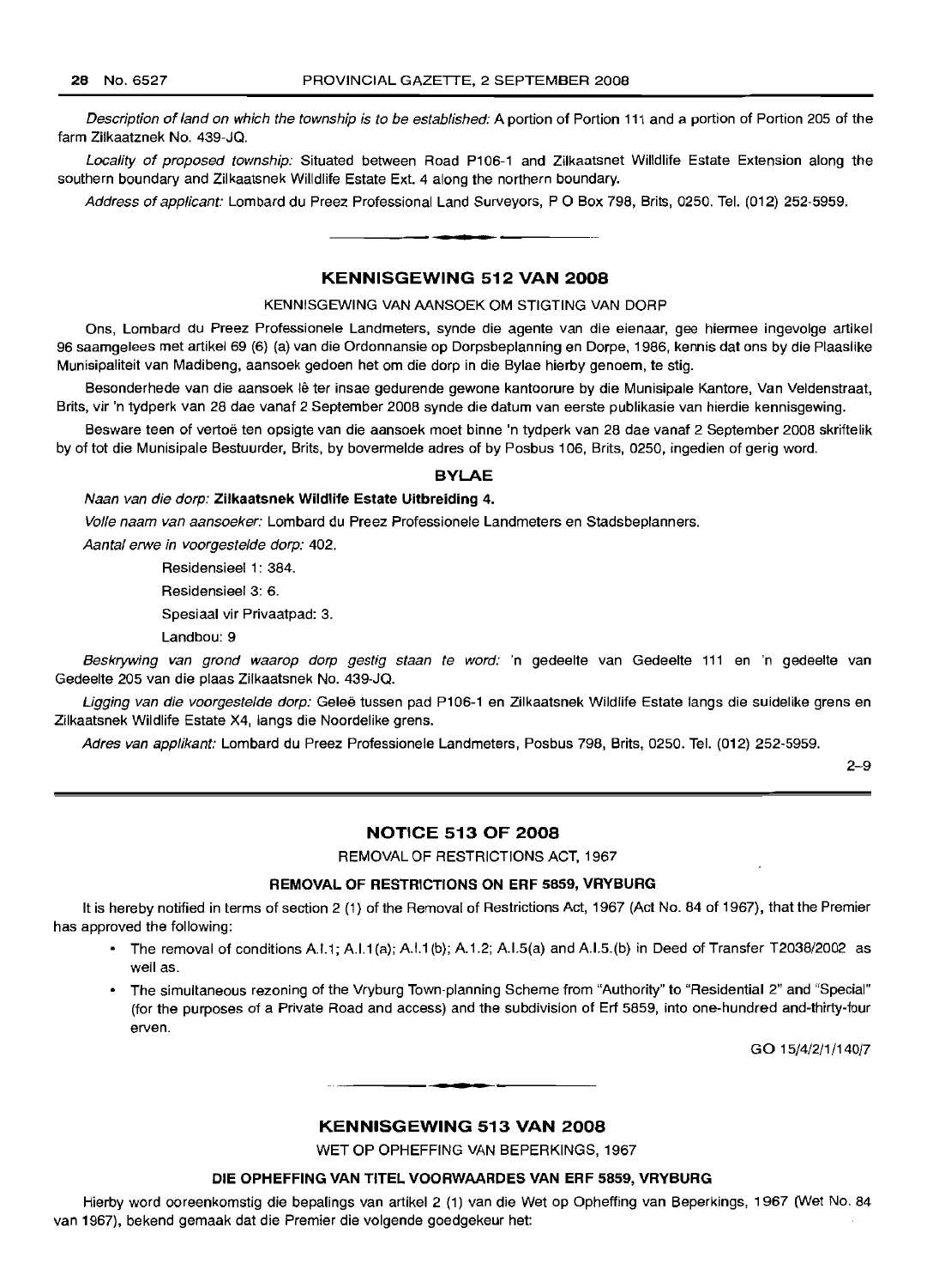*Description of land on which the township is to be established:* A portion of Portion 111 and a portion of Portion 205 of the farm Zilkaatznek No. 439-JQ.

*Locality of proposed township:* Situated between Road P106-1 and Zilkaatsnet Willdlife Estate Extension along the southern boundary and Zilkaatsnek Willdlife Estate Ext. 4 along the northern boundary.

*Address of applicant:* Lombard du Preez Professional Land Surveyors, P O Box 798, Brits, 0250. Tel. (012) 252-5959.

## KENNISGEWING 512 VAN 2008

KENNISGEWING VAN AANSOEK OM STIGTING VAN DORP

Ons, Lombard du Preez Professionele Landmeters, synde die agente van die eienaar, gee hiermee ingevolge artikel 96 saamgelees met artikel 69 (6) (a) van die Ordonnansie op Dorpsbeplanning en Dorpe, 1986, kennis dat ons by die Plaaslike Munisipaliteit van Madibeng, aansoek gedoen het om die dorp in die Bylae hierby genoem, te stig.

Besonderhede van die aansoek lê ter insae gedurende gewone kantoorure by die Munisipale Kantore, Van Veldenstraat, Brits, vir 'n tydperk van 28 dae vanaf 2 September 2008 synde die datum van eerste publikasie van hierdie kennisgewing.

Besware teen of vertoë ten opsigte van die aansoek moet binne 'n tydperk van 28 dae vanaf 2 September 2008 skriftelik by of tot die Munisipale Bestuurder, Brits, by bovermelde adres of by Posbus 106, Brits, 0250, ingedien of gerig word.

### BYLAE

*Naan van die dorp:* **Zilkaatsnek Wildlife Estate Uitbreiding 4.**

*Volle naam van aansoeker:* Lombard du Preez Professionele Landmeters en Stadsbeplanners.

*Aantal erwe in voorgestelde dorp:* 402.

Residensieel 1: 384.

Residensieel 3: 6.

Spesiaal vir Privaatpad: 3.

Landbou: 9

*Beskrywing van grond waarop dorp gestig staan te word:* 'n gedeelte van Gedeelte 111 en 'n gedeelte van Gedeelte 205 van die plaas Zilkaatsnek No. 439-JQ.

*Ligging van die voorgestelde dorp:* Geleë tussen pad P106-1 en Zilkaatsnek Wildlife Estate langs die suidelike grens en Zilkaatsnek Wildlife Estate X4, langs die Noordelike grens.

*Adres van applikant:* Lombard du Preez Professionele Landmeters, Posbus 798, Brits, 0250. Tel. (012) 252-5959.

2–9

## NOTICE 513 OF 2008

REMOVAL OF RESTRICTIONS ACT, 1967

### REMOVAL OF RESTRICTIONS ON ERF 5859, VRYBURG

It is hereby notified in terms of section 2 (1) of the Removal of Restrictions Act, 1967 (Act No. 84 of 1967), that the Premier has approved the following:

- The removal of conditions A.I.1; A.I.1(a); A.I.1(b); A.1.2; A.I.5(a) and A.I.5.(b) in Deed of Transfer T2038/2002 as well as.
- The simultaneous rezoning of the Vryburg Town-planning Scheme from "Authority" to "Residential 2" and "Special" (for the purposes of a Private Road and access) and the subdivision of Erf 5859, into one-hundred and-thirty-four erven.

GO 15/4/2/1/140/7

## KENNISGEWING 513 VAN 2008

WET OP OPHEFFING VAN BEPERKINGS, 1967

### DIE OPHEFFING VAN TITEL VOORWAARDES VAN ERF 5859, VRYBURG

Hierby word ooreenkomstig die bepalings van artikel 2 (1) van die Wet op Opheffing van Beperkings, 1967 (Wet No. 84 van 1967), bekend gemaak dat die Premier die volgende goedgekeur het: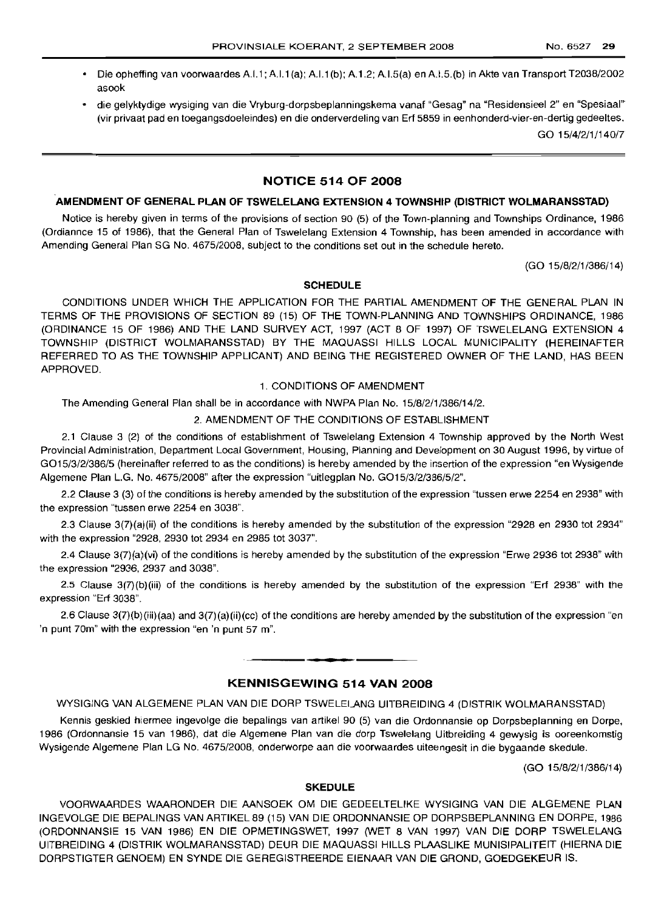- Die opheffing van voorwaardes A.I.1; A.I.1(a); A.I.1(b); A.1.2; A.I.5(a) en A.I.5.(b) in Akte van Transport T2038/2002 asook
- die gelyktydige wysiging van die Vryburg-dorpsbeplanningskema vanaf "Gesag" na "Residensieel 2" en "Spesiaal" (vir privaat pad en toegangsdoeleindes) en die onderverdeling van Erf 5859 in eenhonderd-vier-en-dertig gedeeltes.

GO 15/4/2/1/140/7

## NOTICE 514 OF 2008

### AMENDMENT OF GENERAL PLAN OF TSWELELANG EXTENSION 4 TOWNSHIP (DISTRICT WOLMARANSSTAD)

Notice is hereby given in terms of the provisions of section 90 (5) of the Town-planning and Townships Ordinance, 1986 (Ordiannce 15 of 1986), that the General Plan of Tswelelang Extension 4 Township, has been amended in accordance with Amending General Plan SG No. 4675/2008, subject to the conditions set out in the schedule hereto.

(GO 15/8/2/1/386/14)

#### SCHEDULE

CONDITIONS UNDER WHICH THE APPLICATION FOR THE PARTIAL AMENDMENT OF THE GENERAL PLAN IN TERMS OF THE PROVISIONS OF SECTION 89 (15) OF THE TOWN-PLANNING AND TOWNSHIPS ORDINANCE, 1986 (ORDINANCE 15 OF 1986) AND THE LAND SURVEY ACT, 1997 (ACT 8 OF 1997) OF TSWELELANG EXTENSION 4 TOWNSHIP (DISTRICT WOLMARANSSTAD) BY THE MAQUASSI HILLS LOCAL MUNICIPALITY (HEREINAFTER REFERRED TO AS THE TOWNSHIP APPLICANT) AND BEING THE REGISTERED OWNER OF THE LAND, HAS BEEN APPROVED.

1. CONDITIONS OF AMENDMENT

The Amending General Plan shall be in accordance with NWPA Plan No. 15/8/2/1/386/14/2.

2. AMENDMENT OF THE CONDITIONS OF ESTABLISHMENT

2.1 Clause 3 (2) of the conditions of establishment of Tswelelang Extension 4 Township approved by the North West Provincial Administration, Department Local Government, Housing, Planning and Development on 30 August 1996, by virtue of GO15/3/2/386/5 (hereinafter referred to as the conditions) is hereby amended by the insertion of the expression "en Wysigende Algemene Plan L.G. No. 4675/2008" after the expression "uitlegplan No. GO15/3/2/386/5/2".

2.2 Clause 3 (3) of the conditions is hereby amended by the substitution of the expression "tussen erwe 2254 en 2938" with the expression "tussen erwe 2254 en 3038".

2.3 Clause 3(7)(a)(ii) of the conditions is hereby amended by the substitution of the expression "2928 en 2930 tot 2934" with the expression "2928, 2930 tot 2934 en 2985 tot 3037".

2.4 Clause 3(7)(a)(vi) of the conditions is hereby amended by the substitution of the expression "Erwe 2936 tot 2938" with the expression "2936, 2937 and 3038".

2.5 Clause 3(7)(b)(iii) of the conditions is hereby amended by the substitution of the expression "Erf 2938" with the expression "Erf 3038".

2.6 Clause 3(7)(b)(iii)(aa) and 3(7)(a)(ii)(cc) of the conditions are hereby amended by the substitution of the expression "en 'n punt 70m" with the expression "en 'n punt 57 m".

## KENNISGEWING 514 VAN 2008

### WYSIGING VAN ALGEMENE PLAN VAN DIE DORP TSWELELANG UITBREIDING 4 (DISTRIK WOLMARANSSTAD)

Kennis geskied hiermee ingevolge die bepalings van artikel 90 (5) van die Ordonnansie op Dorpsbeplanning en Dorpe, 1986 (Ordonnansie 15 van 1986), dat die Algemene Plan van die dorp Tswelelang Uitbreiding 4 gewysig is ooreenkomstig Wysigende Algemene Plan LG No. 4675/2008, onderworpe aan die voorwaardes uiteengesit in die bygaande skedule.

(GO 15/8/2/1/386/14)

#### SKEDULE

VOORWAARDES WAARONDER DIE AANSOEK OM DIE GEDEELTELIKE WYSIGING VAN DIE ALGEMENE PLAN INGEVOLGE DIE BEPALINGS VAN ARTIKEL 89 (15) VAN DIE ORDONNANSIE OP DORPSBEPLANNING EN DORPE, 1986 (ORDONNANSIE 15 VAN 1986) EN DIE OPMETINGSWET, 1997 (WET 8 VAN 1997) VAN DIE DORP TSWELELANG UITBREIDING 4 (DISTRIK WOLMARANSSTAD) DEUR DIE MAQUASSI HILLS PLAASLIKE MUNISIPALITEIT (HIERNA DIE DORPSTIGTER GENOEM) EN SYNDE DIE GEREGISTREERDE EIENAAR VAN DIE GROND, GOEDGEKEUR IS.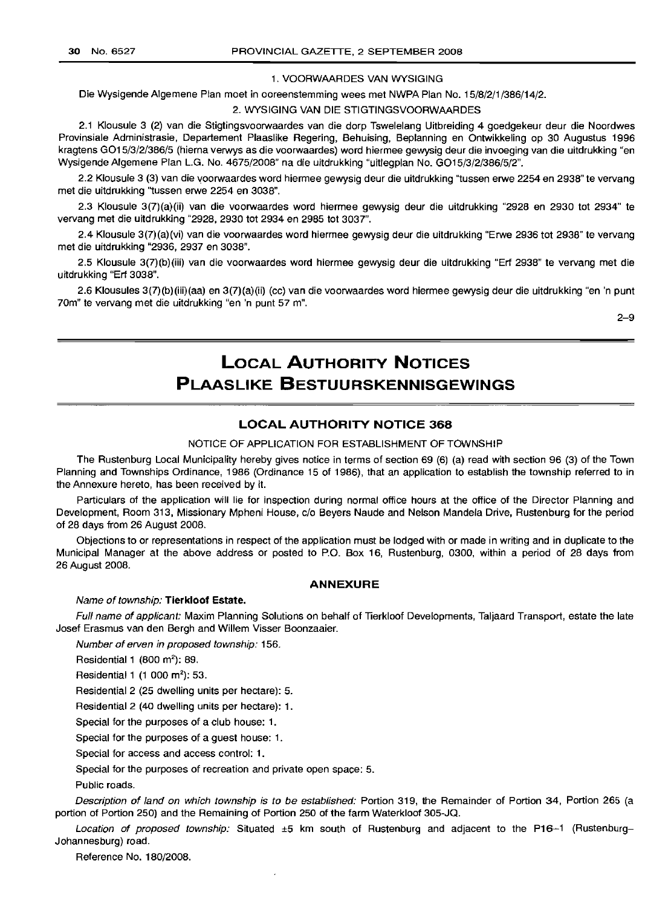1. VOORWAARDES VAN WYSIGING

Die Wysigende Algemene Plan moet in ooreenstemming wees met NWPA Plan No. 15/8/2/1/386/14/2.

2. WYSIGING VAN DIE STIGTINGSVOORWAARDES

2.1 Klousule 3 (2) van die Stigtingsvoorwaardes van die dorp Tswelelang Uitbreiding 4 goedgekeur deur die Noordwes Provinsiale Administrasie, Departement Plaaslike Regering, Behuising, Beplanning en Ontwikkeling op 30 Augustus 1996 kragtens GO15/3/2/386/5 (hierna verwys as die voorwaardes) word hiermee gewysig deur die invoeging van die uitdrukking "en Wysigende Algemene Plan L.G. No. 4675/2008" na die uitdrukking "uitlegplan No. GO15/3/2/386/5/2".

2.2 Klousule 3 (3) van die voorwaardes word hiermee gewysig deur die uitdrukking "tussen erwe 2254 en 2938" te vervang met die uitdrukking "tussen erwe 2254 en 3038".

2.3 Klousule 3(7)(a)(ii) van die voorwaardes word hiermee gewysig deur die uitdrukking "2928 en 2930 tot 2934" te vervang met die uitdrukking "2928, 2930 tot 2934 en 2985 tot 3037".

2.4 Klousule 3(7)(a)(vi) van die voorwaardes word hiermee gewysig deur die uitdrukking "Erwe 2936 tot 2938" te vervang met die uitdrukking "2936, 2937 en 3038".

2.5 Klousule 3(7)(b)(iii) van die voorwaardes word hiermee gewysig deur die uitdrukking "Erf 2938" te vervang met die uitdrukking "Erf 3038".

2.6 Klousules 3(7)(b)(iii)(aa) en 3(7)(a)(ii) (cc) van die voorwaardes word hiermee gewysig deur die uitdrukking "en 'n punt 70m" te vervang met die uitdrukking "en 'n punt 57 m".

2–9

# LOCAL AUTHORITY NOTICES
# PLAASLIKE BESTUURSKENNISGEWINGS

## LOCAL AUTHORITY NOTICE 368

NOTICE OF APPLICATION FOR ESTABLISHMENT OF TOWNSHIP

The Rustenburg Local Municipality hereby gives notice in terms of section 69 (6) (a) read with section 96 (3) of the Town Planning and Townships Ordinance, 1986 (Ordinance 15 of 1986), that an application to establish the township referred to in the Annexure hereto, has been received by it.

Particulars of the application will lie for inspection during normal office hours at the office of the Director Planning and Development, Room 313, Missionary Mpheni House, c/o Beyers Naude and Nelson Mandela Drive, Rustenburg for the period of 28 days from 26 August 2008.

Objections to or representations in respect of the application must be lodged with or made in writing and in duplicate to the Municipal Manager at the above address or posted to P.O. Box 16, Rustenburg, 0300, within a period of 28 days from 26 August 2008.

### ANNEXURE

*Name of township:* **Tierkloof Estate.**

*Full name of applicant:* Maxim Planning Solutions on behalf of Tierkloof Developments, Taljaard Transport, estate the late Josef Erasmus van den Bergh and Willem Visser Boonzaaier.

*Number of erven in proposed township:* 156.

Residential 1 (800 m²): 89.

Residential 1 (1 000 m²): 53.

Residential 2 (25 dwelling units per hectare): 5.

Residential 2 (40 dwelling units per hectare): 1.

Special for the purposes of a club house: 1.

Special for the purposes of a guest house: 1.

Special for access and access control: 1.

Special for the purposes of recreation and private open space: 5.

Public roads.

*Description of land on which township is to be established:* Portion 319, the Remainder of Portion 34, Portion 265 (a portion of Portion 250) and the Remaining of Portion 250 of the farm Waterkloof 305-JQ.

*Location of proposed township:* Situated ±5 km south of Rustenburg and adjacent to the P16–1 (Rustenburg–Johannesburg) road.

Reference No. 180/2008.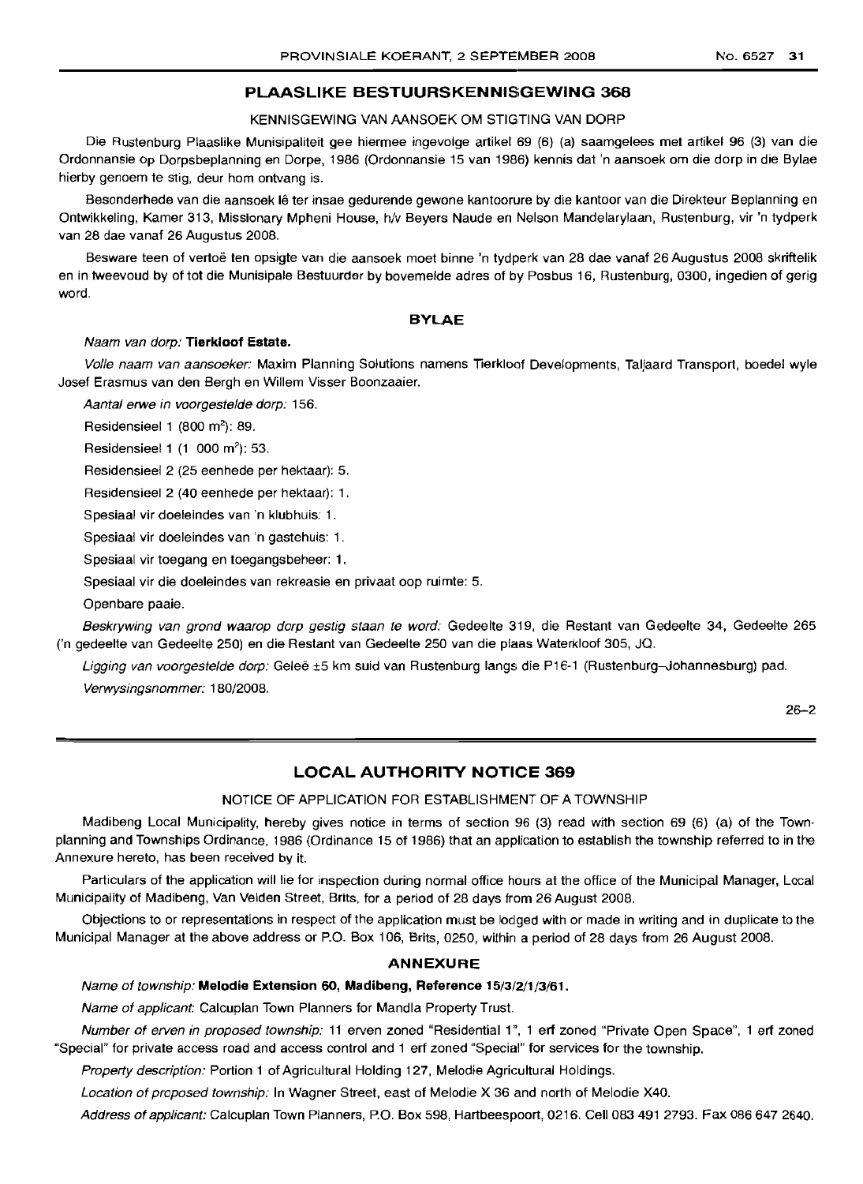## PLAASLIKE BESTUURSKENNISGEWING 368

KENNISGEWING VAN AANSOEK OM STIGTING VAN DORP

Die Rustenburg Plaaslike Munisipaliteit gee hiermee ingevolge artikel 69 (6) (a) saamgelees met artikel 96 (3) van die Ordonnansie op Dorpsbeplanning en Dorpe, 1986 (Ordonnansie 15 van 1986) kennis dat 'n aansoek om die dorp in die Bylae hierby genoem te stig, deur hom ontvang is.

Besonderhede van die aansoek lê ter insae gedurende gewone kantoorure by die kantoor van die Direkteur Beplanning en Ontwikkeling, Kamer 313, Missionary Mpheni House, h/v Beyers Naude en Nelson Mandelarylaan, Rustenburg, vir 'n tydperk van 28 dae vanaf 26 Augustus 2008.

Besware teen of vertoë ten opsigte van die aansoek moet binne 'n tydperk van 28 dae vanaf 26 Augustus 2008 skriftelik en in tweevoud by of tot die Munisipale Bestuurder by bovemelde adres of by Posbus 16, Rustenburg, 0300, ingedien of gerig word.

### BYLAE

*Naam van dorp:* **Tierkloof Estate.**

*Volle naam van aansoeker:* Maxim Planning Solutions namens Tierkloof Developments, Taljaard Transport, boedel wyle Josef Erasmus van den Bergh en Willem Visser Boonzaaier.

*Aantal erwe in voorgestelde dorp:* 156.

Residensieel 1 (800 m²): 89.

Residensieel 1 (1 000 m²): 53.

Residensieel 2 (25 eenhede per hektaar): 5.

Residensieel 2 (40 eenhede per hektaar): 1.

Spesiaal vir doeleindes van 'n klubhuis: 1.

Spesiaal vir doeleindes van 'n gastehuis: 1.

Spesiaal vir toegang en toegangsbeheer: 1.

Spesiaal vir die doeleindes van rekreasie en privaat oop ruimte: 5.

Openbare paaie.

*Beskrywing van grond waarop dorp gestig staan te word:* Gedeelte 319, die Restant van Gedeelte 34, Gedeelte 265 ('n gedeelte van Gedeelte 250) en die Restant van Gedeelte 250 van die plaas Waterkloof 305, JQ.

*Ligging van voorgestelde dorp:* Geleë ±5 km suid van Rustenburg langs die P16-1 (Rustenburg–Johannesburg) pad.

*Verwysingsnommer:* 180/2008.

26–2

## LOCAL AUTHORITY NOTICE 369

NOTICE OF APPLICATION FOR ESTABLISHMENT OF A TOWNSHIP

Madibeng Local Municipality, hereby gives notice in terms of section 96 (3) read with section 69 (6) (a) of the Town-planning and Townships Ordinance, 1986 (Ordinance 15 of 1986) that an application to establish the township referred to in the Annexure hereto, has been received by it.

Particulars of the application will lie for inspection during normal office hours at the office of the Municipal Manager, Local Municipality of Madibeng, Van Velden Street, Brits, for a period of 28 days from 26 August 2008.

Objections to or representations in respect of the application must be lodged with or made in writing and in duplicate to the Municipal Manager at the above address or P.O. Box 106, Brits, 0250, within a period of 28 days from 26 August 2008.

### ANNEXURE

*Name of township:* **Melodie Extension 60, Madibeng, Reference 15/3/2/1/3/61.**

*Name of applicant:* Calcuplan Town Planners for Mandla Property Trust.

*Number of erven in proposed township:* 11 erven zoned "Residential 1", 1 erf zoned "Private Open Space", 1 erf zoned "Special" for private access road and access control and 1 erf zoned "Special" for services for the township.

*Property description:* Portion 1 of Agricultural Holding 127, Melodie Agricultural Holdings.

*Location of proposed township:* In Wagner Street, east of Melodie X 36 and north of Melodie X40.

*Address of applicant:* Calcuplan Town Planners, P.O. Box 598, Hartbeespoort, 0216. Cell 083 491 2793. Fax 086 647 2640.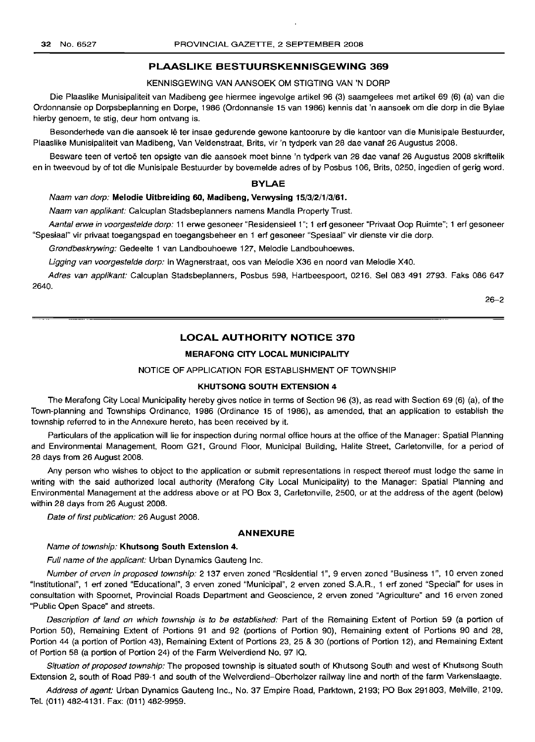## PLAASLIKE BESTUURSKENNISGEWING 369

KENNISGEWING VAN AANSOEK OM STIGTING VAN 'N DORP

Die Plaaslike Munisipaliteit van Madibeng gee hiermee ingevolge artikel 96 (3) saamgelees met artikel 69 (6) (a) van die Ordonnansie op Dorpsbeplanning en Dorpe, 1986 (Ordonnansie 15 van 1986) kennis dat 'n aansoek om die dorp in die Bylae hierby genoem, te stig, deur hom ontvang is.

Besonderhede van die aansoek lê ter insae gedurende gewone kantoorure by die kantoor van die Munisipale Bestuurder, Plaaslike Munisipaliteit van Madibeng, Van Veldenstraat, Brits, vir 'n tydperk van 28 dae vanaf 26 Augustus 2008.

Besware teen of vertoë ten opsigte van die aansoek moet binne 'n tydperk van 28 dae vanaf 26 Augustus 2008 skriftelik en in tweevoud by of tot die Munisipale Bestuurder by bovemelde adres of by Posbus 106, Brits, 0250, ingedien of gerig word.

### BYLAE

*Naam van dorp:* **Melodie Uitbreiding 60, Madibeng, Verwysing 15/3/2/1/3/61.**

*Naam van applikant:* Calcuplan Stadsbeplanners namens Mandla Property Trust.

*Aantal erwe in voorgestelde dorp:* 11 erwe gesoneer "Residensieel 1"; 1 erf gesoneer "Privaat Oop Ruimte"; 1 erf gesoneer "Spesiaal" vir privaat toegangspad en toegangsbeheer en 1 erf gesoneer "Spesiaal" vir dienste vir die dorp.

*Grondbeskrywing:* Gedeelte 1 van Landbouhoewe 127, Melodie Landbouhoewes.

*Ligging van voorgestelde dorp:* In Wagnerstraat, oos van Melodie X36 en noord van Melodie X40.

*Adres van applikant:* Calcuplan Stadsbeplanners, Posbus 598, Hartbeespoort, 0216. Sel 083 491 2793. Faks 086 647 2640.

26–2

---

## LOCAL AUTHORITY NOTICE 370

### MERAFONG CITY LOCAL MUNICIPALITY

NOTICE OF APPLICATION FOR ESTABLISHMENT OF TOWNSHIP

### KHUTSONG SOUTH EXTENSION 4

The Merafong City Local Municipality hereby gives notice in terms of Section 96 (3), as read with Section 69 (6) (a), of the Town-planning and Townships Ordinance, 1986 (Ordinance 15 of 1986), as amended, that an application to establish the township referred to in the Annexure hereto, has been received by it.

Particulars of the application will lie for inspection during normal office hours at the office of the Manager: Spatial Planning and Environmental Management, Room G21, Ground Floor, Municipal Building, Halite Street, Carletonville, for a period of 28 days from 26 August 2008.

Any person who wishes to object to the application or submit representations in respect thereof must lodge the same in writing with the said authorized local authority (Merafong City Local Municipality) to the Manager: Spatial Planning and Environmental Management at the address above or at PO Box 3, Carletonville, 2500, or at the address of the agent (below) within 28 days from 26 August 2008.

*Date of first publication:* 26 August 2008.

### ANNEXURE

*Name of township:* **Khutsong South Extension 4.**

*Full name of the applicant:* Urban Dynamics Gauteng Inc.

*Number of erven in proposed township:* 2 137 erven zoned "Residential 1", 9 erven zoned "Business 1", 10 erven zoned "Institutional", 1 erf zoned "Educational", 3 erven zoned "Municipal", 2 erven zoned S.A.R., 1 erf zoned "Special" for uses in consultation with Spoornet, Provincial Roads Department and Geoscience, 2 erven zoned "Agriculture" and 16 erven zoned "Public Open Space" and streets.

*Description of land on which township is to be established:* Part of the Remaining Extent of Portion 59 (a portion of Portion 50), Remaining Extent of Portions 91 and 92 (portions of Portion 90), Remaining extent of Portions 90 and 28, Portion 44 (a portion of Portion 43), Remaining Extent of Portions 23, 25 & 30 (portions of Portion 12), and Remaining Extent of Portion 58 (a portion of Portion 24) of the Farm Welverdiend No. 97 IQ.

*Situation of proposed township:* The proposed township is situated south of Khutsong South and west of Khutsong South Extension 2, south of Road P89-1 and south of the Welverdiend–Oberholzer railway line and north of the farm Varkenslaagte.

*Address of agent:* Urban Dynamics Gauteng Inc., No. 37 Empire Road, Parktown, 2193; PO Box 291803, Melville, 2109. Tel. (011) 482-4131. Fax: (011) 482-9959.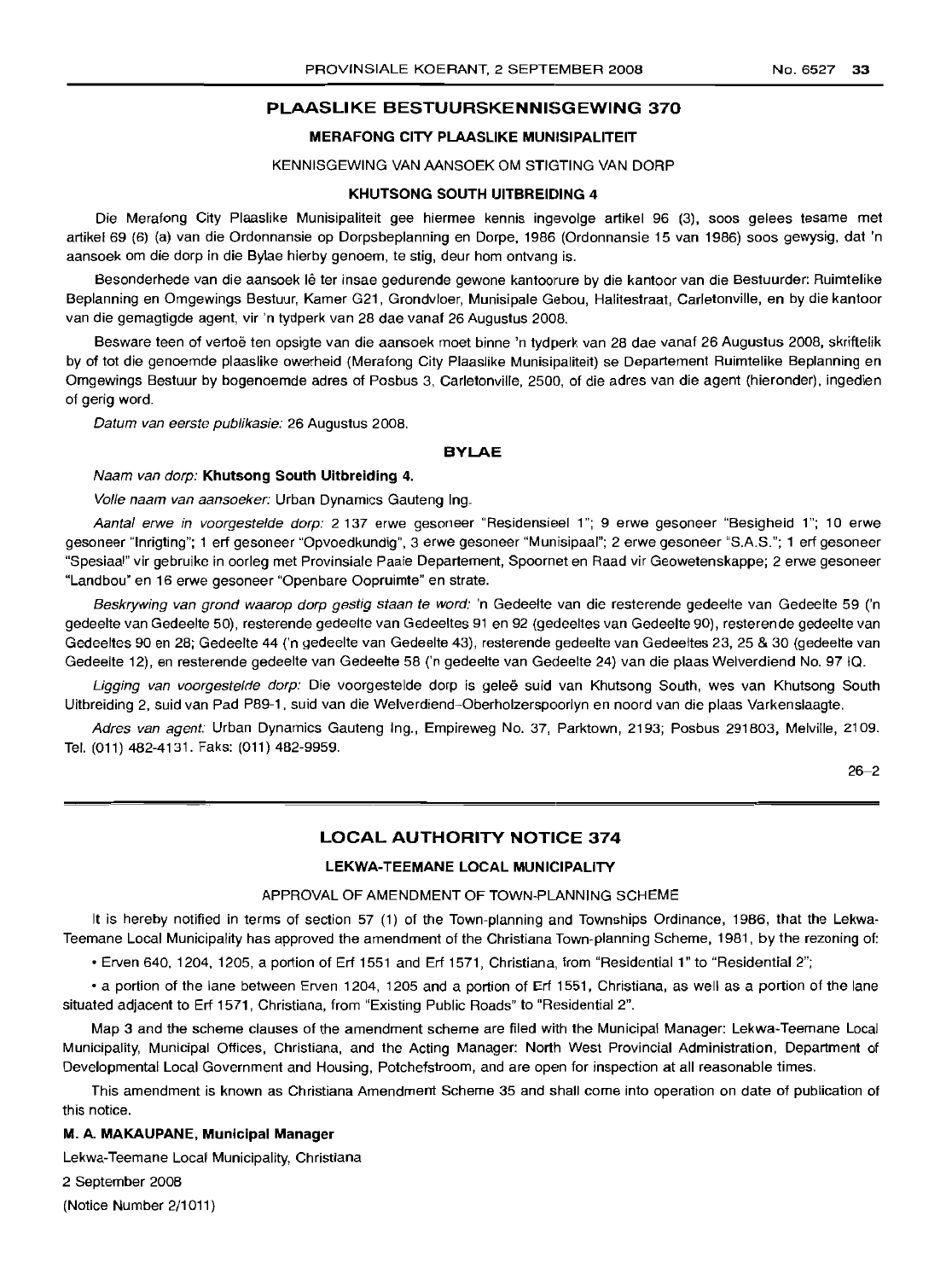## PLAASLIKE BESTUURSKENNISGEWING 370

### MERAFONG CITY PLAASLIKE MUNISIPALITEIT

KENNISGEWING VAN AANSOEK OM STIGTING VAN DORP

### KHUTSONG SOUTH UITBREIDING 4

Die Merafong City Plaaslike Munisipaliteit gee hiermee kennis ingevolge artikel 96 (3), soos gelees tesame met artikel 69 (6) (a) van die Ordonnansie op Dorpsbeplanning en Dorpe, 1986 (Ordonnansie 15 van 1986) soos gewysig, dat 'n aansoek om die dorp in die Bylae hierby genoem, te stig, deur hom ontvang is.

Besonderhede van die aansoek lê ter insae gedurende gewone kantoorure by die kantoor van die Bestuurder: Ruimtelike Beplanning en Omgewings Bestuur, Kamer G21, Grondvloer, Munisipale Gebou, Halitestraat, Carletonville, en by die kantoor van die gemagtigde agent, vir 'n tydperk van 28 dae vanaf 26 Augustus 2008.

Besware teen of vertoë ten opsigte van die aansoek moet binne 'n tydperk van 28 dae vanaf 26 Augustus 2008, skriftelik by of tot die genoemde plaaslike owerheid (Merafong City Plaaslike Munisipaliteit) se Departement Ruimtelike Beplanning en Omgewings Bestuur by bogenoemde adres of Posbus 3, Carletonville, 2500, of die adres van die agent (hieronder), ingedien of gerig word.

*Datum van eerste publikasie:* 26 Augustus 2008.

### BYLAE

*Naam van dorp:* **Khutsong South Uitbreiding 4.**

*Volle naam van aansoeker:* Urban Dynamics Gauteng Ing.

*Aantal erwe in voorgestelde dorp:* 2 137 erwe gesoneer "Residensieel 1"; 9 erwe gesoneer "Besigheid 1"; 10 erwe gesoneer "Inrigting"; 1 erf gesoneer "Opvoedkundig", 3 erwe gesoneer "Munisipaal"; 2 erwe gesoneer "S.A.S."; 1 erf gesoneer "Spesiaal" vir gebruike in oorleg met Provinsiale Paaie Departement, Spoornet en Raad vir Geowetenskappe; 2 erwe gesoneer "Landbou" en 16 erwe gesoneer "Openbare Oopruimte" en strate.

*Beskrywing van grond waarop dorp gestig staan te word:* 'n Gedeelte van die resterende gedeelte van Gedeelte 59 ('n gedeelte van Gedeelte 50), resterende gedeelte van Gedeeltes 91 en 92 (gedeeltes van Gedeelte 90), resterende gedeelte van Gedeeltes 90 en 28; Gedeelte 44 ('n gedeelte van Gedeelte 43), resterende gedeelte van Gedeeltes 23, 25 & 30 (gedeelte van Gedeelte 12), en resterende gedeelte van Gedeelte 58 ('n gedeelte van Gedeelte 24) van die plaas Welverdiend No. 97 IQ.

*Ligging van voorgestelde dorp:* Die voorgestelde dorp is geleë suid van Khutsong South, wes van Khutsong South Uitbreiding 2, suid van Pad P89-1, suid van die Welverdiend-Oberholzerspoorlyn en noord van die plaas Varkenslaagte.

*Adres van agent:* Urban Dynamics Gauteng Ing., Empireweg No. 37, Parktown, 2193; Posbus 291803, Melville, 2109. Tel. (011) 482-4131. Faks: (011) 482-9959.

26–2

## LOCAL AUTHORITY NOTICE 374

### LEKWA-TEEMANE LOCAL MUNICIPALITY

APPROVAL OF AMENDMENT OF TOWN-PLANNING SCHEME

It is hereby notified in terms of section 57 (1) of the Town-planning and Townships Ordinance, 1986, that the Lekwa-Teemane Local Municipality has approved the amendment of the Christiana Town-planning Scheme, 1981, by the rezoning of:

- Erven 640, 1204, 1205, a portion of Erf 1551 and Erf 1571, Christiana, from "Residential 1" to "Residential 2";
- a portion of the lane between Erven 1204, 1205 and a portion of Erf 1551, Christiana, as well as a portion of the lane situated adjacent to Erf 1571, Christiana, from "Existing Public Roads" to "Residential 2".

Map 3 and the scheme clauses of the amendment scheme are filed with the Municipal Manager: Lekwa-Teemane Local Municipality, Municipal Offices, Christiana, and the Acting Manager: North West Provincial Administration, Department of Developmental Local Government and Housing, Potchefstroom, and are open for inspection at all reasonable times.

This amendment is known as Christiana Amendment Scheme 35 and shall come into operation on date of publication of this notice.

**M. A. MAKAUPANE, Municipal Manager**

Lekwa-Teemane Local Municipality, Christiana

2 September 2008

(Notice Number 2/1011)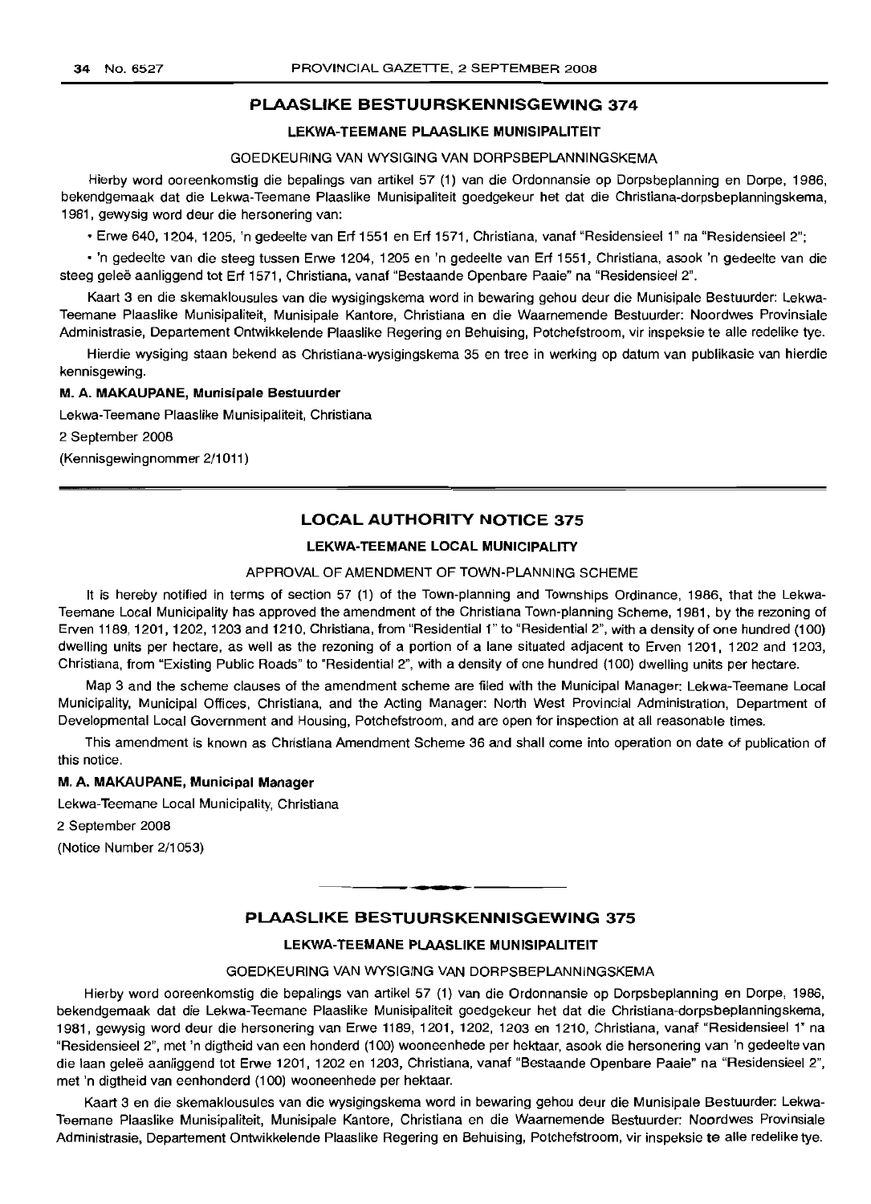## PLAASLIKE BESTUURSKENNISGEWING 374

### LEKWA-TEEMANE PLAASLIKE MUNISIPALITEIT

GOEDKEURING VAN WYSIGING VAN DORPSBEPLANNINGSKEMA

Hierby word ooreenkomstig die bepalings van artikel 57 (1) van die Ordonnansie op Dorpsbeplanning en Dorpe, 1986, bekendgemaak dat die Lekwa-Teemane Plaaslike Munisipaliteit goedgekeur het dat die Christiana-dorpsbeplanningskema, 1981, gewysig word deur die hersonering van:

- Erwe 640, 1204, 1205, 'n gedeelte van Erf 1551 en Erf 1571, Christiana, vanaf "Residensieel 1" na "Residensieel 2";
- 'n gedeelte van die steeg tussen Erwe 1204, 1205 en 'n gedeelte van Erf 1551, Christiana, asook 'n gedeelte van die steeg geleë aanliggend tot Erf 1571, Christiana, vanaf "Bestaande Openbare Paaie" na "Residensieel 2".

Kaart 3 en die skemaklousules van die wysigingskema word in bewaring gehou deur die Munisipale Bestuurder: Lekwa-Teemane Plaaslike Munisipaliteit, Munisipale Kantore, Christiana en die Waarnemende Bestuurder: Noordwes Provinsiale Administrasie, Departement Ontwikkelende Plaaslike Regering en Behuising, Potchefstroom, vir inspeksie te alle redelike tye.

Hierdie wysiging staan bekend as Christiana-wysigingskema 35 en tree in werking op datum van publikasie van hierdie kennisgewing.

**M. A. MAKAUPANE, Munisipale Bestuurder**

Lekwa-Teemane Plaaslike Munisipaliteit, Christiana

2 September 2008

(Kennisgewingnommer 2/1011)

---

## LOCAL AUTHORITY NOTICE 375

### LEKWA-TEEMANE LOCAL MUNICIPALITY

APPROVAL OF AMENDMENT OF TOWN-PLANNING SCHEME

It is hereby notified in terms of section 57 (1) of the Town-planning and Townships Ordinance, 1986, that the Lekwa-Teemane Local Municipality has approved the amendment of the Christiana Town-planning Scheme, 1981, by the rezoning of Erven 1189, 1201, 1202, 1203 and 1210, Christiana, from "Residential 1" to "Residential 2", with a density of one hundred (100) dwelling units per hectare, as well as the rezoning of a portion of a lane situated adjacent to Erven 1201, 1202 and 1203, Christiana, from "Existing Public Roads" to "Residential 2", with a density of one hundred (100) dwelling units per hectare.

Map 3 and the scheme clauses of the amendment scheme are filed with the Municipal Manager: Lekwa-Teemane Local Municipality, Municipal Offices, Christiana, and the Acting Manager: North West Provincial Administration, Department of Developmental Local Government and Housing, Potchefstroom, and are open for inspection at all reasonable times.

This amendment is known as Christiana Amendment Scheme 36 and shall come into operation on date of publication of this notice.

**M. A. MAKAUPANE, Municipal Manager**

Lekwa-Teemane Local Municipality, Christiana

2 September 2008

(Notice Number 2/1053)

---

## PLAASLIKE BESTUURSKENNISGEWING 375

### LEKWA-TEEMANE PLAASLIKE MUNISIPALITEIT

GOEDKEURING VAN WYSIGING VAN DORPSBEPLANNINGSKEMA

Hierby word ooreenkomstig die bepalings van artikel 57 (1) van die Ordonnansie op Dorpsbeplanning en Dorpe, 1986, bekendgemaak dat die Lekwa-Teemane Plaaslike Munisipaliteit goedgekeur het dat die Christiana-dorpsbeplanningskema, 1981, gewysig word deur die hersonering van Erwe 1189, 1201, 1202, 1203 en 1210, Christiana, vanaf "Residensieel 1" na "Residensieel 2", met 'n digtheid van een honderd (100) wooneenhede per hektaar, asook die hersonering van 'n gedeelte van die laan geleë aanliggend tot Erwe 1201, 1202 en 1203, Christiana, vanaf "Bestaande Openbare Paaie" na "Residensieel 2", met 'n digtheid van eenhonderd (100) wooneenhede per hektaar.

Kaart 3 en die skemaklousules van die wysigingskema word in bewaring gehou deur die Munisipale Bestuurder: Lekwa-Teemane Plaaslike Munisipaliteit, Munisipale Kantore, Christiana en die Waarnemende Bestuurder: Noordwes Provinsiale Administrasie, Departement Ontwikkelende Plaaslike Regering en Behuising, Potchefstroom, vir inspeksie te alle redelike tye.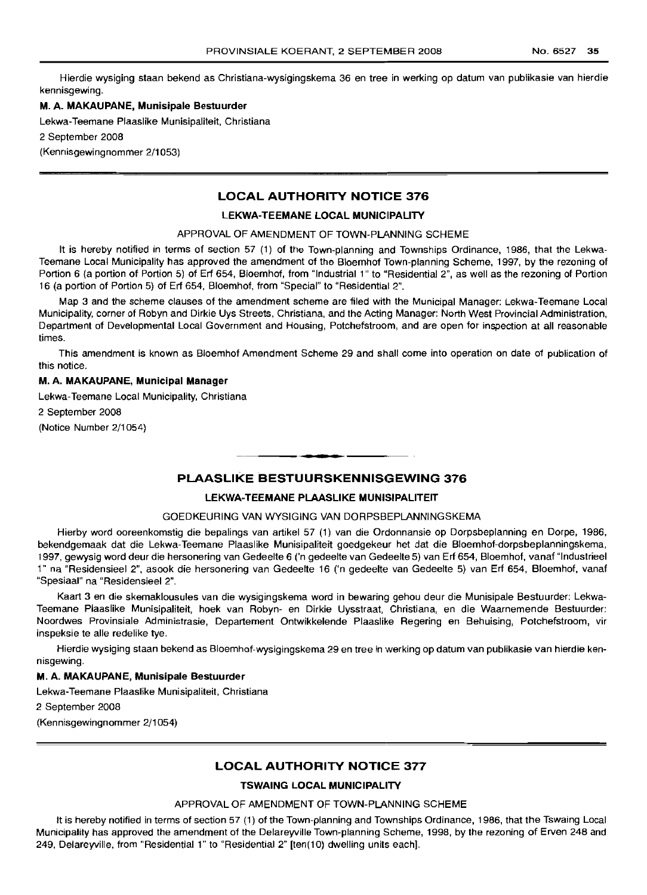Hierdie wysiging staan bekend as Christiana-wysigingskema 36 en tree in werking op datum van publikasie van hierdie kennisgewing.

**M. A. MAKAUPANE, Munisipale Bestuurder**

Lekwa-Teemane Plaaslike Munisipaliteit, Christiana

2 September 2008

(Kennisgewingnommer 2/1053)

## LOCAL AUTHORITY NOTICE 376

### LEKWA-TEEMANE LOCAL MUNICIPALITY

APPROVAL OF AMENDMENT OF TOWN-PLANNING SCHEME

It is hereby notified in terms of section 57 (1) of the Town-planning and Townships Ordinance, 1986, that the Lekwa-Teemane Local Municipality has approved the amendment of the Bloemhof Town-planning Scheme, 1997, by the rezoning of Portion 6 (a portion of Portion 5) of Erf 654, Bloemhof, from "Industrial 1" to "Residential 2", as well as the rezoning of Portion 16 (a portion of Portion 5) of Erf 654, Bloemhof, from "Special" to "Residential 2".

Map 3 and the scheme clauses of the amendment scheme are filed with the Municipal Manager: Lekwa-Teemane Local Municipality, corner of Robyn and Dirkie Uys Streets, Christiana, and the Acting Manager: North West Provincial Administration, Department of Developmental Local Government and Housing, Potchefstroom, and are open for inspection at all reasonable times.

This amendment is known as Bloemhof Amendment Scheme 29 and shall come into operation on date of publication of this notice.

**M. A. MAKAUPANE, Municipal Manager**

Lekwa-Teemane Local Municipality, Christiana

2 September 2008

(Notice Number 2/1054)

## PLAASLIKE BESTUURSKENNISGEWING 376

### LEKWA-TEEMANE PLAASLIKE MUNISIPALITEIT

GOEDKEURING VAN WYSIGING VAN DORPSBEPLANNINGSKEMA

Hierby word ooreenkomstig die bepalings van artikel 57 (1) van die Ordonnansie op Dorpsbeplanning en Dorpe, 1986, bekendgemaak dat die Lekwa-Teemane Plaaslike Munisipaliteit goedgekeur het dat die Bloemhof-dorpsbeplanningskema, 1997, gewysig word deur die hersonering van Gedeelte 6 ('n gedeelte van Gedeelte 5) van Erf 654, Bloemhof, vanaf "Industrieel 1" na "Residensieel 2", asook die hersonering van Gedeelte 16 ('n gedeelte van Gedeelte 5) van Erf 654, Bloemhof, vanaf "Spesiaal" na "Residensieel 2".

Kaart 3 en die skemaklousules van die wysigingskema word in bewaring gehou deur die Munisipale Bestuurder: Lekwa-Teemane Plaaslike Munisipaliteit, hoek van Robyn- en Dirkie Uysstraat, Christiana, en die Waarnemende Bestuurder: Noordwes Provinsiale Administrasie, Departement Ontwikkelende Plaaslike Regering en Behuising, Potchefstroom, vir inspeksie te alle redelike tye.

Hierdie wysiging staan bekend as Bloemhof-wysigingskema 29 en tree in werking op datum van publikasie van hierdie kennisgewing.

**M. A. MAKAUPANE, Munisipale Bestuurder**

Lekwa-Teemane Plaaslike Munisipaliteit, Christiana

2 September 2008

(Kennisgewingnommer 2/1054)

## LOCAL AUTHORITY NOTICE 377

### TSWAING LOCAL MUNICIPALITY

APPROVAL OF AMENDMENT OF TOWN-PLANNING SCHEME

It is hereby notified in terms of section 57 (1) of the Town-planning and Townships Ordinance, 1986, that the Tswaing Local Municipality has approved the amendment of the Delareyville Town-planning Scheme, 1998, by the rezoning of Erven 248 and 249, Delareyville, from "Residential 1" to "Residential 2" [ten(10) dwelling units each].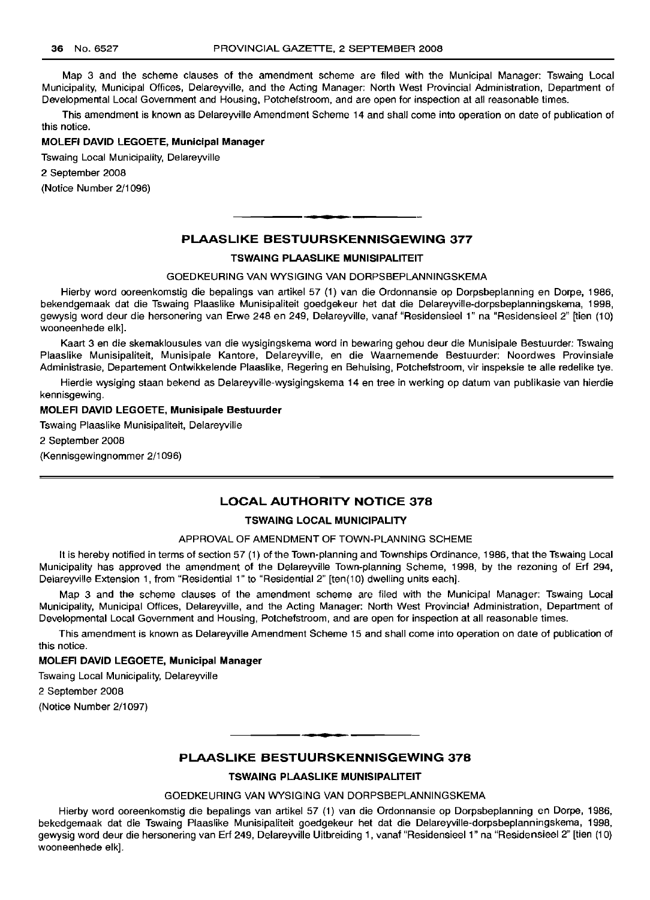Map 3 and the scheme clauses of the amendment scheme are filed with the Municipal Manager: Tswaing Local Municipality, Municipal Offices, Delareyville, and the Acting Manager: North West Provincial Administration, Department of Developmental Local Government and Housing, Potchefstroom, and are open for inspection at all reasonable times.

This amendment is known as Delareyville Amendment Scheme 14 and shall come into operation on date of publication of this notice.

**MOLEFI DAVID LEGOETE, Municipal Manager**

Tswaing Local Municipality, Delareyville

2 September 2008

(Notice Number 2/1096)

---

## PLAASLIKE BESTUURSKENNISGEWING 377

### TSWAING PLAASLIKE MUNISIPALITEIT

GOEDKEURING VAN WYSIGING VAN DORPSBEPLANNINGSKEMA

Hierby word ooreenkomstig die bepalings van artikel 57 (1) van die Ordonnansie op Dorpsbeplanning en Dorpe, 1986, bekendgemaak dat die Tswaing Plaaslike Munisipaliteit goedgekeur het dat die Delareyville-dorpsbeplanningskema, 1998, gewysig word deur die hersonering van Erwe 248 en 249, Delareyville, vanaf "Residensieel 1" na "Residensieel 2" [tien (10) wooneenhede elk].

Kaart 3 en die skemaklousules van die wysigingskema word in bewaring gehou deur die Munisipale Bestuurder: Tswaing Plaaslike Munisipaliteit, Munisipale Kantore, Delareyville, en die Waarnemende Bestuurder: Noordwes Provinsiale Administrasie, Departement Ontwikkelende Plaaslike, Regering en Behuising, Potchefstroom, vir inspeksie te alle redelike tye.

Hierdie wysiging staan bekend as Delareyville-wysigingskema 14 en tree in werking op datum van publikasie van hierdie kennisgewing.

**MOLEFI DAVID LEGOETE, Munisipale Bestuurder**

Tswaing Plaaslike Munisipaliteit, Delareyville

2 September 2008

(Kennisgewingnommer 2/1096)

---

## LOCAL AUTHORITY NOTICE 378

### TSWAING LOCAL MUNICIPALITY

APPROVAL OF AMENDMENT OF TOWN-PLANNING SCHEME

It is hereby notified in terms of section 57 (1) of the Town-planning and Townships Ordinance, 1986, that the Tswaing Local Municipality has approved the amendment of the Delareyville Town-planning Scheme, 1998, by the rezoning of Erf 294, Delareyville Extension 1, from "Residential 1" to "Residential 2" [ten(10) dwelling units each].

Map 3 and the scheme clauses of the amendment scheme are filed with the Municipal Manager: Tswaing Local Municipality, Municipal Offices, Delareyville, and the Acting Manager: North West Provincial Administration, Department of Developmental Local Government and Housing, Potchefstroom, and are open for inspection at all reasonable times.

This amendment is known as Delareyville Amendment Scheme 15 and shall come into operation on date of publication of this notice.

**MOLEFI DAVID LEGOETE, Municipal Manager**

Tswaing Local Municipality, Delareyville

2 September 2008

(Notice Number 2/1097)

---

## PLAASLIKE BESTUURSKENNISGEWING 378

### TSWAING PLAASLIKE MUNISIPALITEIT

GOEDKEURING VAN WYSIGING VAN DORPSBEPLANNINGSKEMA

Hierby word ooreenkomstig die bepalings van artikel 57 (1) van die Ordonnansie op Dorpsbeplanning en Dorpe, 1986, bekedgemaak dat die Tswaing Plaaslike Munisipaliteit goedgekeur het dat die Delareyville-dorpsbeplanningskema, 1998, gewysig word deur die hersonering van Erf 249, Delareyville Uitbreiding 1, vanaf "Residensieel 1" na "Residensieel 2" [tien (10) wooneenhede elk].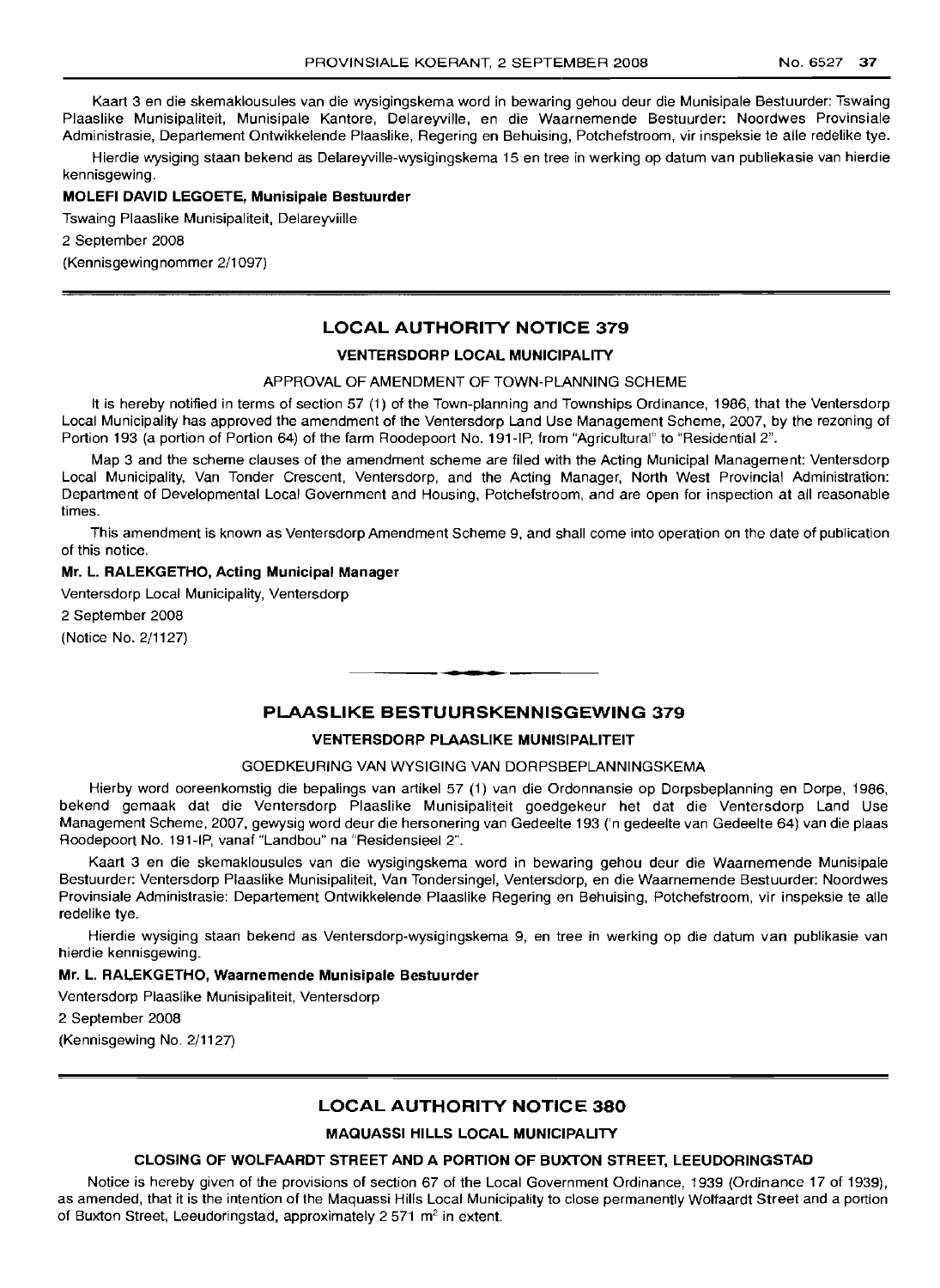Kaart 3 en die skemaklousules van die wysigingskema word in bewaring gehou deur die Munisipale Bestuurder: Tswaing Plaaslike Munisipaliteit, Munisipale Kantore, Delareyville, en die Waarnemende Bestuurder: Noordwes Provinsiale Administrasie, Departement Ontwikkelende Plaaslike, Regering en Behuising, Potchefstroom, vir inspeksie te alle redelike tye.

Hierdie wysiging staan bekend as Delareyville-wysigingskema 15 en tree in werking op datum van publiekasie van hierdie kennisgewing.

**MOLEFI DAVID LEGOETE, Munisipale Bestuurder**

Tswaing Plaaslike Munisipaliteit, Delareyviille

2 September 2008

(Kennisgewingnommer 2/1097)

---

## LOCAL AUTHORITY NOTICE 379

### VENTERSDORP LOCAL MUNICIPALITY

APPROVAL OF AMENDMENT OF TOWN-PLANNING SCHEME

It is hereby notified in terms of section 57 (1) of the Town-planning and Townships Ordinance, 1986, that the Ventersdorp Local Municipality has approved the amendment of the Ventersdorp Land Use Management Scheme, 2007, by the rezoning of Portion 193 (a portion of Portion 64) of the farm Roodepoort No. 191-IP, from "Agricultural" to "Residential 2".

Map 3 and the scheme clauses of the amendment scheme are filed with the Acting Municipal Management: Ventersdorp Local Municipality, Van Tonder Crescent, Ventersdorp, and the Acting Manager, North West Provincial Administration: Department of Developmental Local Government and Housing, Potchefstroom, and are open for inspection at all reasonable times.

This amendment is known as Ventersdorp Amendment Scheme 9, and shall come into operation on the date of publication of this notice.

**Mr. L. RALEKGETHO, Acting Municipal Manager**

Ventersdorp Local Municipality, Ventersdorp

2 September 2008

(Notice No. 2/1127)

---

## PLAASLIKE BESTUURSKENNISGEWING 379

### VENTERSDORP PLAASLIKE MUNISIPALITEIT

GOEDKEURING VAN WYSIGING VAN DORPSBEPLANNINGSKEMA

Hierby word ooreenkomstig die bepalings van artikel 57 (1) van die Ordonnansie op Dorpsbeplanning en Dorpe, 1986, bekend gemaak dat die Ventersdorp Plaaslike Munisipaliteit goedgekeur het dat die Ventersdorp Land Use Management Scheme, 2007, gewysig word deur die hersonering van Gedeelte 193 ('n gedeelte van Gedeelte 64) van die plaas Roodepoort No. 191-IP, vanaf "Landbou" na "Residensieel 2".

Kaart 3 en die skemaklousules van die wysigingskema word in bewaring gehou deur die Waarnemende Munisipale Bestuurder: Ventersdorp Plaaslike Munisipaliteit, Van Tondersingel, Ventersdorp, en die Waarnemende Bestuurder: Noordwes Provinsiale Administrasie: Departement Ontwikkelende Plaaslike Regering en Behuising, Potchefstroom, vir inspeksie te alle redelike tye.

Hierdie wysiging staan bekend as Ventersdorp-wysigingskema 9, en tree in werking op die datum van publikasie van hierdie kennisgewing.

**Mr. L. RALEKGETHO, Waarnemende Munisipale Bestuurder**

Ventersdorp Plaaslike Munisipaliteit, Ventersdorp

2 September 2008

(Kennisgewing No. 2/1127)

---

## LOCAL AUTHORITY NOTICE 380

### MAQUASSI HILLS LOCAL MUNICIPALITY

### CLOSING OF WOLFAARDT STREET AND A PORTION OF BUXTON STREET, LEEUDORINGSTAD

Notice is hereby given of the provisions of section 67 of the Local Government Ordinance, 1939 (Ordinance 17 of 1939), as amended, that it is the intention of the Maquassi Hills Local Municipality to close permanently Wolfaardt Street and a portion of Buxton Street, Leeudoringstad, approximately 2 571 $m^2$ in extent.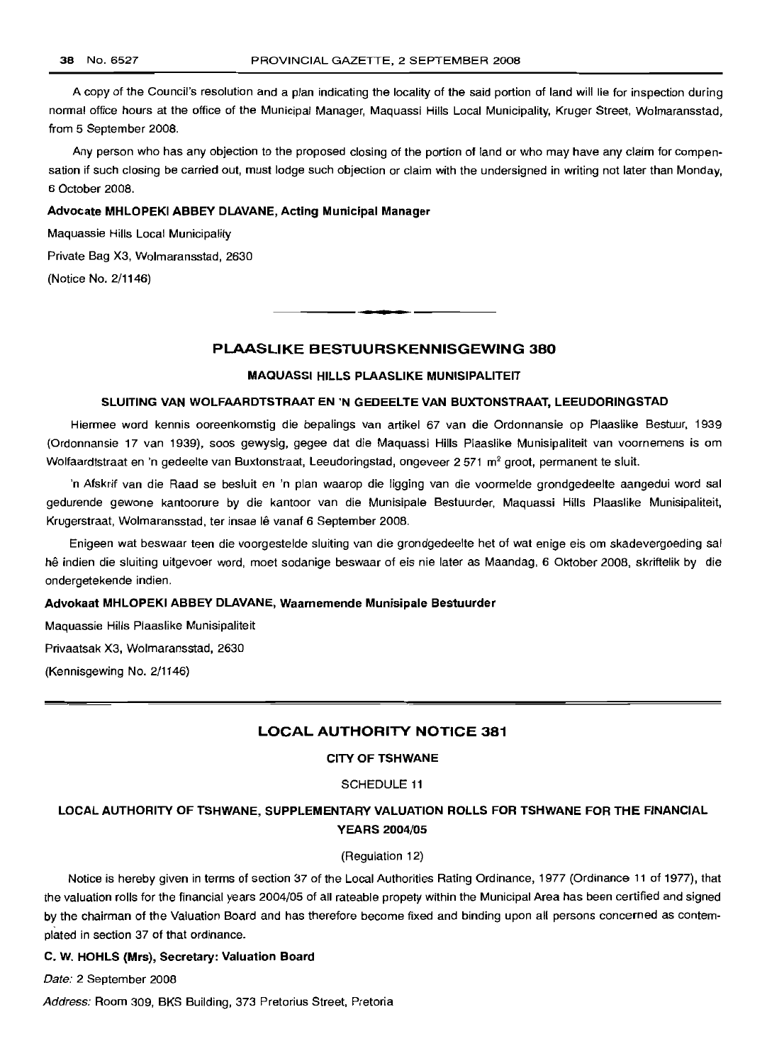A copy of the Council's resolution and a plan indicating the locality of the said portion of land will lie for inspection during normal office hours at the office of the Municipal Manager, Maquassi Hills Local Municipality, Kruger Street, Wolmaransstad, from 5 September 2008.

Any person who has any objection to the proposed closing of the portion of land or who may have any claim for compensation if such closing be carried out, must lodge such objection or claim with the undersigned in writing not later than Monday, 6 October 2008.

**Advocate MHLOPEKI ABBEY DLAVANE, Acting Municipal Manager**

Maquassie Hills Local Municipality

Private Bag X3, Wolmaransstad, 2630

(Notice No. 2/1146)

---

## PLAASLIKE BESTUURSKENNISGEWING 380

### MAQUASSI HILLS PLAASLIKE MUNISIPALITEIT

### SLUITING VAN WOLFAARDTSTRAAT EN 'N GEDEELTE VAN BUXTONSTRAAT, LEEUDORINGSTAD

Hiermee word kennis ooreenkomstig die bepalings van artikel 67 van die Ordonnansie op Plaaslike Bestuur, 1939 (Ordonnansie 17 van 1939), soos gewysig, gegee dat die Maquassi Hills Plaaslike Munisipaliteit van voornemens is om Wolfaardtstraat en 'n gedeelte van Buxtonstraat, Leeudoringstad, ongeveer 2 571 $m^2$ groot, permanent te sluit.

'n Afskrif van die Raad se besluit en 'n plan waarop die ligging van die voormelde grondgedeelte aangedui word sal gedurende gewone kantoorure by die kantoor van die Munisipale Bestuurder, Maquassi Hills Plaaslike Munisipaliteit, Krugerstraat, Wolmaransstad, ter insae lê vanaf 6 September 2008.

Enigeen wat beswaar teen die voorgestelde sluiting van die grondgedeelte het of wat enige eis om skadevergoeding sal hê indien die sluiting uitgevoer word, moet sodanige beswaar of eis nie later as Maandag, 6 Oktober 2008, skriftelik by die ondergetekende indien.

**Advokaat MHLOPEKI ABBEY DLAVANE, Waarnemende Munisipale Bestuurder**

Maquassie Hills Plaaslike Munisipaliteit

Privaatsak X3, Wolmaransstad, 2630

(Kennisgewing No. 2/1146)

---

## LOCAL AUTHORITY NOTICE 381

### CITY OF TSHWANE

SCHEDULE 11

### LOCAL AUTHORITY OF TSHWANE, SUPPLEMENTARY VALUATION ROLLS FOR TSHWANE FOR THE FINANCIAL YEARS 2004/05

(Regulation 12)

Notice is hereby given in terms of section 37 of the Local Authorities Rating Ordinance, 1977 (Ordinance 11 of 1977), that the valuation rolls for the financial years 2004/05 of all rateable propety within the Municipal Area has been certified and signed by the chairman of the Valuation Board and has therefore become fixed and binding upon all persons concerned as contemplated in section 37 of that ordinance.

**C. W. HOHLS (Mrs), Secretary: Valuation Board**

*Date:* 2 September 2008

*Address:* Room 309, BKS Building, 373 Pretorius Street, Pretoria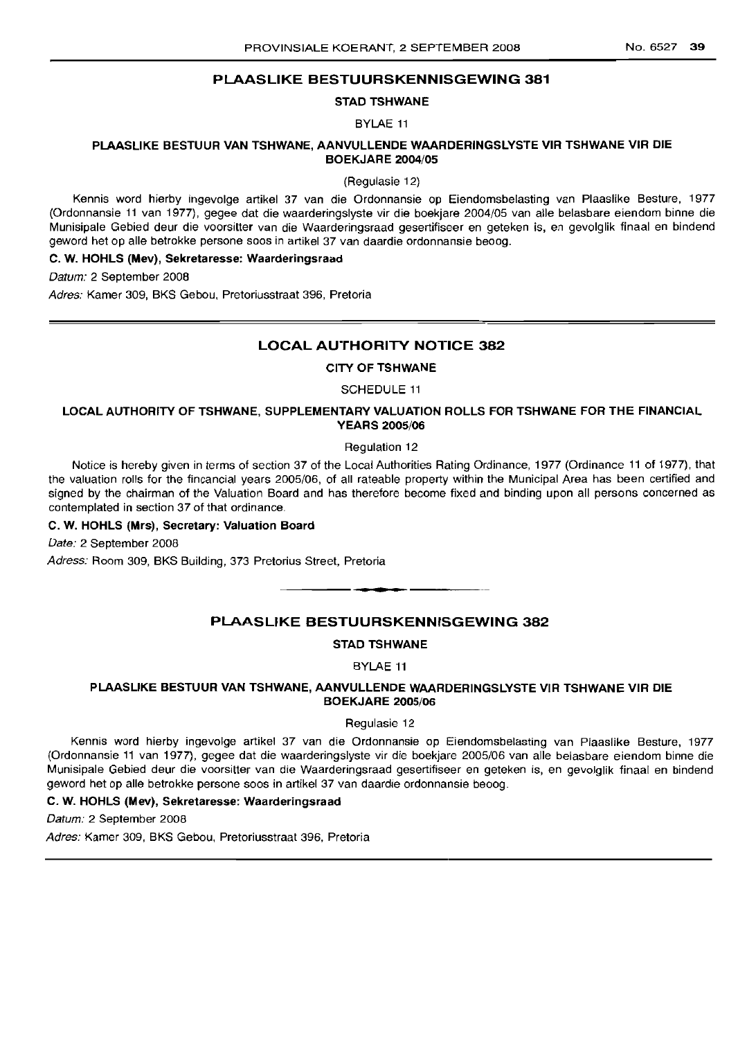## PLAASLIKE BESTUURSKENNISGEWING 381

### STAD TSHWANE

BYLAE 11

#### PLAASLIKE BESTUUR VAN TSHWANE, AANVULLENDE WAARDERINGSLYSTE VIR TSHWANE VIR DIE BOEKJARE 2004/05

(Regulasie 12)

Kennis word hierby ingevolge artikel 37 van die Ordonnansie op Eiendomsbelasting van Plaaslike Besture, 1977 (Ordonnansie 11 van 1977), gegee dat die waarderingslyste vir die boekjare 2004/05 van alle belasbare eiendom binne die Munisipale Gebied deur die voorsitter van die Waarderingsraad gesertifiseer en geteken is, en gevolglik finaal en bindend geword het op alle betrokke persone soos in artikel 37 van daardie ordonnansie beoog.

**C. W. HOHLS (Mev), Sekretaresse: Waarderingsraad**

*Datum:* 2 September 2008

*Adres:* Kamer 309, BKS Gebou, Pretoriusstraat 396, Pretoria

---

## LOCAL AUTHORITY NOTICE 382

### CITY OF TSHWANE

SCHEDULE 11

#### LOCAL AUTHORITY OF TSHWANE, SUPPLEMENTARY VALUATION ROLLS FOR TSHWANE FOR THE FINANCIAL YEARS 2005/06

Regulation 12

Notice is hereby given in terms of section 37 of the Local Authorities Rating Ordinance, 1977 (Ordinance 11 of 1977), that the valuation rolls for the fincancial years 2005/06, of all rateable property within the Municipal Area has been certified and signed by the chairman of the Valuation Board and has therefore become fixed and binding upon all persons concerned as contemplated in section 37 of that ordinance.

**C. W. HOHLS (Mrs), Secretary: Valuation Board**

*Date:* 2 September 2008

*Adress:* Room 309, BKS Building, 373 Pretorius Street, Pretoria

---

## PLAASLIKE BESTUURSKENNISGEWING 382

### STAD TSHWANE

BYLAE 11

#### PLAASLIKE BESTUUR VAN TSHWANE, AANVULLENDE WAARDERINGSLYSTE VIR TSHWANE VIR DIE BOEKJARE 2005/06

Regulasie 12

Kennis word hierby ingevolge artikel 37 van die Ordonnansie op Eiendomsbelasting van Plaaslike Besture, 1977 (Ordonnansie 11 van 1977), gegee dat die waarderingslyste vir die boekjare 2005/06 van alle belasbare eiendom binne die Munisipale Gebied deur die voorsitter van die Waarderingsraad gesertifiseer en geteken is, en gevolglik finaal en bindend geword het op alle betrokke persone soos in artikel 37 van daardie ordonnansie beoog.

**C. W. HOHLS (Mev), Sekretaresse: Waarderingsraad**

*Datum:* 2 September 2008

*Adres:* Kamer 309, BKS Gebou, Pretoriusstraat 396, Pretoria